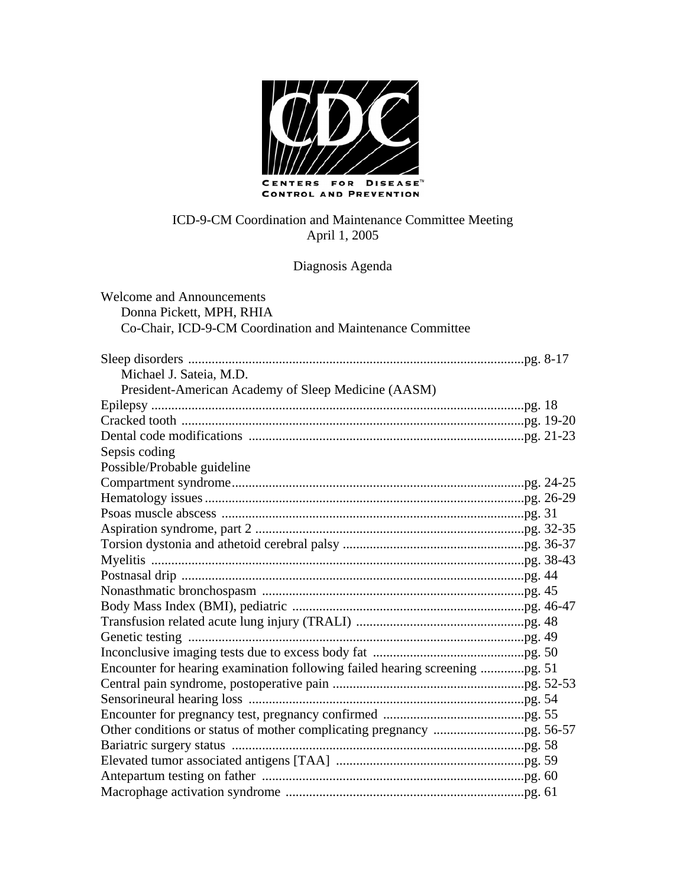CDC

CENTERS FOR DISEASE CONTROL AND PREVENTION

ICD-9-CM Coordination and Maintenance Committee Meeting
April 1, 2005

Diagnosis Agenda

Welcome and Announcements
Donna Pickett, MPH, RHIA
Co-Chair, ICD-9-CM Coordination and Maintenance Committee

Sleep disorders ....................................................................................................pg. 8-17
Michael J. Sateia, M.D.
President-American Academy of Sleep Medicine (AASM)
Epilepsy ..............................................................................................................pg. 18
Cracked tooth .....................................................................................................pg. 19-20
Dental code modifications ..................................................................................pg. 21-23
Sepsis coding
Possible/Probable guideline
Compartment syndrome.......................................................................................pg. 24-25
Hematology issues...............................................................................................pg. 26-29
Psoas muscle abscess ..........................................................................................pg. 31
Aspiration syndrome, part 2 ................................................................................pg. 32-35
Torsion dystonia and athetoid cerebral palsy ......................................................pg. 36-37
Myelitis ...............................................................................................................pg. 38-43
Postnasal drip ......................................................................................................pg. 44
Nonasthmatic bronchospasm ..............................................................................pg. 45
Body Mass Index (BMI), pediatric .....................................................................pg. 46-47
Transfusion related acute lung injury (TRALI) ..................................................pg. 48
Genetic testing ....................................................................................................pg. 49
Inconclusive imaging tests due to excess body fat .............................................pg. 50
Encounter for hearing examination following failed hearing screening .............pg. 51
Central pain syndrome, postoperative pain .........................................................pg. 52-53
Sensorineural hearing loss ..................................................................................pg. 54
Encounter for pregnancy test, pregnancy confirmed ..........................................pg. 55
Other conditions or status of mother complicating pregnancy ...........................pg. 56-57
Bariatric surgery status .......................................................................................pg. 58
Elevated tumor associated antigens [TAA] ........................................................pg. 59
Antepartum testing on father ..............................................................................pg. 60
Macrophage activation syndrome .......................................................................pg. 61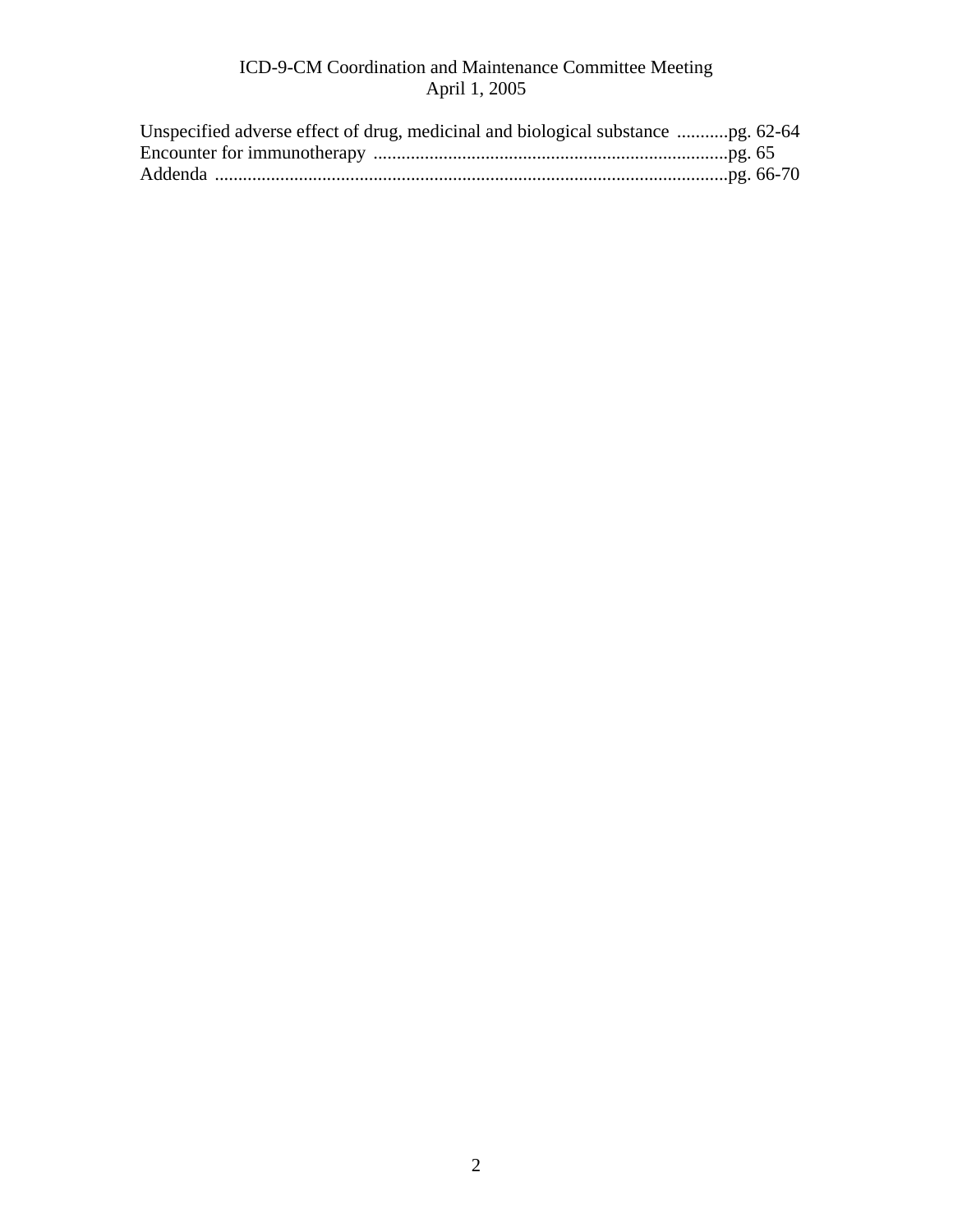Unspecified adverse effect of drug, medicinal and biological substance ...........pg. 62-64
Encounter for immunotherapy ............................................................................pg. 65
Addenda ..............................................................................................................pg. 66-70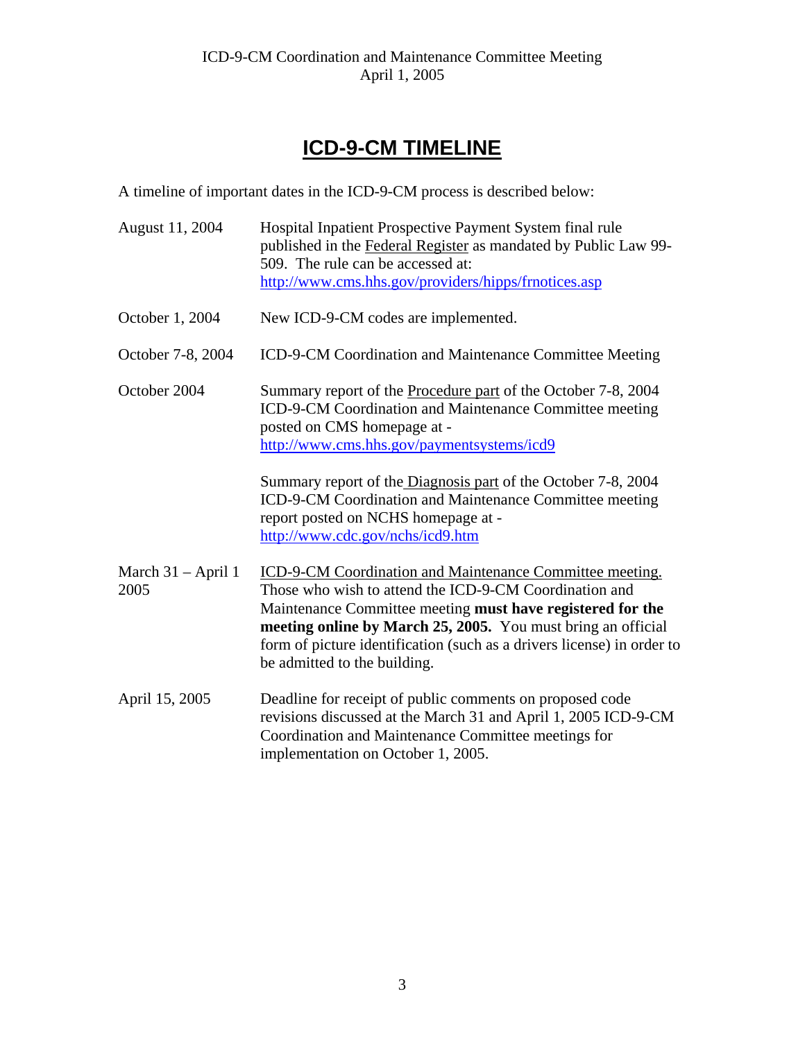# ICD-9-CM TIMELINE

A timeline of important dates in the ICD-9-CM process is described below:

| | |
|---|---|
| August 11, 2004 | Hospital Inpatient Prospective Payment System final rule published in the Federal Register as mandated by Public Law 99-509. The rule can be accessed at: http://www.cms.hhs.gov/providers/hipps/frnotices.asp |
| October 1, 2004 | New ICD-9-CM codes are implemented. |
| October 7-8, 2004 | ICD-9-CM Coordination and Maintenance Committee Meeting |
| October 2004 | Summary report of the Procedure part of the October 7-8, 2004 ICD-9-CM Coordination and Maintenance Committee meeting posted on CMS homepage at - http://www.cms.hhs.gov/paymentsystems/icd9<br><br>Summary report of the Diagnosis part of the October 7-8, 2004 ICD-9-CM Coordination and Maintenance Committee meeting report posted on NCHS homepage at - http://www.cdc.gov/nchs/icd9.htm |
| March 31 – April 1 2005 | ICD-9-CM Coordination and Maintenance Committee meeting. Those who wish to attend the ICD-9-CM Coordination and Maintenance Committee meeting **must have registered for the meeting online by March 25, 2005.** You must bring an official form of picture identification (such as a drivers license) in order to be admitted to the building. |
| April 15, 2005 | Deadline for receipt of public comments on proposed code revisions discussed at the March 31 and April 1, 2005 ICD-9-CM Coordination and Maintenance Committee meetings for implementation on October 1, 2005. |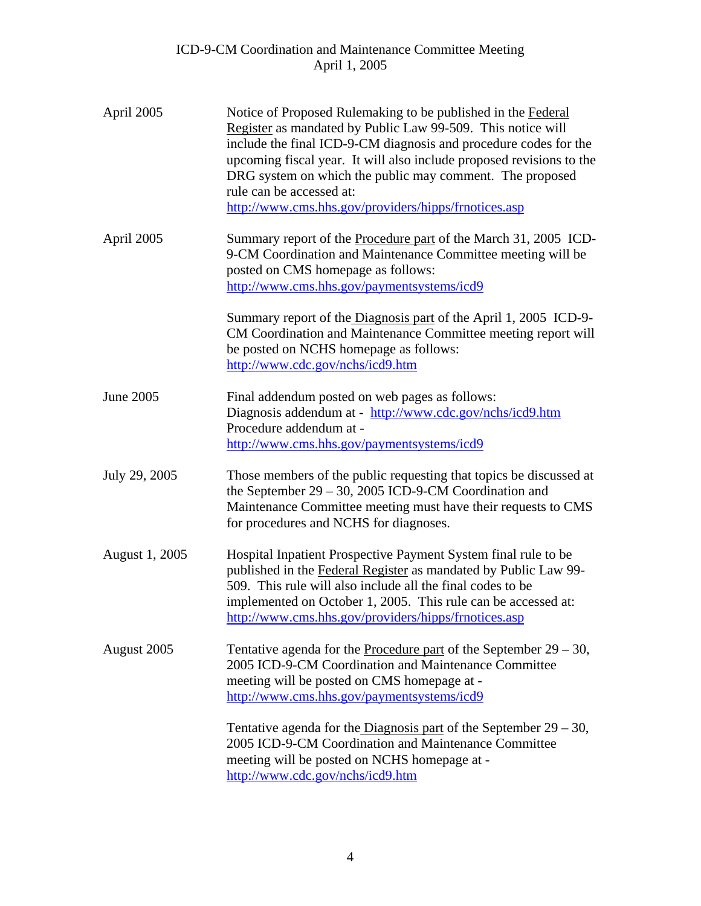| | |
|---|---|
| April 2005 | Notice of Proposed Rulemaking to be published in the Federal Register as mandated by Public Law 99-509. This notice will include the final ICD-9-CM diagnosis and procedure codes for the upcoming fiscal year. It will also include proposed revisions to the DRG system on which the public may comment. The proposed rule can be accessed at: http://www.cms.hhs.gov/providers/hipps/frnotices.asp |
| April 2005 | Summary report of the Procedure part of the March 31, 2005 ICD-9-CM Coordination and Maintenance Committee meeting will be posted on CMS homepage as follows: http://www.cms.hhs.gov/paymentsystems/icd9 <br><br> Summary report of the Diagnosis part of the April 1, 2005 ICD-9-CM Coordination and Maintenance Committee meeting report will be posted on NCHS homepage as follows: http://www.cdc.gov/nchs/icd9.htm |
| June 2005 | Final addendum posted on web pages as follows: <br> Diagnosis addendum at - http://www.cdc.gov/nchs/icd9.htm <br> Procedure addendum at - http://www.cms.hhs.gov/paymentsystems/icd9 |
| July 29, 2005 | Those members of the public requesting that topics be discussed at the September 29 – 30, 2005 ICD-9-CM Coordination and Maintenance Committee meeting must have their requests to CMS for procedures and NCHS for diagnoses. |
| August 1, 2005 | Hospital Inpatient Prospective Payment System final rule to be published in the Federal Register as mandated by Public Law 99-509. This rule will also include all the final codes to be implemented on October 1, 2005. This rule can be accessed at: http://www.cms.hhs.gov/providers/hipps/frnotices.asp |
| August 2005 | Tentative agenda for the Procedure part of the September 29 – 30, 2005 ICD-9-CM Coordination and Maintenance Committee meeting will be posted on CMS homepage at - http://www.cms.hhs.gov/paymentsystems/icd9 <br><br> Tentative agenda for the Diagnosis part of the September 29 – 30, 2005 ICD-9-CM Coordination and Maintenance Committee meeting will be posted on NCHS homepage at - http://www.cdc.gov/nchs/icd9.htm |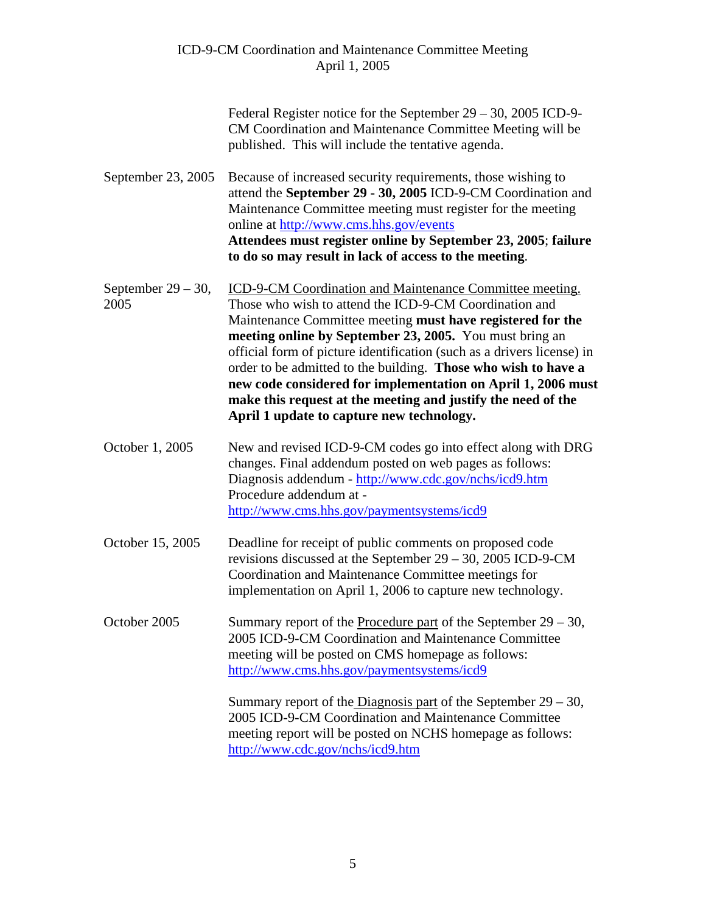| | |
|---|---|
| | Federal Register notice for the September 29 – 30, 2005 ICD-9-CM Coordination and Maintenance Committee Meeting will be published. This will include the tentative agenda. |
| September 23, 2005 | Because of increased security requirements, those wishing to attend the **September 29 - 30, 2005** ICD-9-CM Coordination and Maintenance Committee meeting must register for the meeting online at http://www.cms.hhs.gov/events<br>**Attendees must register online by September 23, 2005**; **failure to do so may result in lack of access to the meeting**. |
| September 29 – 30, 2005 | ICD-9-CM Coordination and Maintenance Committee meeting. Those who wish to attend the ICD-9-CM Coordination and Maintenance Committee meeting **must have registered for the meeting online by September 23, 2005.** You must bring an official form of picture identification (such as a drivers license) in order to be admitted to the building. **Those who wish to have a new code considered for implementation on April 1, 2006 must make this request at the meeting and justify the need of the April 1 update to capture new technology.** |
| October 1, 2005 | New and revised ICD-9-CM codes go into effect along with DRG changes. Final addendum posted on web pages as follows:<br>Diagnosis addendum - http://www.cdc.gov/nchs/icd9.htm<br>Procedure addendum at - http://www.cms.hhs.gov/paymentsystems/icd9 |
| October 15, 2005 | Deadline for receipt of public comments on proposed code revisions discussed at the September 29 – 30, 2005 ICD-9-CM Coordination and Maintenance Committee meetings for implementation on April 1, 2006 to capture new technology. |
| October 2005 | Summary report of the Procedure part of the September 29 – 30, 2005 ICD-9-CM Coordination and Maintenance Committee meeting will be posted on CMS homepage as follows: http://www.cms.hhs.gov/paymentsystems/icd9<br><br>Summary report of the Diagnosis part of the September 29 – 30, 2005 ICD-9-CM Coordination and Maintenance Committee meeting report will be posted on NCHS homepage as follows: http://www.cdc.gov/nchs/icd9.htm |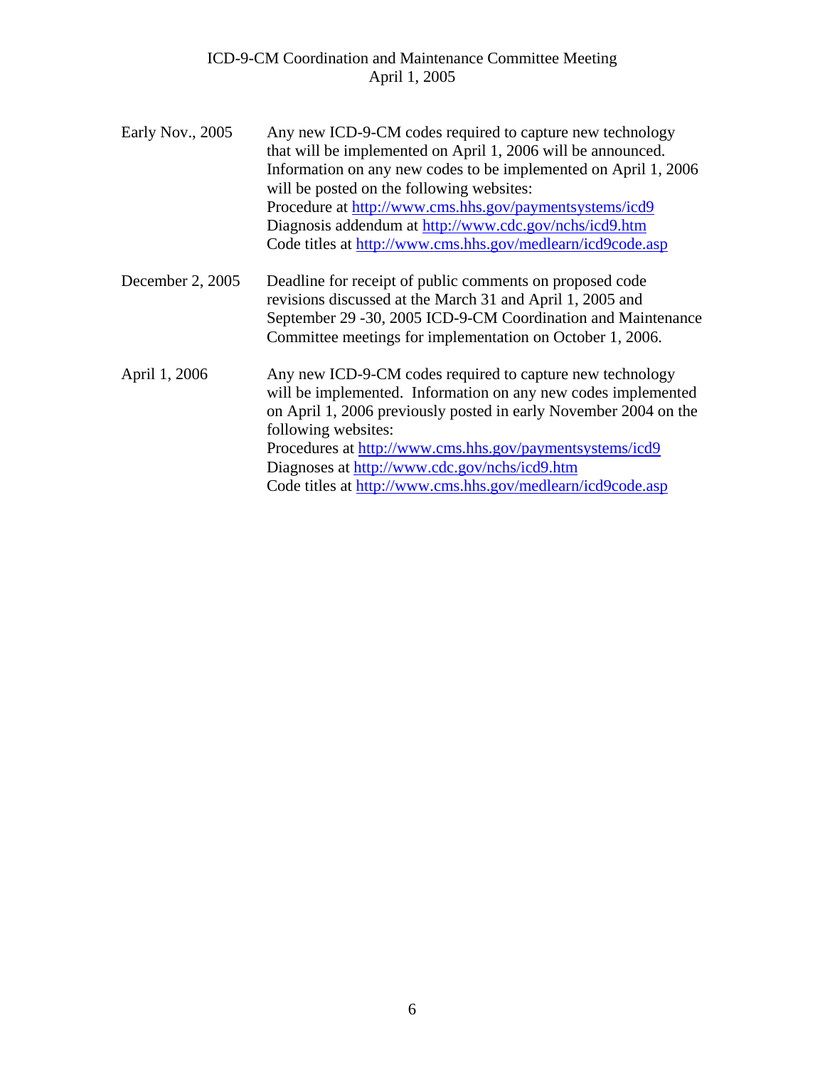| | |
|---|---|
| Early Nov., 2005 | Any new ICD-9-CM codes required to capture new technology that will be implemented on April 1, 2006 will be announced. Information on any new codes to be implemented on April 1, 2006 will be posted on the following websites:<br>Procedure at http://www.cms.hhs.gov/paymentsystems/icd9<br>Diagnosis addendum at http://www.cdc.gov/nchs/icd9.htm<br>Code titles at http://www.cms.hhs.gov/medlearn/icd9code.asp |
| December 2, 2005 | Deadline for receipt of public comments on proposed code revisions discussed at the March 31 and April 1, 2005 and September 29 -30, 2005 ICD-9-CM Coordination and Maintenance Committee meetings for implementation on October 1, 2006. |
| April 1, 2006 | Any new ICD-9-CM codes required to capture new technology will be implemented. Information on any new codes implemented on April 1, 2006 previously posted in early November 2004 on the following websites:<br>Procedures at http://www.cms.hhs.gov/paymentsystems/icd9<br>Diagnoses at http://www.cdc.gov/nchs/icd9.htm<br>Code titles at http://www.cms.hhs.gov/medlearn/icd9code.asp |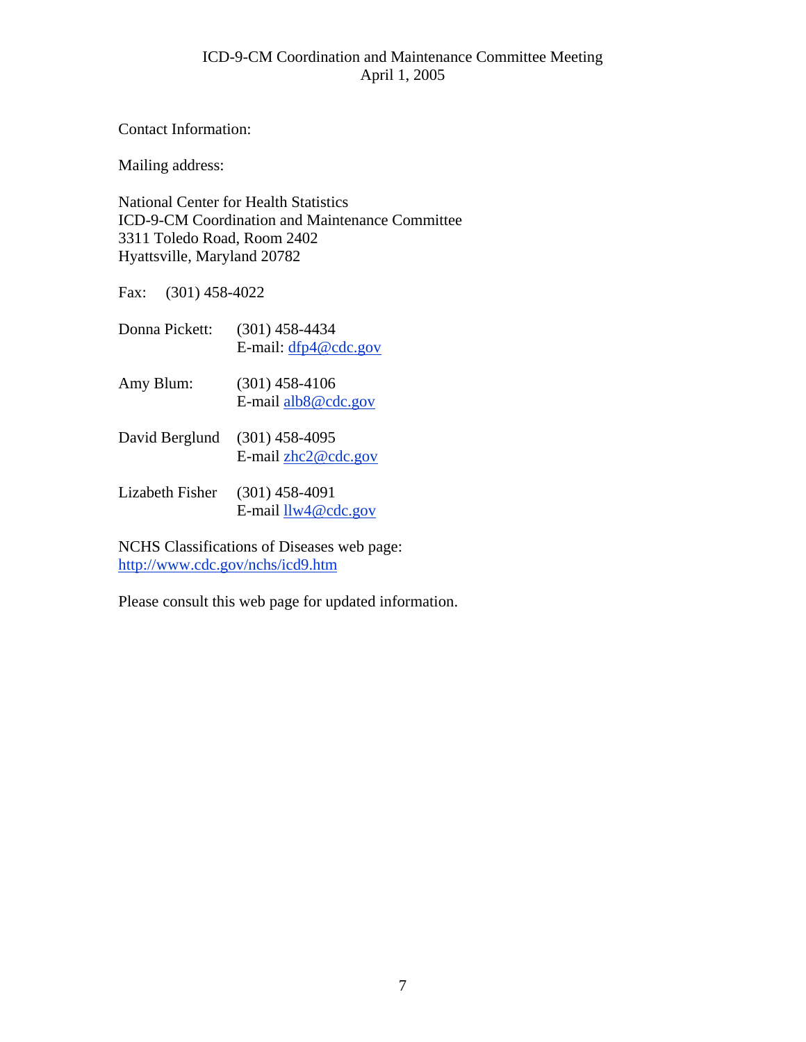Contact Information:

Mailing address:

National Center for Health Statistics
ICD-9-CM Coordination and Maintenance Committee
3311 Toledo Road, Room 2402
Hyattsville, Maryland 20782

Fax: (301) 458-4022

Donna Pickett: (301) 458-4434
E-mail: dfp4@cdc.gov

Amy Blum: (301) 458-4106
E-mail alb8@cdc.gov

David Berglund (301) 458-4095
E-mail zhc2@cdc.gov

Lizabeth Fisher (301) 458-4091
E-mail llw4@cdc.gov

NCHS Classifications of Diseases web page:
http://www.cdc.gov/nchs/icd9.htm

Please consult this web page for updated information.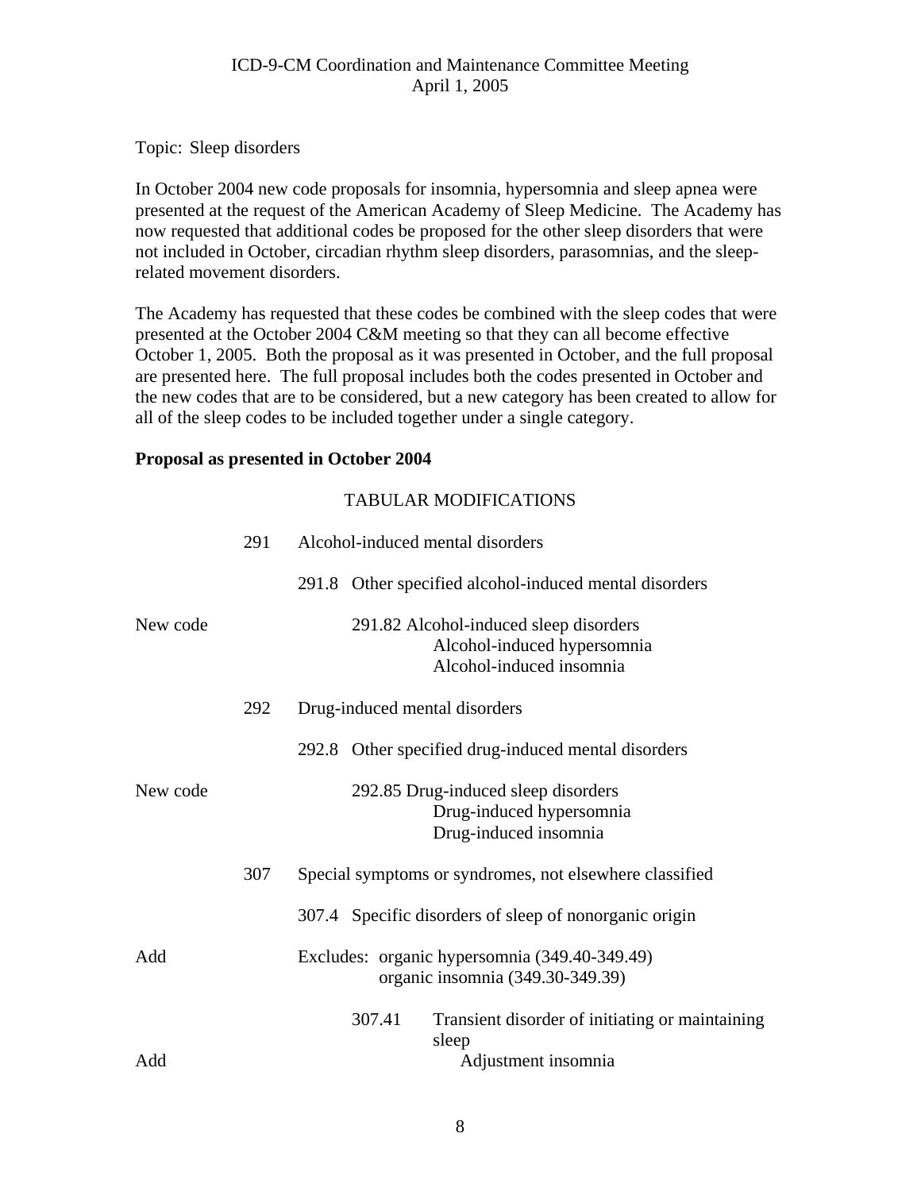Topic: Sleep disorders

In October 2004 new code proposals for insomnia, hypersomnia and sleep apnea were presented at the request of the American Academy of Sleep Medicine. The Academy has now requested that additional codes be proposed for the other sleep disorders that were not included in October, circadian rhythm sleep disorders, parasomnias, and the sleep-related movement disorders.

The Academy has requested that these codes be combined with the sleep codes that were presented at the October 2004 C&M meeting so that they can all become effective October 1, 2005. Both the proposal as it was presented in October, and the full proposal are presented here. The full proposal includes both the codes presented in October and the new codes that are to be considered, but a new category has been created to allow for all of the sleep codes to be included together under a single category.

**Proposal as presented in October 2004**

TABULAR MODIFICATIONS

291 Alcohol-induced mental disorders

291.8 Other specified alcohol-induced mental disorders

New code — 291.82 Alcohol-induced sleep disorders
- Alcohol-induced hypersomnia
- Alcohol-induced insomnia

292 Drug-induced mental disorders

292.8 Other specified drug-induced mental disorders

New code — 292.85 Drug-induced sleep disorders
- Drug-induced hypersomnia
- Drug-induced insomnia

307 Special symptoms or syndromes, not elsewhere classified

307.4 Specific disorders of sleep of nonorganic origin

Add — Excludes: organic hypersomnia (349.40-349.49)
organic insomnia (349.30-349.39)

307.41 Transient disorder of initiating or maintaining sleep

Add — Adjustment insomnia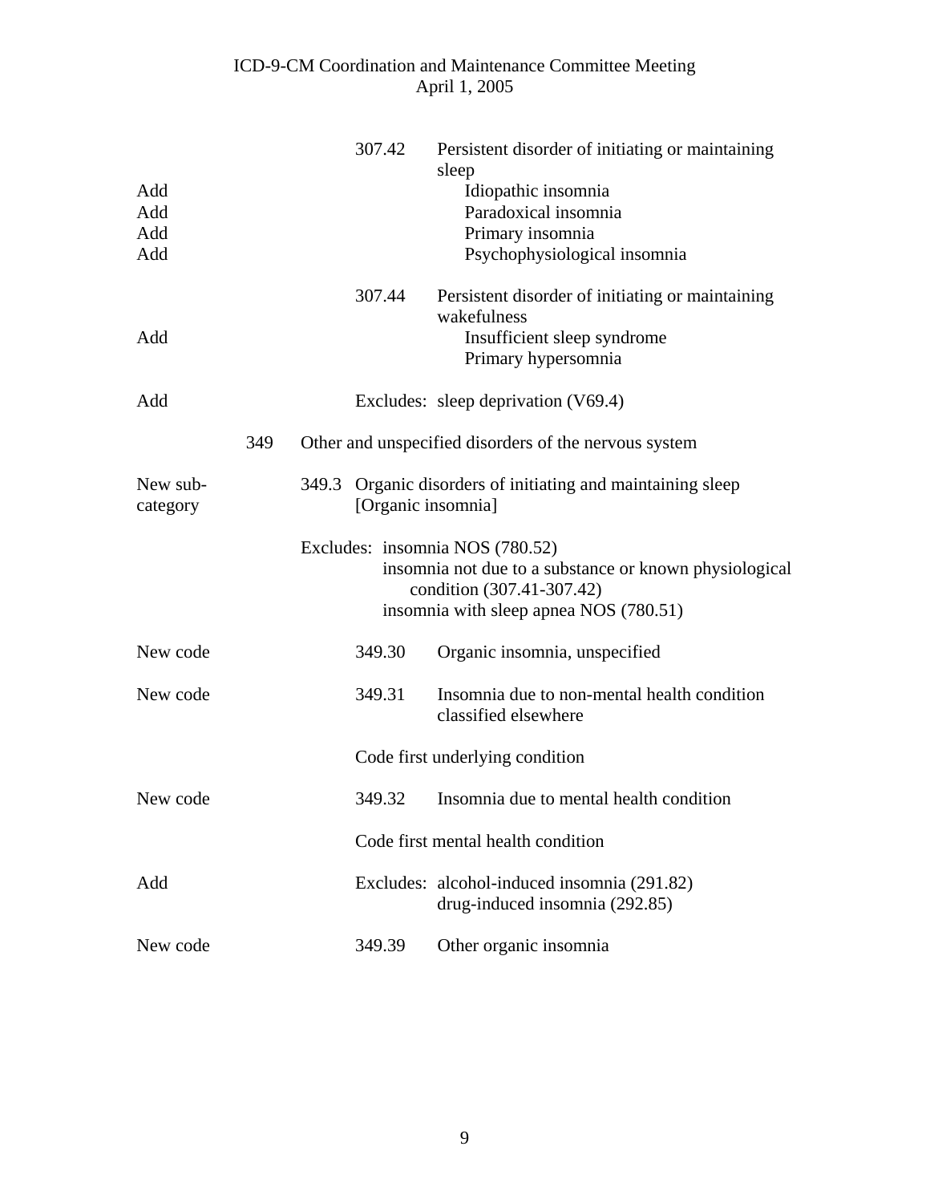| | | | |
|---|---|---|---|
| | | 307.42 | Persistent disorder of initiating or maintaining sleep |
| Add | | | Idiopathic insomnia |
| Add | | | Paradoxical insomnia |
| Add | | | Primary insomnia |
| Add | | | Psychophysiological insomnia |
| | | 307.44 | Persistent disorder of initiating or maintaining wakefulness |
| Add | | | Insufficient sleep syndrome |
| | | | Primary hypersomnia |
| Add | | | Excludes: sleep deprivation (V69.4) |
| | 349 | | Other and unspecified disorders of the nervous system |
| New sub-category | | 349.3 | Organic disorders of initiating and maintaining sleep [Organic insomnia] |
| | | | Excludes: insomnia NOS (780.52)<br>insomnia not due to a substance or known physiological condition (307.41-307.42)<br>insomnia with sleep apnea NOS (780.51) |
| New code | | 349.30 | Organic insomnia, unspecified |
| New code | | 349.31 | Insomnia due to non-mental health condition classified elsewhere |
| | | | Code first underlying condition |
| New code | | 349.32 | Insomnia due to mental health condition |
| | | | Code first mental health condition |
| Add | | | Excludes: alcohol-induced insomnia (291.82)<br>drug-induced insomnia (292.85) |
| New code | | 349.39 | Other organic insomnia |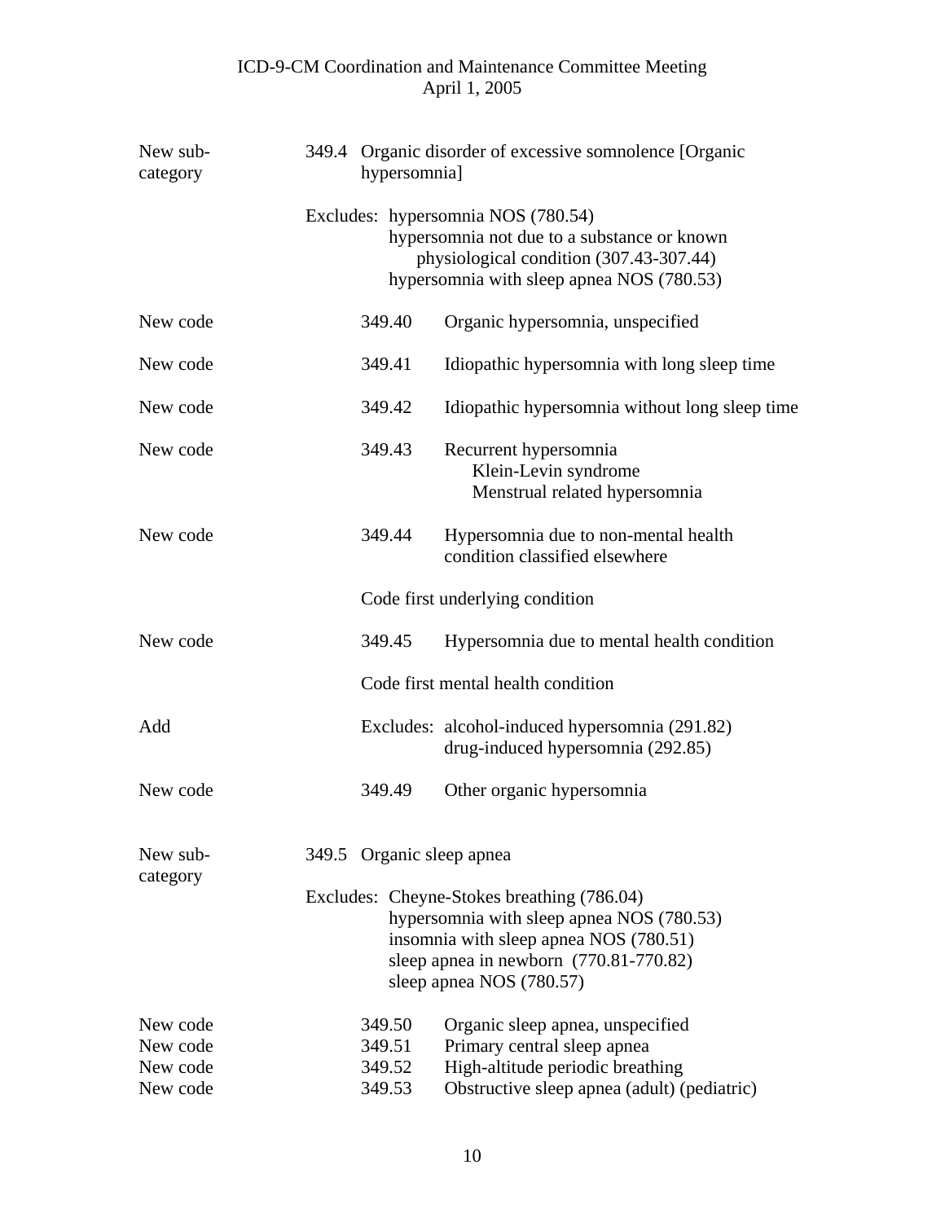| | |
|---|---|
| New sub-category | 349.4 Organic disorder of excessive somnolence [Organic hypersomnia] |
| | Excludes: hypersomnia NOS (780.54)<br>hypersomnia not due to a substance or known physiological condition (307.43-307.44)<br>hypersomnia with sleep apnea NOS (780.53) |
| New code | 349.40 Organic hypersomnia, unspecified |
| New code | 349.41 Idiopathic hypersomnia with long sleep time |
| New code | 349.42 Idiopathic hypersomnia without long sleep time |
| New code | 349.43 Recurrent hypersomnia<br>Klein-Levin syndrome<br>Menstrual related hypersomnia |
| New code | 349.44 Hypersomnia due to non-mental health condition classified elsewhere |
| | Code first underlying condition |
| New code | 349.45 Hypersomnia due to mental health condition |
| | Code first mental health condition |
| Add | Excludes: alcohol-induced hypersomnia (291.82)<br>drug-induced hypersomnia (292.85) |
| New code | 349.49 Other organic hypersomnia |
| New sub-category | 349.5 Organic sleep apnea |
| | Excludes: Cheyne-Stokes breathing (786.04)<br>hypersomnia with sleep apnea NOS (780.53)<br>insomnia with sleep apnea NOS (780.51)<br>sleep apnea in newborn (770.81-770.82)<br>sleep apnea NOS (780.57) |
| New code | 349.50 Organic sleep apnea, unspecified |
| New code | 349.51 Primary central sleep apnea |
| New code | 349.52 High-altitude periodic breathing |
| New code | 349.53 Obstructive sleep apnea (adult) (pediatric) |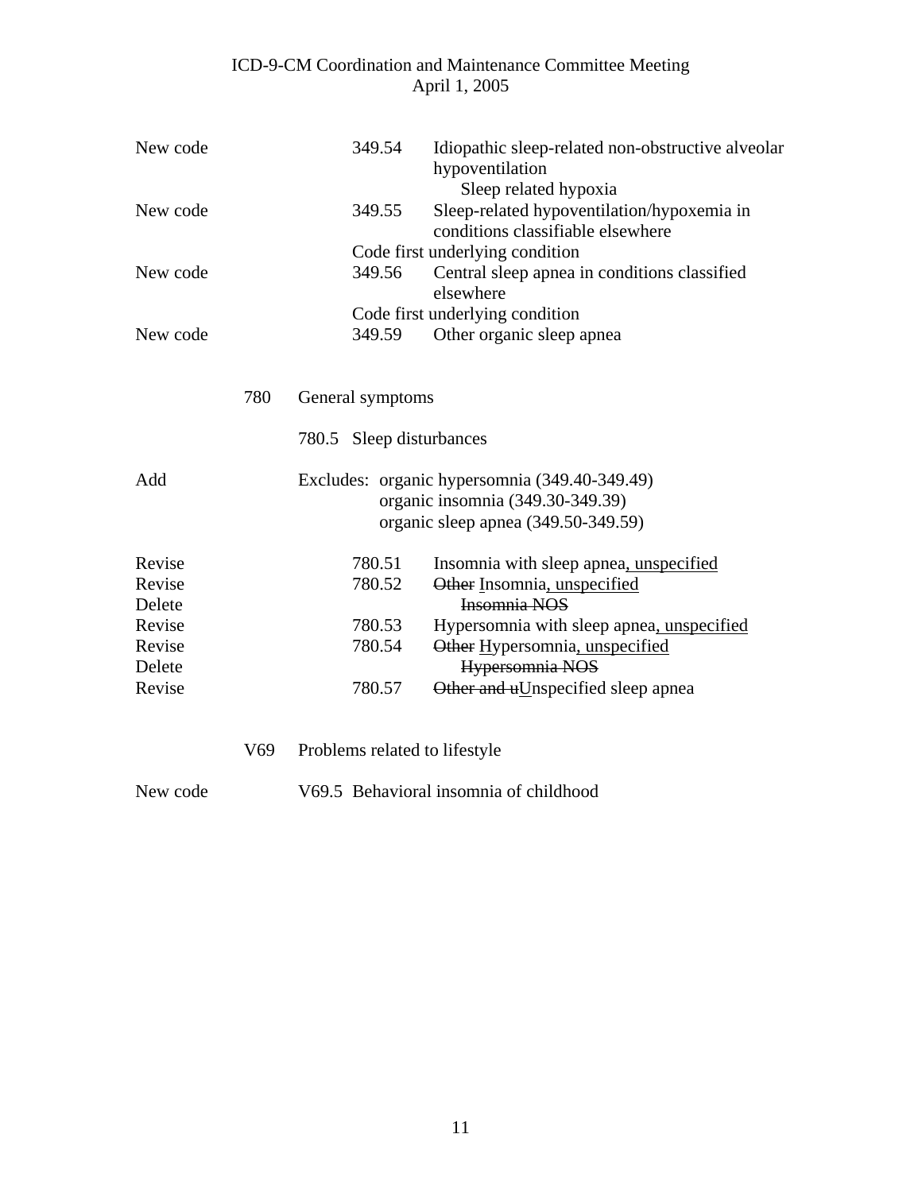| | | | |
|---|---|---|---|
| New code | | 349.54 | Idiopathic sleep-related non-obstructive alveolar hypoventilation<br>Sleep related hypoxia |
| New code | | 349.55 | Sleep-related hypoventilation/hypoxemia in conditions classifiable elsewhere |
| | | Code first underlying condition | |
| New code | | 349.56 | Central sleep apnea in conditions classified elsewhere |
| | | Code first underlying condition | |
| New code | | 349.59 | Other organic sleep apnea |

780 General symptoms

780.5 Sleep disturbances

| | | | |
|---|---|---|---|
| Add | Excludes: | organic hypersomnia (349.40-349.49)<br>organic insomnia (349.30-349.39)<br>organic sleep apnea (349.50-349.59) | |
| Revise | | 780.51 | Insomnia with sleep apnea<u>, unspecified</u> |
| Revise | | 780.52 | ~~Other~~ <u>I</u>nsomnia<u>, unspecified</u> |
| Delete | | | ~~Insomnia NOS~~ |
| Revise | | 780.53 | Hypersomnia with sleep apnea<u>, unspecified</u> |
| Revise | | 780.54 | ~~Other~~ <u>H</u>ypersomnia<u>, unspecified</u> |
| Delete | | | ~~Hypersomnia NOS~~ |
| Revise | | 780.57 | ~~Other and u~~<u>U</u>nspecified sleep apnea |

V69 Problems related to lifestyle

| | |
|---|---|
| New code | V69.5 Behavioral insomnia of childhood |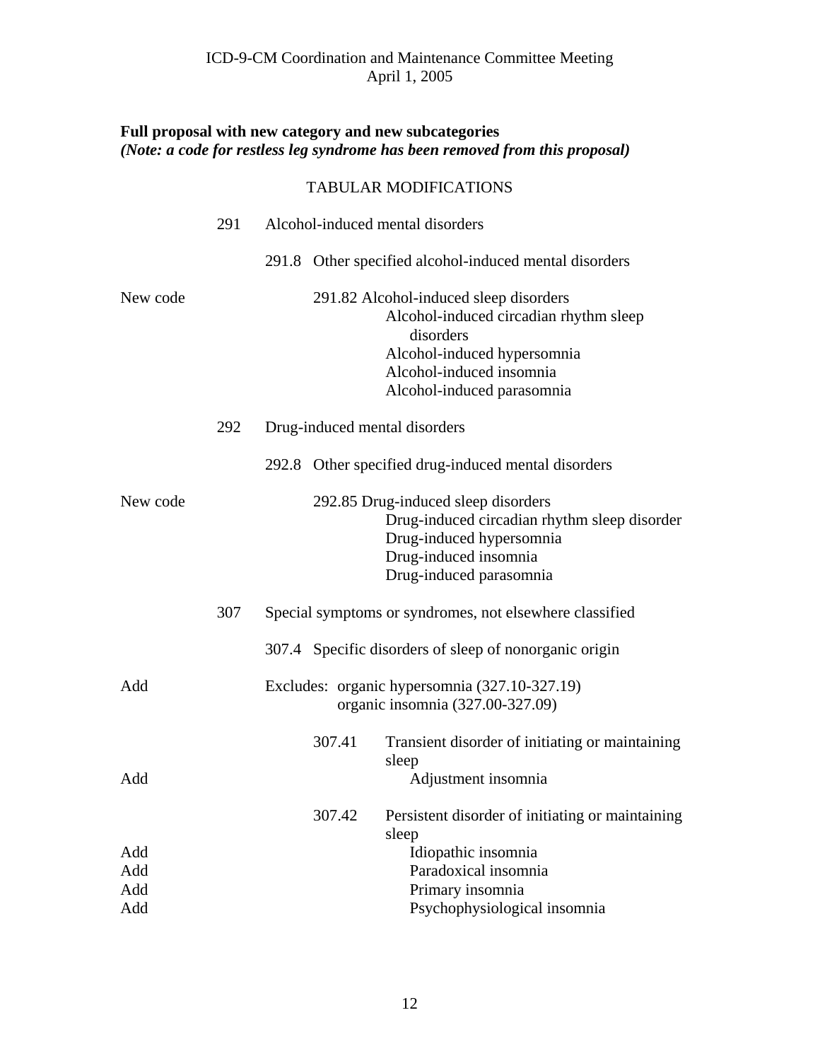**Full proposal with new category and new subcategories**
***(Note: a code for restless leg syndrome has been removed from this proposal)***

TABULAR MODIFICATIONS

| | | |
|---|---|---|
| | 291 | Alcohol-induced mental disorders |
| | | 291.8 Other specified alcohol-induced mental disorders |
| New code | | 291.82 Alcohol-induced sleep disorders<br>Alcohol-induced circadian rhythm sleep disorders<br>Alcohol-induced hypersomnia<br>Alcohol-induced insomnia<br>Alcohol-induced parasomnia |
| | 292 | Drug-induced mental disorders |
| | | 292.8 Other specified drug-induced mental disorders |
| New code | | 292.85 Drug-induced sleep disorders<br>Drug-induced circadian rhythm sleep disorder<br>Drug-induced hypersomnia<br>Drug-induced insomnia<br>Drug-induced parasomnia |
| | 307 | Special symptoms or syndromes, not elsewhere classified |
| | | 307.4 Specific disorders of sleep of nonorganic origin |
| Add | | Excludes: organic hypersomnia (327.10-327.19)<br>organic insomnia (327.00-327.09) |
| | | 307.41 Transient disorder of initiating or maintaining sleep |
| Add | | Adjustment insomnia |
| | | 307.42 Persistent disorder of initiating or maintaining sleep |
| Add | | Idiopathic insomnia |
| Add | | Paradoxical insomnia |
| Add | | Primary insomnia |
| Add | | Psychophysiological insomnia |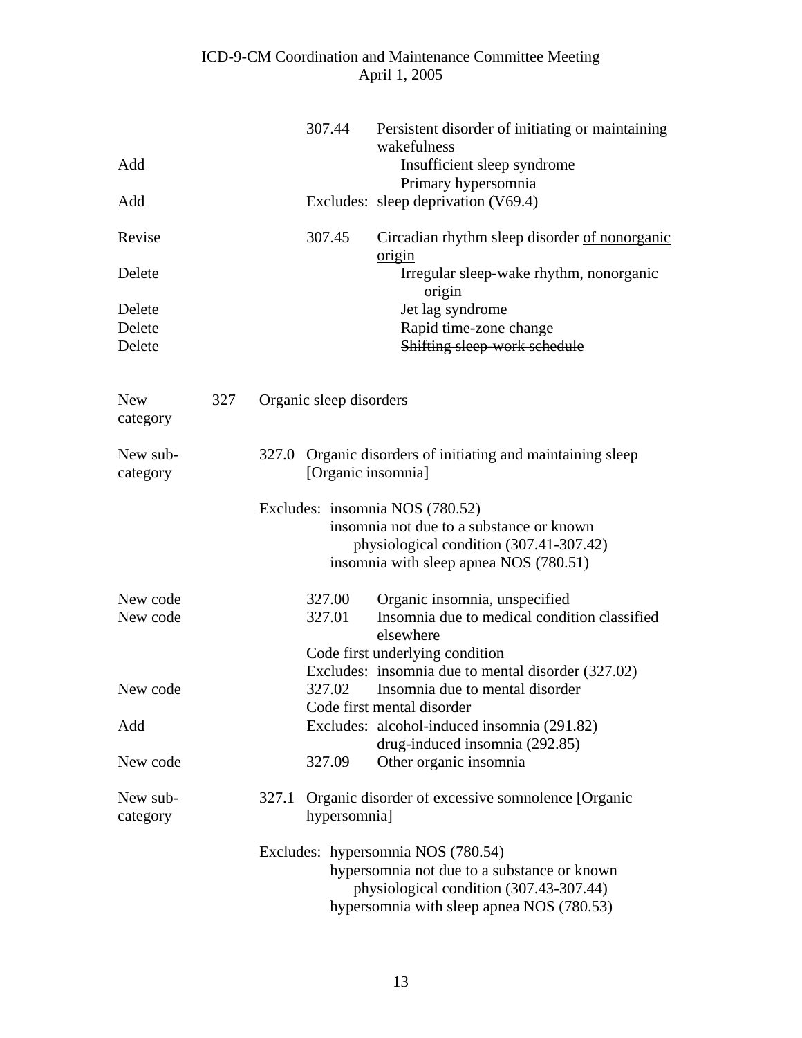| | | | | |
|---|---|---|---|---|
| | | | 307.44 | Persistent disorder of initiating or maintaining wakefulness |
| Add | | | | Insufficient sleep syndrome |
| | | | | Primary hypersomnia |
| Add | | | Excludes: | sleep deprivation (V69.4) |
| Revise | | | 307.45 | Circadian rhythm sleep disorder <u>of nonorganic origin</u> |
| Delete | | | | ~~Irregular sleep-wake rhythm, nonorganic origin~~ |
| Delete | | | | ~~Jet lag syndrome~~ |
| Delete | | | | ~~Rapid time-zone change~~ |
| Delete | | | | ~~Shifting sleep-work schedule~~ |

New category — **327 Organic sleep disorders**

New sub-category — **327.0 Organic disorders of initiating and maintaining sleep [Organic insomnia]**

Excludes: insomnia NOS (780.52)
insomnia not due to a substance or known physiological condition (307.41-307.42)
insomnia with sleep apnea NOS (780.51)

| | | |
|---|---|---|
| New code | 327.00 | Organic insomnia, unspecified |
| New code | 327.01 | Insomnia due to medical condition classified elsewhere |
| | | Code first underlying condition |
| | | Excludes: insomnia due to mental disorder (327.02) |
| New code | 327.02 | Insomnia due to mental disorder |
| | | Code first mental disorder |
| Add | | Excludes: alcohol-induced insomnia (291.82) |
| | | drug-induced insomnia (292.85) |
| New code | 327.09 | Other organic insomnia |

New sub-category — **327.1 Organic disorder of excessive somnolence [Organic hypersomnia]**

Excludes: hypersomnia NOS (780.54)
hypersomnia not due to a substance or known physiological condition (307.43-307.44)
hypersomnia with sleep apnea NOS (780.53)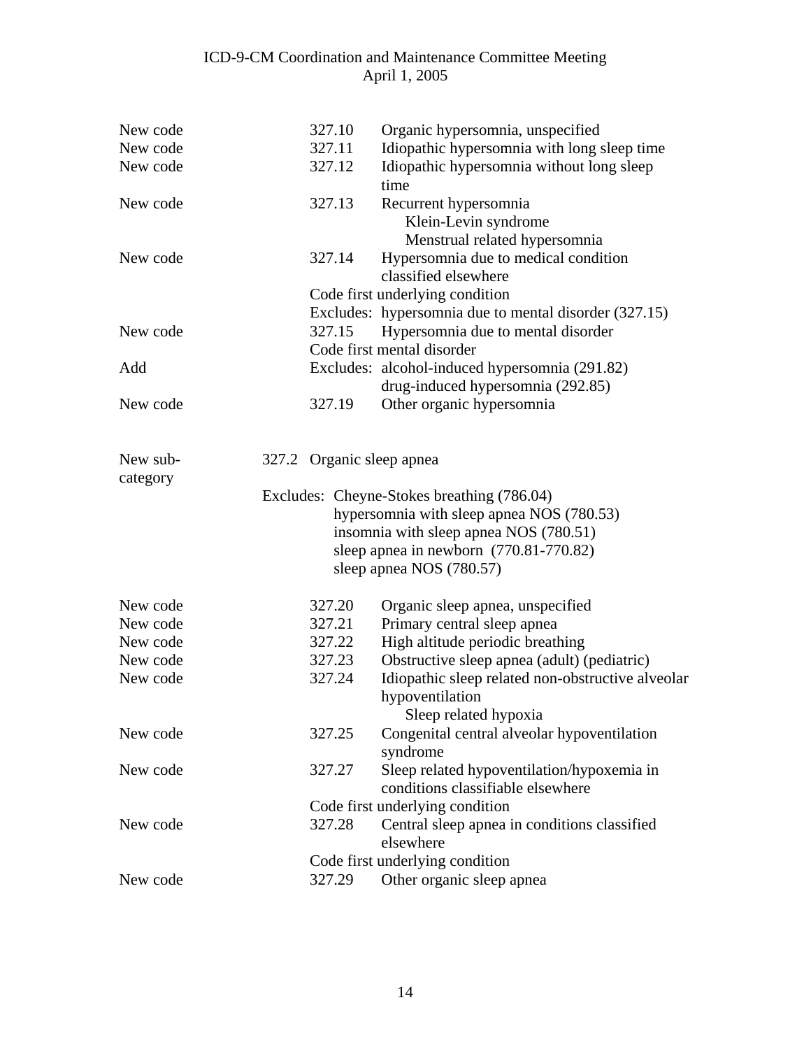| | | |
|---|---|---|
| New code | 327.10 | Organic hypersomnia, unspecified |
| New code | 327.11 | Idiopathic hypersomnia with long sleep time |
| New code | 327.12 | Idiopathic hypersomnia without long sleep time |
| New code | 327.13 | Recurrent hypersomnia<br>Klein-Levin syndrome<br>Menstrual related hypersomnia |
| New code | 327.14 | Hypersomnia due to medical condition classified elsewhere |
| | Code first underlying condition | |
| | Excludes: | hypersomnia due to mental disorder (327.15) |
| New code | 327.15 | Hypersomnia due to mental disorder |
| | Code first mental disorder | |
| Add | Excludes: | alcohol-induced hypersomnia (291.82)<br>drug-induced hypersomnia (292.85) |
| New code | 327.19 | Other organic hypersomnia |

| | | |
|---|---|---|
| New sub-category | 327.2 | Organic sleep apnea |
| | Excludes: | Cheyne-Stokes breathing (786.04)<br>hypersomnia with sleep apnea NOS (780.53)<br>insomnia with sleep apnea NOS (780.51)<br>sleep apnea in newborn (770.81-770.82)<br>sleep apnea NOS (780.57) |
| New code | 327.20 | Organic sleep apnea, unspecified |
| New code | 327.21 | Primary central sleep apnea |
| New code | 327.22 | High altitude periodic breathing |
| New code | 327.23 | Obstructive sleep apnea (adult) (pediatric) |
| New code | 327.24 | Idiopathic sleep related non-obstructive alveolar hypoventilation<br>Sleep related hypoxia |
| New code | 327.25 | Congenital central alveolar hypoventilation syndrome |
| New code | 327.27 | Sleep related hypoventilation/hypoxemia in conditions classifiable elsewhere |
| | Code first underlying condition | |
| New code | 327.28 | Central sleep apnea in conditions classified elsewhere |
| | Code first underlying condition | |
| New code | 327.29 | Other organic sleep apnea |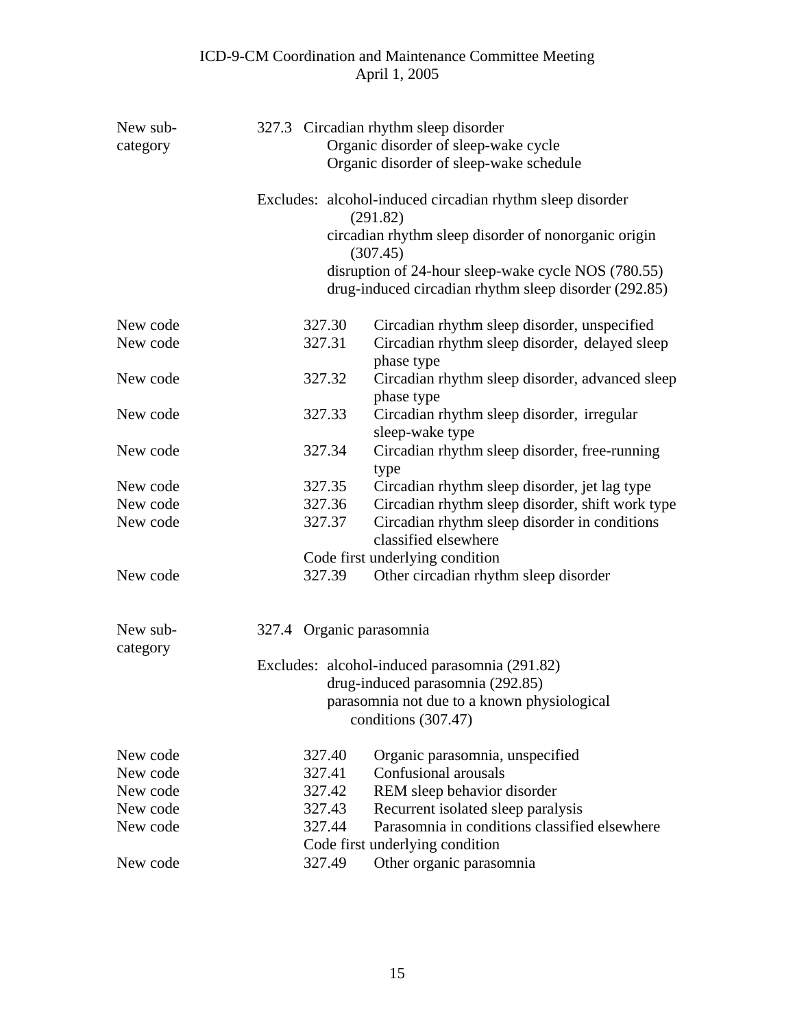| | |
|---|---|
| New sub-category | 327.3 Circadian rhythm sleep disorder |
| | Organic disorder of sleep-wake cycle |
| | Organic disorder of sleep-wake schedule |
| | Excludes: alcohol-induced circadian rhythm sleep disorder (291.82) |
| | circadian rhythm sleep disorder of nonorganic origin (307.45) |
| | disruption of 24-hour sleep-wake cycle NOS (780.55) |
| | drug-induced circadian rhythm sleep disorder (292.85) |
| New code | 327.30 Circadian rhythm sleep disorder, unspecified |
| New code | 327.31 Circadian rhythm sleep disorder, delayed sleep phase type |
| New code | 327.32 Circadian rhythm sleep disorder, advanced sleep phase type |
| New code | 327.33 Circadian rhythm sleep disorder, irregular sleep-wake type |
| New code | 327.34 Circadian rhythm sleep disorder, free-running type |
| New code | 327.35 Circadian rhythm sleep disorder, jet lag type |
| New code | 327.36 Circadian rhythm sleep disorder, shift work type |
| New code | 327.37 Circadian rhythm sleep disorder in conditions classified elsewhere |
| | Code first underlying condition |
| New code | 327.39 Other circadian rhythm sleep disorder |
| New sub-category | 327.4 Organic parasomnia |
| | Excludes: alcohol-induced parasomnia (291.82) |
| | drug-induced parasomnia (292.85) |
| | parasomnia not due to a known physiological conditions (307.47) |
| New code | 327.40 Organic parasomnia, unspecified |
| New code | 327.41 Confusional arousals |
| New code | 327.42 REM sleep behavior disorder |
| New code | 327.43 Recurrent isolated sleep paralysis |
| New code | 327.44 Parasomnia in conditions classified elsewhere |
| | Code first underlying condition |
| New code | 327.49 Other organic parasomnia |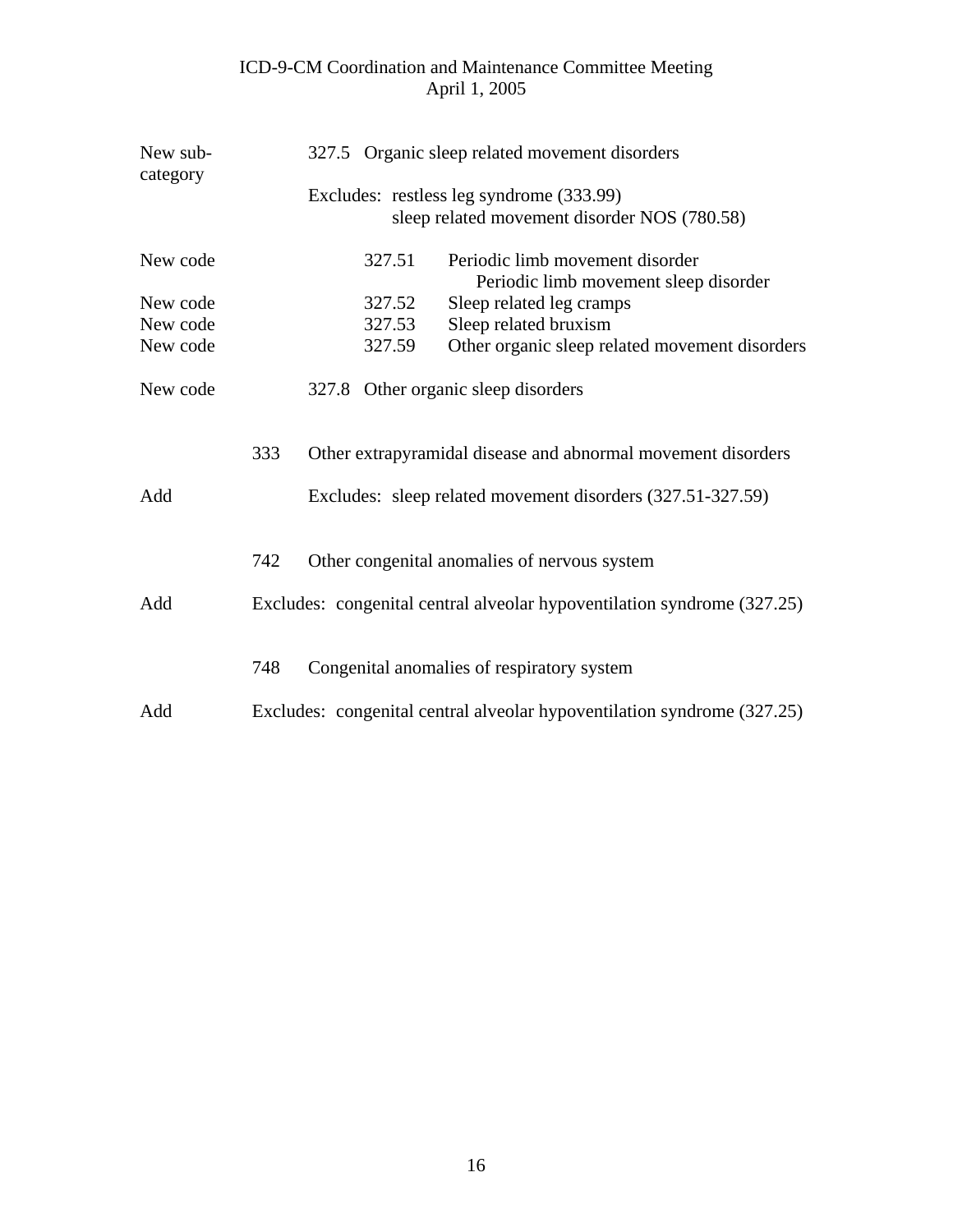| | | |
|---|---|---|
| New sub-category | | 327.5 Organic sleep related movement disorders |
| | | Excludes: restless leg syndrome (333.99)<br>sleep related movement disorder NOS (780.58) |
| New code | | 327.51 Periodic limb movement disorder<br>Periodic limb movement sleep disorder |
| New code | | 327.52 Sleep related leg cramps |
| New code | | 327.53 Sleep related bruxism |
| New code | | 327.59 Other organic sleep related movement disorders |
| New code | | 327.8 Other organic sleep disorders |
| | 333 | Other extrapyramidal disease and abnormal movement disorders |
| Add | | Excludes: sleep related movement disorders (327.51-327.59) |
| | 742 | Other congenital anomalies of nervous system |
| Add | | Excludes: congenital central alveolar hypoventilation syndrome (327.25) |
| | 748 | Congenital anomalies of respiratory system |
| Add | | Excludes: congenital central alveolar hypoventilation syndrome (327.25) |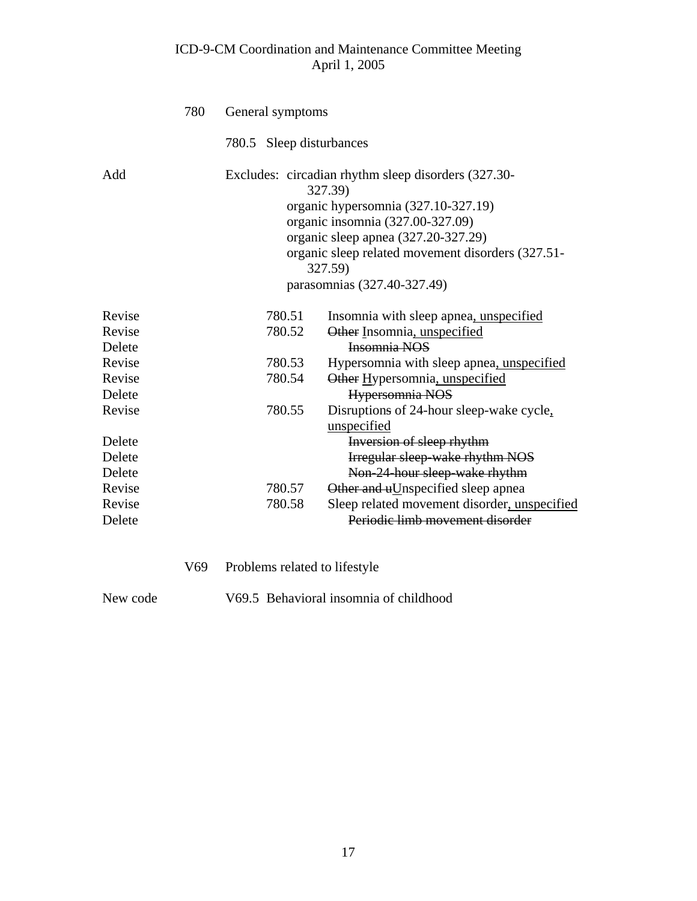780 General symptoms

780.5 Sleep disturbances

| | | |
|---|---|---|
| Add | | Excludes: circadian rhythm sleep disorders (327.30-327.39)<br>organic hypersomnia (327.10-327.19)<br>organic insomnia (327.00-327.09)<br>organic sleep apnea (327.20-327.29)<br>organic sleep related movement disorders (327.51-327.59)<br>parasomnias (327.40-327.49) |
| Revise | 780.51 | Insomnia with sleep apnea<ins>, unspecified</ins> |
| Revise | 780.52 | ~~Other~~ Insomnia<ins>, unspecified</ins> |
| Delete | | ~~Insomnia NOS~~ |
| Revise | 780.53 | Hypersomnia with sleep apnea<ins>, unspecified</ins> |
| Revise | 780.54 | ~~Other~~ <ins>H</ins>ypersomnia<ins>, unspecified</ins> |
| Delete | | ~~Hypersomnia NOS~~ |
| Revise | 780.55 | Disruption~~s~~ of 24-hour sleep-wake cycle<ins>, unspecified</ins> |
| Delete | | ~~Inversion of sleep rhythm~~ |
| Delete | | ~~Irregular sleep-wake rhythm NOS~~ |
| Delete | | ~~Non-24-hour sleep-wake rhythm~~ |
| Revise | 780.57 | ~~Other and u~~<ins>U</ins>nspecified sleep apnea |
| Revise | 780.58 | Sleep related movement disorder<ins>, unspecified</ins> |
| Delete | | ~~Periodic limb movement disorder~~ |

V69 Problems related to lifestyle

| | |
|---|---|
| New code | V69.5 Behavioral insomnia of childhood |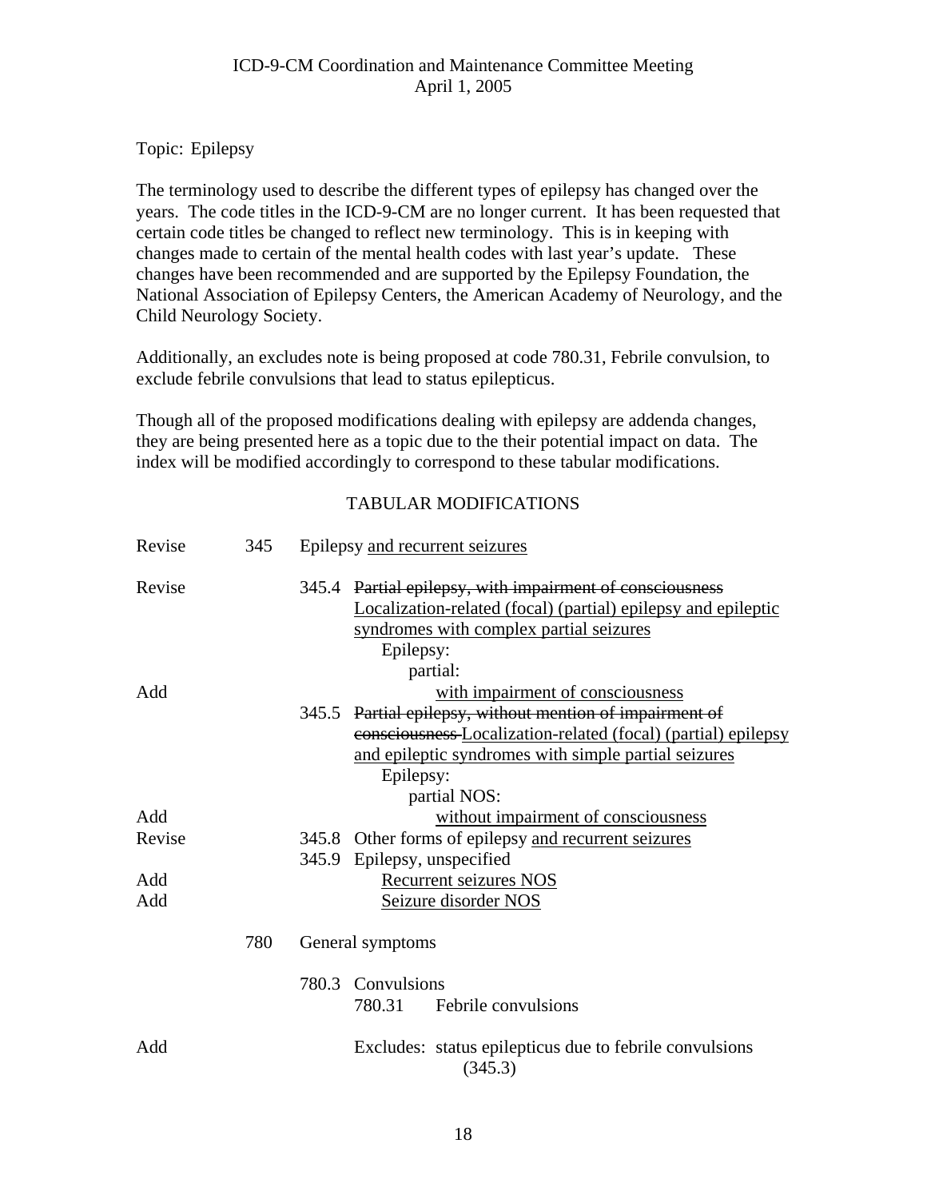ICD-9-CM Coordination and Maintenance Committee Meeting
April 1, 2005

Topic: Epilepsy

The terminology used to describe the different types of epilepsy has changed over the years. The code titles in the ICD-9-CM are no longer current. It has been requested that certain code titles be changed to reflect new terminology. This is in keeping with changes made to certain of the mental health codes with last year's update. These changes have been recommended and are supported by the Epilepsy Foundation, the National Association of Epilepsy Centers, the American Academy of Neurology, and the Child Neurology Society.

Additionally, an excludes note is being proposed at code 780.31, Febrile convulsion, to exclude febrile convulsions that lead to status epilepticus.

Though all of the proposed modifications dealing with epilepsy are addenda changes, they are being presented here as a topic due to the their potential impact on data. The index will be modified accordingly to correspond to these tabular modifications.

## TABULAR MODIFICATIONS

| | | |
|---|---|---|
| Revise | 345 | Epilepsy <u>and recurrent seizures</u> |
| Revise | | 345.4 ~~Partial epilepsy, with impairment of consciousness~~ <u>Localization-related (focal) (partial) epilepsy and epileptic syndromes with complex partial seizures</u> |
| | | Epilepsy: |
| | | partial: |
| Add | | <u>with impairment of consciousness</u> |
| | | 345.5 ~~Partial epilepsy, without mention of impairment of consciousness~~ <u>Localization-related (focal) (partial) epilepsy and epileptic syndromes with simple partial seizures</u> |
| | | Epilepsy: |
| | | partial NOS: |
| Add | | <u>without impairment of consciousness</u> |
| Revise | | 345.8 Other forms of epilepsy <u>and recurrent seizures</u> |
| | | 345.9 Epilepsy, unspecified |
| Add | | <u>Recurrent seizures NOS</u> |
| Add | | <u>Seizure disorder NOS</u> |
| | 780 | General symptoms |
| | | 780.3 Convulsions |
| | | 780.31 Febrile convulsions |
| Add | | Excludes: status epilepticus due to febrile convulsions (345.3) |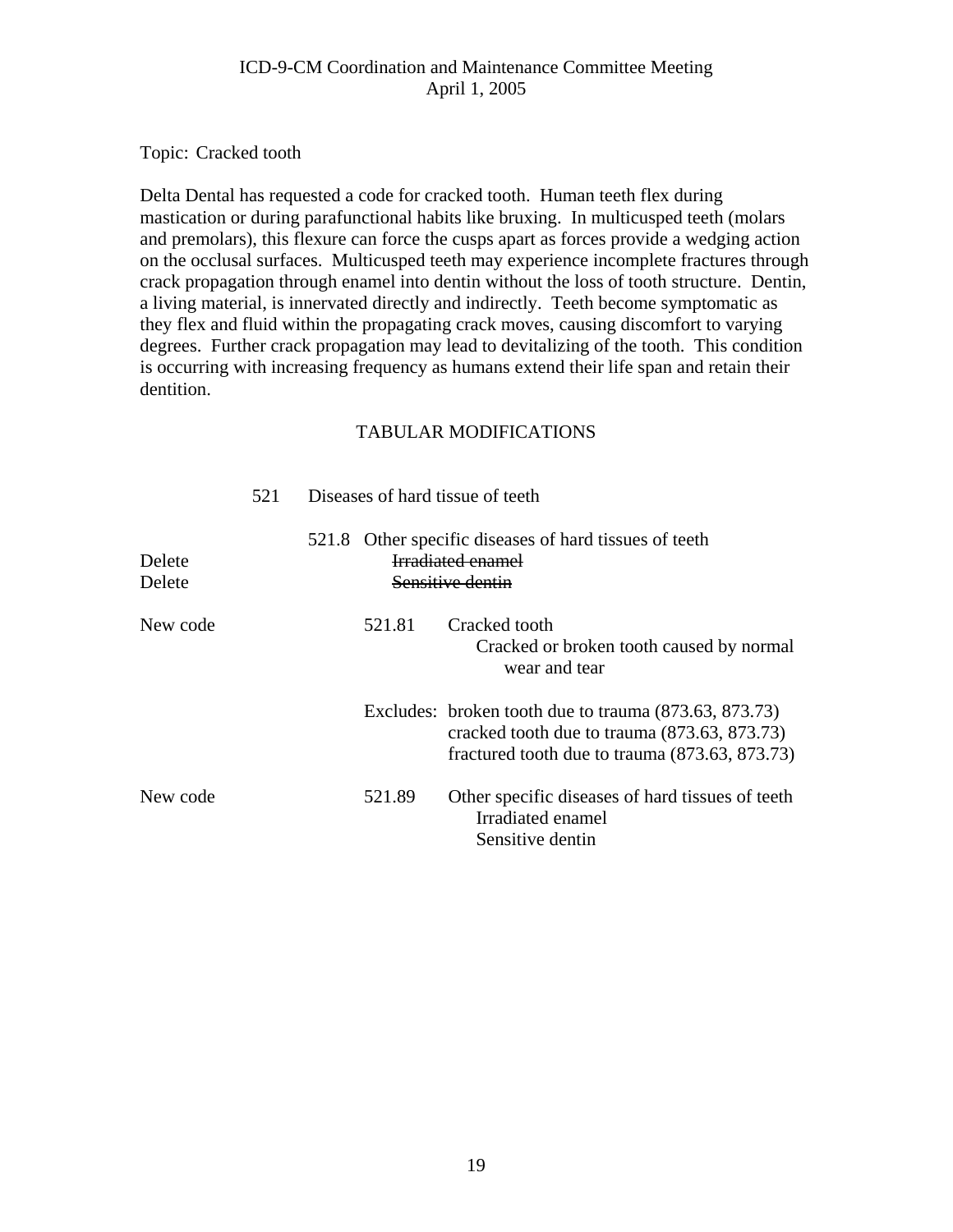Topic: Cracked tooth

Delta Dental has requested a code for cracked tooth. Human teeth flex during mastication or during parafunctional habits like bruxing. In multicusped teeth (molars and premolars), this flexure can force the cusps apart as forces provide a wedging action on the occlusal surfaces. Multicusped teeth may experience incomplete fractures through crack propagation through enamel into dentin without the loss of tooth structure. Dentin, a living material, is innervated directly and indirectly. Teeth become symptomatic as they flex and fluid within the propagating crack moves, causing discomfort to varying degrees. Further crack propagation may lead to devitalizing of the tooth. This condition is occurring with increasing frequency as humans extend their life span and retain their dentition.

## TABULAR MODIFICATIONS

521 Diseases of hard tissue of teeth

521.8 Other specific diseases of hard tissues of teeth

Delete ~~Irradiated enamel~~

Delete ~~Sensitive dentin~~

New code 521.81 Cracked tooth

Cracked or broken tooth caused by normal wear and tear

Excludes: broken tooth due to trauma (873.63, 873.73)
cracked tooth due to trauma (873.63, 873.73)
fractured tooth due to trauma (873.63, 873.73)

New code 521.89 Other specific diseases of hard tissues of teeth

Irradiated enamel
Sensitive dentin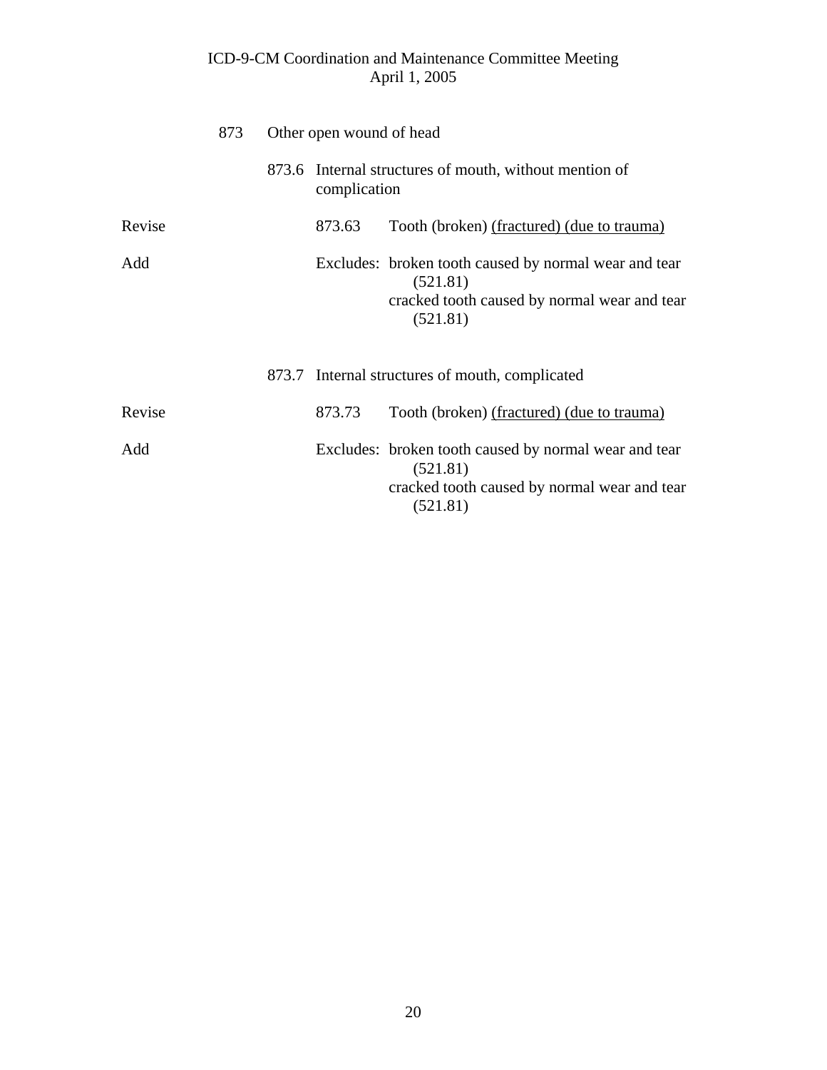873 Other open wound of head

873.6 Internal structures of mouth, without mention of complication

Revise 873.63 Tooth (broken) <u>(fractured) (due to trauma)</u>

Add Excludes: broken tooth caused by normal wear and tear (521.81)
cracked tooth caused by normal wear and tear (521.81)

873.7 Internal structures of mouth, complicated

Revise 873.73 Tooth (broken) <u>(fractured) (due to trauma)</u>

Add Excludes: broken tooth caused by normal wear and tear (521.81)
cracked tooth caused by normal wear and tear (521.81)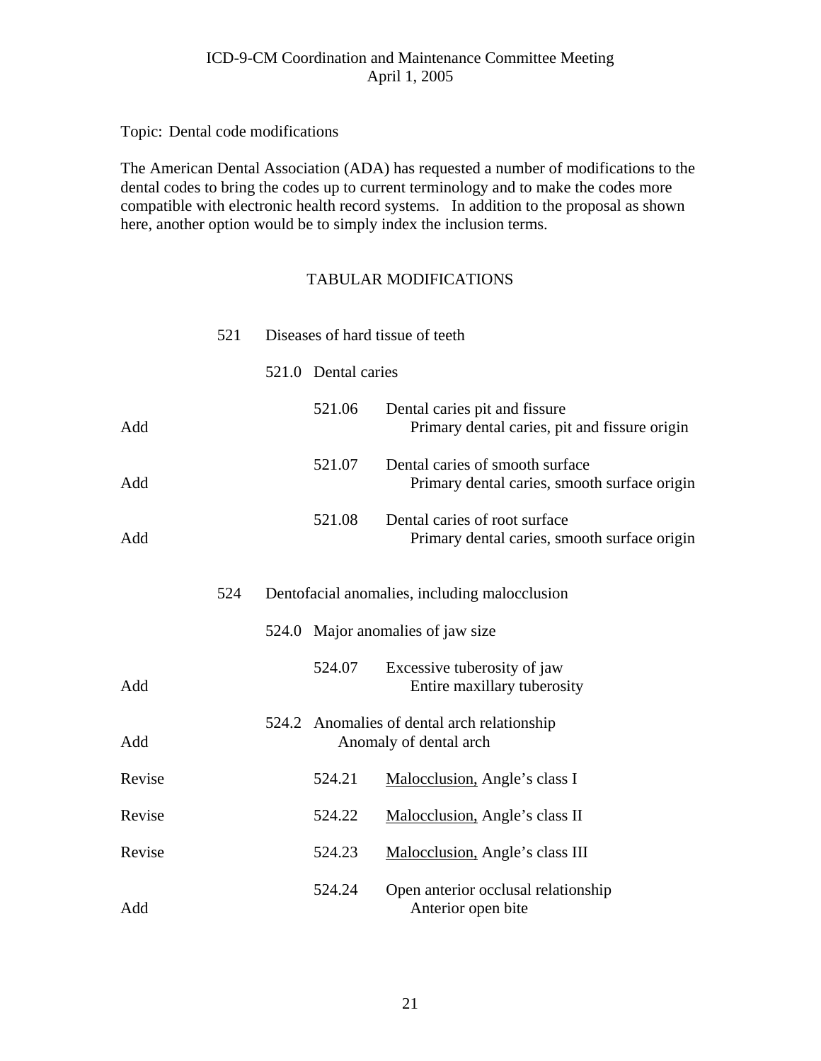ICD-9-CM Coordination and Maintenance Committee Meeting
April 1, 2005

Topic: Dental code modifications

The American Dental Association (ADA) has requested a number of modifications to the dental codes to bring the codes up to current terminology and to make the codes more compatible with electronic health record systems. In addition to the proposal as shown here, another option would be to simply index the inclusion terms.

## TABULAR MODIFICATIONS

| | | | | |
|---|---|---|---|---|
| | 521 | Diseases of hard tissue of teeth | | |
| | | 521.0 Dental caries | | |
| | | | 521.06 | Dental caries pit and fissure |
| Add | | | | Primary dental caries, pit and fissure origin |
| | | | 521.07 | Dental caries of smooth surface |
| Add | | | | Primary dental caries, smooth surface origin |
| | | | 521.08 | Dental caries of root surface |
| Add | | | | Primary dental caries, smooth surface origin |
| | 524 | Dentofacial anomalies, including malocclusion | | |
| | | 524.0 Major anomalies of jaw size | | |
| | | | 524.07 | Excessive tuberosity of jaw |
| Add | | | | Entire maxillary tuberosity |
| | | 524.2 Anomalies of dental arch relationship | | |
| Add | | Anomaly of dental arch | | |
| Revise | | | 524.21 | <u>Malocclusion,</u> Angle's class I |
| Revise | | | 524.22 | <u>Malocclusion,</u> Angle's class II |
| Revise | | | 524.23 | <u>Malocclusion,</u> Angle's class III |
| | | | 524.24 | Open anterior occlusal relationship |
| Add | | | | Anterior open bite |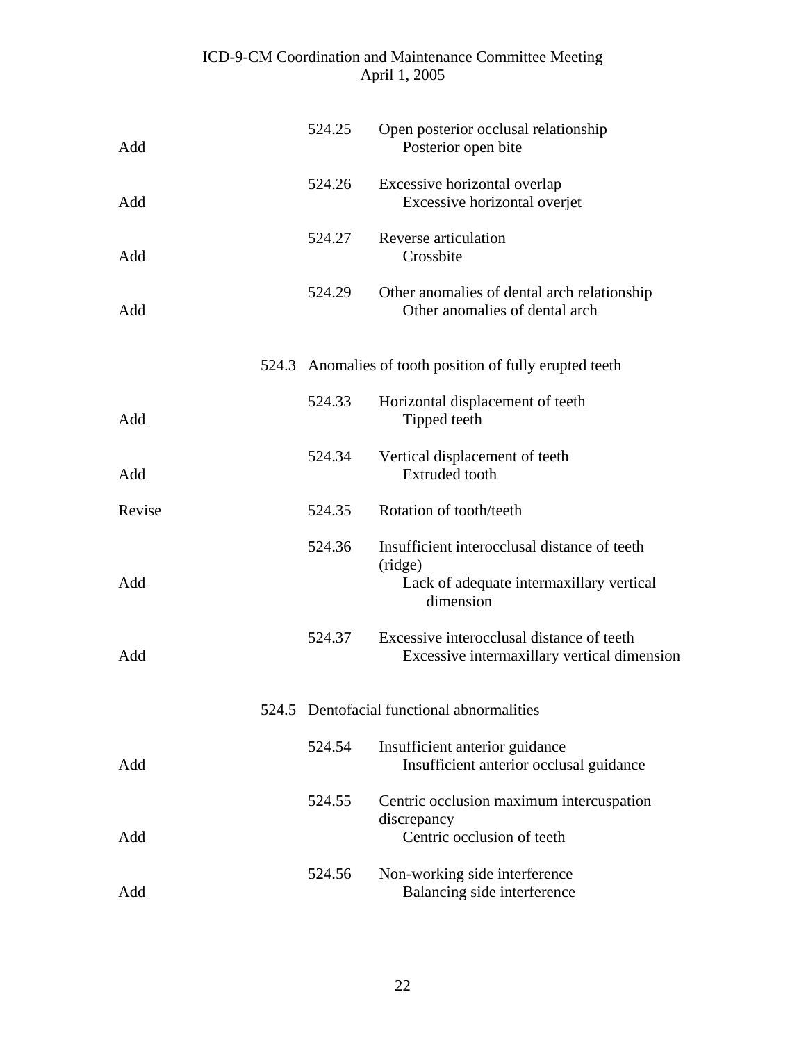| | | | |
|---|---|---|---|
| Add | | 524.25 | Open posterior occlusal relationship<br>Posterior open bite |
| Add | | 524.26 | Excessive horizontal overlap<br>Excessive horizontal overjet |
| Add | | 524.27 | Reverse articulation<br>Crossbite |
| Add | | 524.29 | Other anomalies of dental arch relationship<br>Other anomalies of dental arch |
| | 524.3 | Anomalies of tooth position of fully erupted teeth | |
| Add | | 524.33 | Horizontal displacement of teeth<br>Tipped teeth |
| Add | | 524.34 | Vertical displacement of teeth<br>Extruded tooth |
| Revise | | 524.35 | Rotation of tooth/teeth |
| Add | | 524.36 | Insufficient interocclusal distance of teeth (ridge)<br>Lack of adequate intermaxillary vertical dimension |
| Add | | 524.37 | Excessive interocclusal distance of teeth<br>Excessive intermaxillary vertical dimension |
| | 524.5 | Dentofacial functional abnormalities | |
| Add | | 524.54 | Insufficient anterior guidance<br>Insufficient anterior occlusal guidance |
| Add | | 524.55 | Centric occlusion maximum intercuspation discrepancy<br>Centric occlusion of teeth |
| Add | | 524.56 | Non-working side interference<br>Balancing side interference |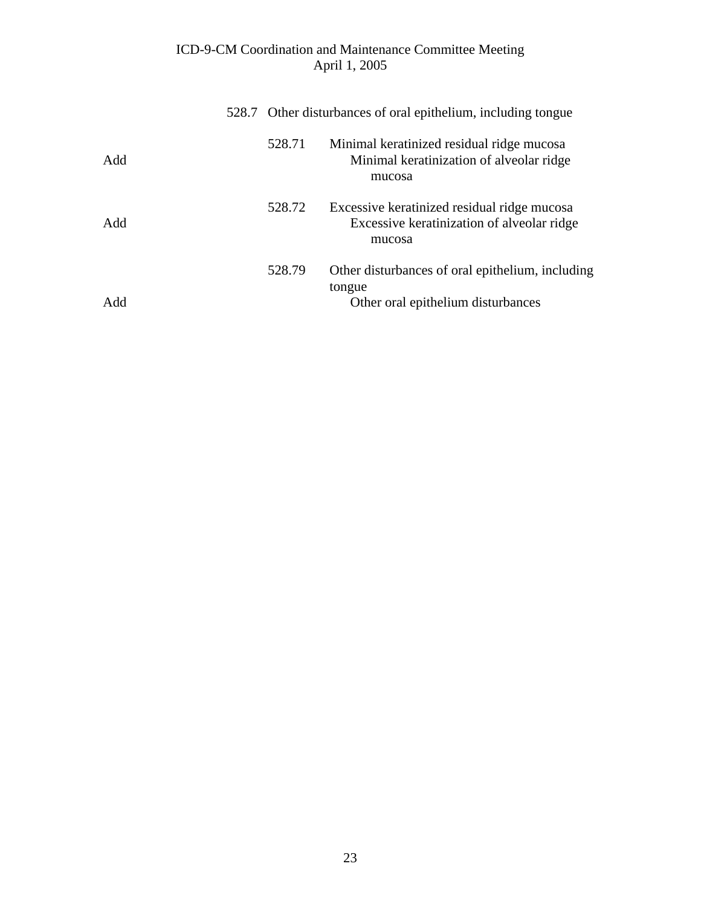528.7 Other disturbances of oral epithelium, including tongue

528.71 Minimal keratinized residual ridge mucosa

Add Minimal keratinization of alveolar ridge mucosa

528.72 Excessive keratinized residual ridge mucosa

Add Excessive keratinization of alveolar ridge mucosa

528.79 Other disturbances of oral epithelium, including tongue

Add Other oral epithelium disturbances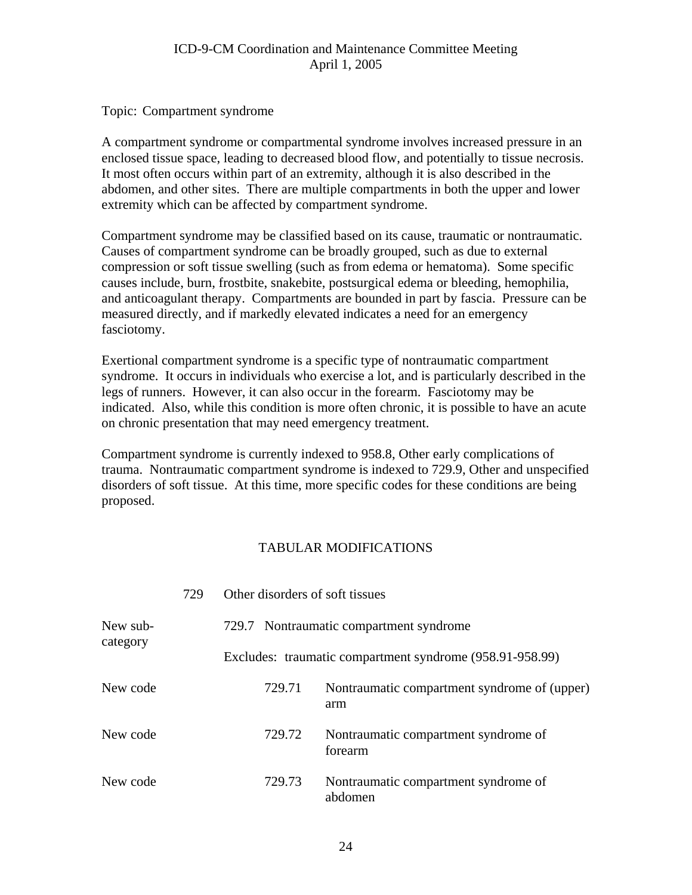Topic: Compartment syndrome

A compartment syndrome or compartmental syndrome involves increased pressure in an enclosed tissue space, leading to decreased blood flow, and potentially to tissue necrosis. It most often occurs within part of an extremity, although it is also described in the abdomen, and other sites. There are multiple compartments in both the upper and lower extremity which can be affected by compartment syndrome.

Compartment syndrome may be classified based on its cause, traumatic or nontraumatic. Causes of compartment syndrome can be broadly grouped, such as due to external compression or soft tissue swelling (such as from edema or hematoma). Some specific causes include, burn, frostbite, snakebite, postsurgical edema or bleeding, hemophilia, and anticoagulant therapy. Compartments are bounded in part by fascia. Pressure can be measured directly, and if markedly elevated indicates a need for an emergency fasciotomy.

Exertional compartment syndrome is a specific type of nontraumatic compartment syndrome. It occurs in individuals who exercise a lot, and is particularly described in the legs of runners. However, it can also occur in the forearm. Fasciotomy may be indicated. Also, while this condition is more often chronic, it is possible to have an acute on chronic presentation that may need emergency treatment.

Compartment syndrome is currently indexed to 958.8, Other early complications of trauma. Nontraumatic compartment syndrome is indexed to 729.9, Other and unspecified disorders of soft tissue. At this time, more specific codes for these conditions are being proposed.

## TABULAR MODIFICATIONS

| | | |
|---|---|---|
| | 729 | Other disorders of soft tissues |
| New sub-category | 729.7 | Nontraumatic compartment syndrome |
| | | Excludes: traumatic compartment syndrome (958.91-958.99) |
| New code | 729.71 | Nontraumatic compartment syndrome of (upper) arm |
| New code | 729.72 | Nontraumatic compartment syndrome of forearm |
| New code | 729.73 | Nontraumatic compartment syndrome of abdomen |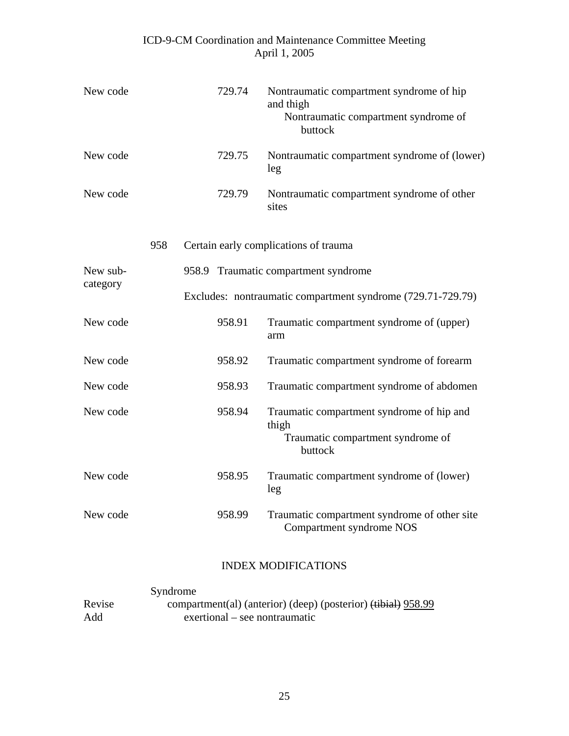New code 729.74 Nontraumatic compartment syndrome of hip and thigh
  Nontraumatic compartment syndrome of buttock

New code 729.75 Nontraumatic compartment syndrome of (lower) leg

New code 729.79 Nontraumatic compartment syndrome of other sites

958 Certain early complications of trauma

New sub-category 958.9 Traumatic compartment syndrome

Excludes: nontraumatic compartment syndrome (729.71-729.79)

New code 958.91 Traumatic compartment syndrome of (upper) arm

New code 958.92 Traumatic compartment syndrome of forearm

New code 958.93 Traumatic compartment syndrome of abdomen

New code 958.94 Traumatic compartment syndrome of hip and thigh
  Traumatic compartment syndrome of buttock

New code 958.95 Traumatic compartment syndrome of (lower) leg

New code 958.99 Traumatic compartment syndrome of other site
  Compartment syndrome NOS

## INDEX MODIFICATIONS

Syndrome

Revise compartment(al) (anterior) (deep) (posterior) ~~(tibial)~~ <u>958.99</u>

Add exertional – see nontraumatic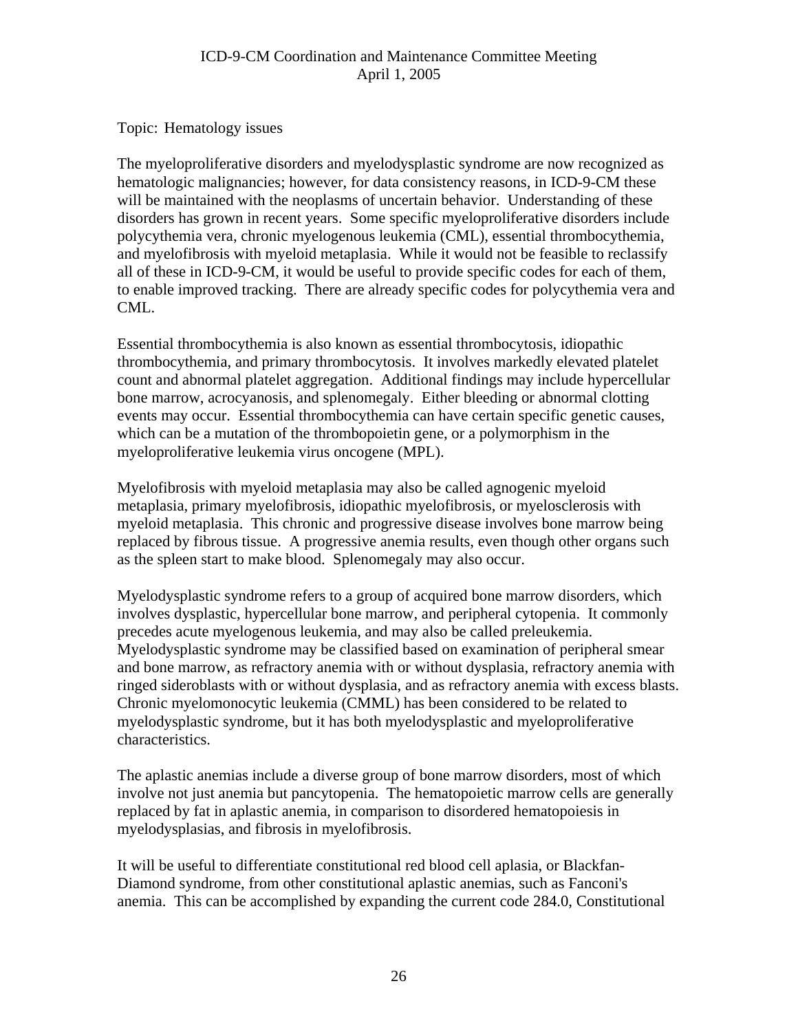Topic: Hematology issues

The myeloproliferative disorders and myelodysplastic syndrome are now recognized as hematologic malignancies; however, for data consistency reasons, in ICD-9-CM these will be maintained with the neoplasms of uncertain behavior. Understanding of these disorders has grown in recent years. Some specific myeloproliferative disorders include polycythemia vera, chronic myelogenous leukemia (CML), essential thrombocythemia, and myelofibrosis with myeloid metaplasia. While it would not be feasible to reclassify all of these in ICD-9-CM, it would be useful to provide specific codes for each of them, to enable improved tracking. There are already specific codes for polycythemia vera and CML.

Essential thrombocythemia is also known as essential thrombocytosis, idiopathic thrombocythemia, and primary thrombocytosis. It involves markedly elevated platelet count and abnormal platelet aggregation. Additional findings may include hypercellular bone marrow, acrocyanosis, and splenomegaly. Either bleeding or abnormal clotting events may occur. Essential thrombocythemia can have certain specific genetic causes, which can be a mutation of the thrombopoietin gene, or a polymorphism in the myeloproliferative leukemia virus oncogene (MPL).

Myelofibrosis with myeloid metaplasia may also be called agnogenic myeloid metaplasia, primary myelofibrosis, idiopathic myelofibrosis, or myelosclerosis with myeloid metaplasia. This chronic and progressive disease involves bone marrow being replaced by fibrous tissue. A progressive anemia results, even though other organs such as the spleen start to make blood. Splenomegaly may also occur.

Myelodysplastic syndrome refers to a group of acquired bone marrow disorders, which involves dysplastic, hypercellular bone marrow, and peripheral cytopenia. It commonly precedes acute myelogenous leukemia, and may also be called preleukemia. Myelodysplastic syndrome may be classified based on examination of peripheral smear and bone marrow, as refractory anemia with or without dysplasia, refractory anemia with ringed sideroblasts with or without dysplasia, and as refractory anemia with excess blasts. Chronic myelomonocytic leukemia (CMML) has been considered to be related to myelodysplastic syndrome, but it has both myelodysplastic and myeloproliferative characteristics.

The aplastic anemias include a diverse group of bone marrow disorders, most of which involve not just anemia but pancytopenia. The hematopoietic marrow cells are generally replaced by fat in aplastic anemia, in comparison to disordered hematopoiesis in myelodysplasias, and fibrosis in myelofibrosis.

It will be useful to differentiate constitutional red blood cell aplasia, or Blackfan-Diamond syndrome, from other constitutional aplastic anemias, such as Fanconi's anemia. This can be accomplished by expanding the current code 284.0, Constitutional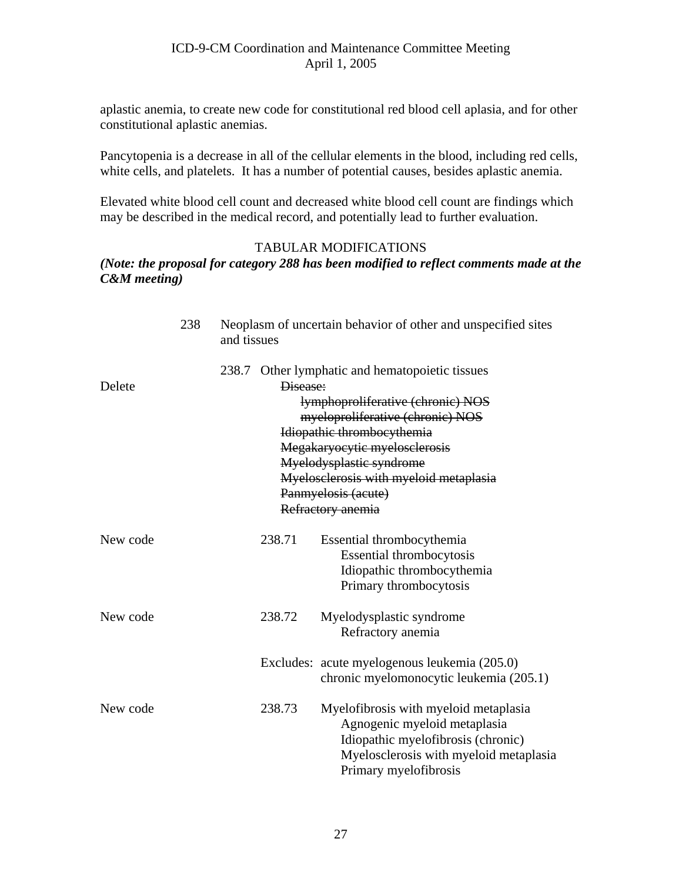aplastic anemia, to create new code for constitutional red blood cell aplasia, and for other constitutional aplastic anemias.

Pancytopenia is a decrease in all of the cellular elements in the blood, including red cells, white cells, and platelets. It has a number of potential causes, besides aplastic anemia.

Elevated white blood cell count and decreased white blood cell count are findings which may be described in the medical record, and potentially lead to further evaluation.

TABULAR MODIFICATIONS

***(Note: the proposal for category 288 has been modified to reflect comments made at the C&M meeting)***

238 Neoplasm of uncertain behavior of other and unspecified sites and tissues

238.7 Other lymphatic and hematopoietic tissues

Delete
~~Disease:~~
~~lymphoproliferative (chronic) NOS~~
~~myeloproliferative (chronic) NOS~~
~~Idiopathic thrombocythemia~~
~~Megakaryocytic myelosclerosis~~
~~Myelodysplastic syndrome~~
~~Myelosclerosis with myeloid metaplasia~~
~~Panmyelosis (acute)~~
~~Refractory anemia~~

New code
238.71 Essential thrombocythemia
Essential thrombocytosis
Idiopathic thrombocythemia
Primary thrombocytosis

New code
238.72 Myelodysplastic syndrome
Refractory anemia

Excludes: acute myelogenous leukemia (205.0)
chronic myelomonocytic leukemia (205.1)

New code
238.73 Myelofibrosis with myeloid metaplasia
Agnogenic myeloid metaplasia
Idiopathic myelofibrosis (chronic)
Myelosclerosis with myeloid metaplasia
Primary myelofibrosis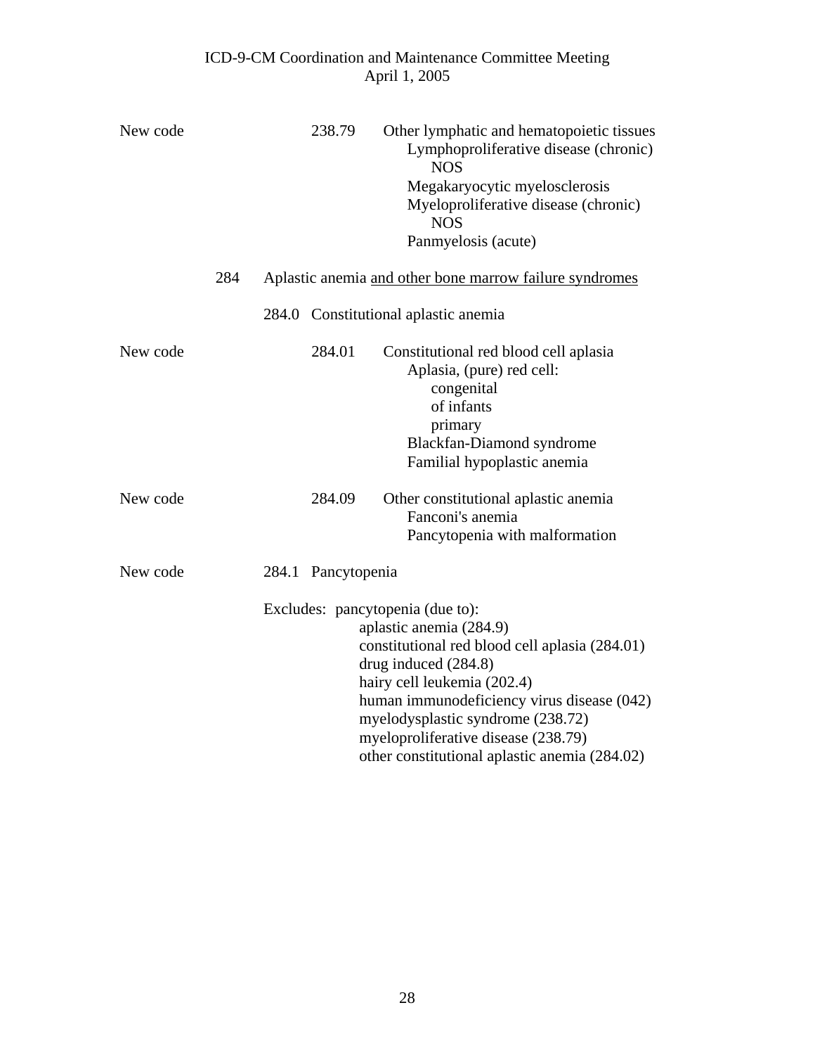New code 238.79 Other lymphatic and hematopoietic tissues
- Lymphoproliferative disease (chronic)
  - NOS
- Megakaryocytic myelosclerosis
- Myeloproliferative disease (chronic)
  - NOS
- Panmyelosis (acute)

284 Aplastic anemia <u>and other bone marrow failure syndromes</u>

284.0 Constitutional aplastic anemia

New code 284.01 Constitutional red blood cell aplasia
- Aplasia, (pure) red cell:
  - congenital
  - of infants
  - primary
- Blackfan-Diamond syndrome
- Familial hypoplastic anemia

New code 284.09 Other constitutional aplastic anemia
- Fanconi's anemia
- Pancytopenia with malformation

New code 284.1 Pancytopenia

Excludes: pancytopenia (due to):
- aplastic anemia (284.9)
- constitutional red blood cell aplasia (284.01)
- drug induced (284.8)
- hairy cell leukemia (202.4)
- human immunodeficiency virus disease (042)
- myelodysplastic syndrome (238.72)
- myeloproliferative disease (238.79)
- other constitutional aplastic anemia (284.02)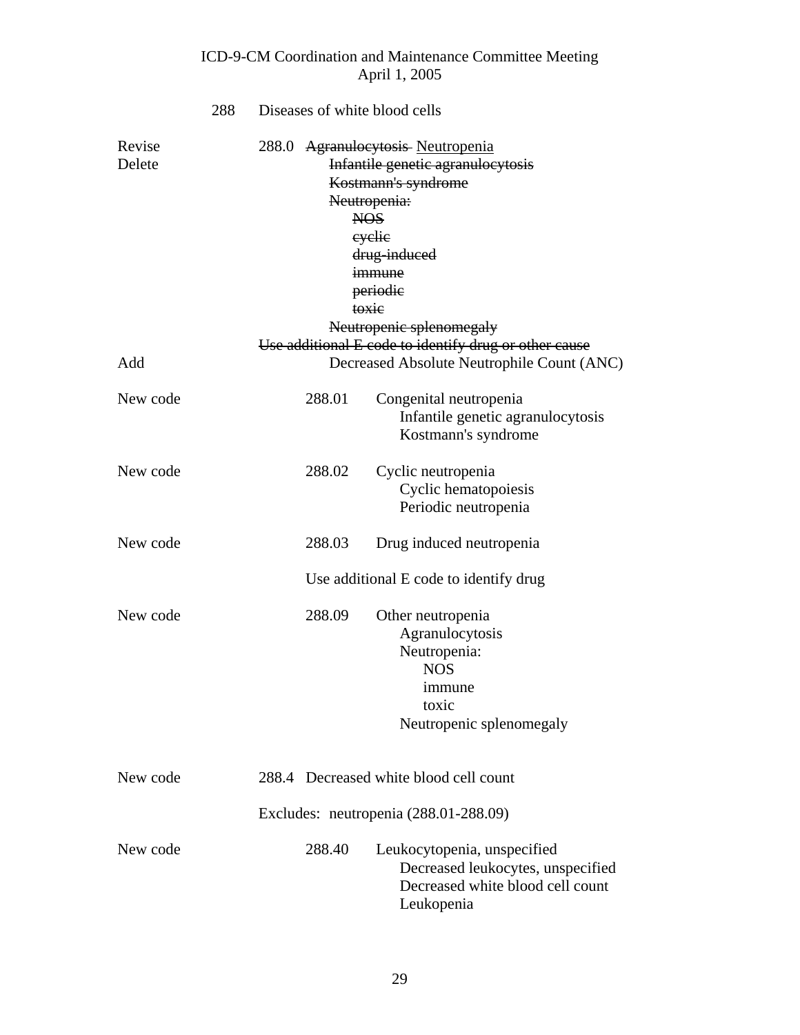288 Diseases of white blood cells

| | | | |
|---|---|---|---|
| Revise | 288.0 | ~~Agranulocytosis~~ <u>Neutropenia</u> | |
| Delete | | ~~Infantile genetic agranulocytosis~~ | |
| | | ~~Kostmann's syndrome~~ | |
| | | ~~Neutropenia:~~ | |
| | | ~~NOS~~ | |
| | | ~~cyclic~~ | |
| | | ~~drug-induced~~ | |
| | | ~~immune~~ | |
| | | ~~periodic~~ | |
| | | ~~toxic~~ | |
| | | ~~Neutropenic splenomegaly~~ | |
| | | ~~Use additional E code to identify drug or other cause~~ | |
| Add | | Decreased Absolute Neutrophile Count (ANC) | |
| New code | 288.01 | Congenital neutropenia | |
| | | Infantile genetic agranulocytosis | |
| | | Kostmann's syndrome | |
| New code | 288.02 | Cyclic neutropenia | |
| | | Cyclic hematopoiesis | |
| | | Periodic neutropenia | |
| New code | 288.03 | Drug induced neutropenia | |
| | | Use additional E code to identify drug | |
| New code | 288.09 | Other neutropenia | |
| | | Agranulocytosis | |
| | | Neutropenia: | |
| | | NOS | |
| | | immune | |
| | | toxic | |
| | | Neutropenic splenomegaly | |
| New code | 288.4 | Decreased white blood cell count | |
| | | Excludes: neutropenia (288.01-288.09) | |
| New code | 288.40 | Leukocytopenia, unspecified | |
| | | Decreased leukocytes, unspecified | |
| | | Decreased white blood cell count | |
| | | Leukopenia | |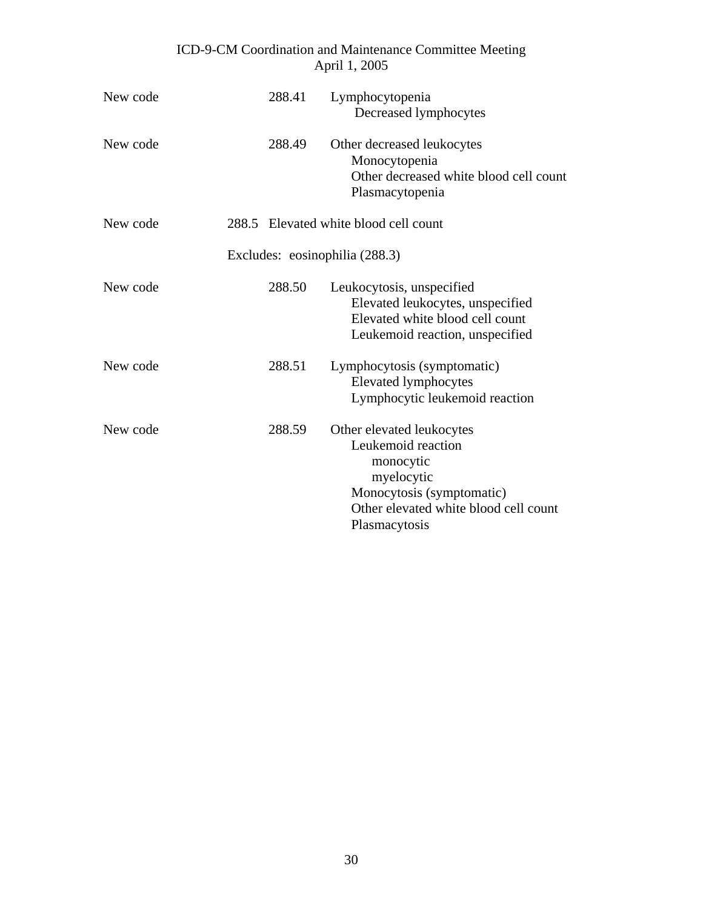New code 288.41 Lymphocytopenia
    Decreased lymphocytes

New code 288.49 Other decreased leukocytes
    Monocytopenia
    Other decreased white blood cell count
    Plasmacytopenia

New code 288.5 Elevated white blood cell count

Excludes: eosinophilia (288.3)

New code 288.50 Leukocytosis, unspecified
    Elevated leukocytes, unspecified
    Elevated white blood cell count
    Leukemoid reaction, unspecified

New code 288.51 Lymphocytosis (symptomatic)
    Elevated lymphocytes
    Lymphocytic leukemoid reaction

New code 288.59 Other elevated leukocytes
    Leukemoid reaction
        monocytic
        myelocytic
    Monocytosis (symptomatic)
    Other elevated white blood cell count
    Plasmacytosis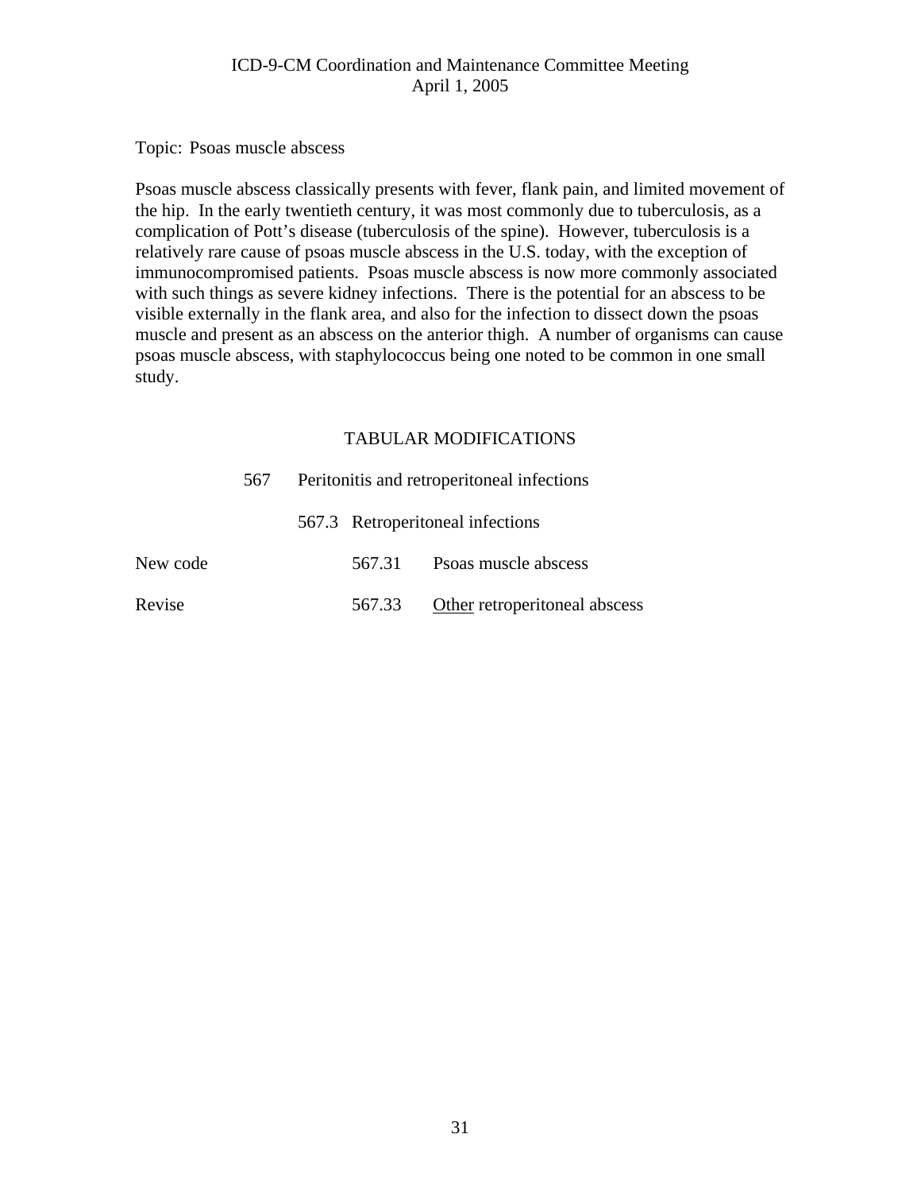Topic: Psoas muscle abscess

Psoas muscle abscess classically presents with fever, flank pain, and limited movement of the hip. In the early twentieth century, it was most commonly due to tuberculosis, as a complication of Pott's disease (tuberculosis of the spine). However, tuberculosis is a relatively rare cause of psoas muscle abscess in the U.S. today, with the exception of immunocompromised patients. Psoas muscle abscess is now more commonly associated with such things as severe kidney infections. There is the potential for an abscess to be visible externally in the flank area, and also for the infection to dissect down the psoas muscle and present as an abscess on the anterior thigh. A number of organisms can cause psoas muscle abscess, with staphylococcus being one noted to be common in one small study.

## TABULAR MODIFICATIONS

567 Peritonitis and retroperitoneal infections

567.3 Retroperitoneal infections

New code 567.31 Psoas muscle abscess

Revise 567.33 <u>Other</u> retroperitoneal abscess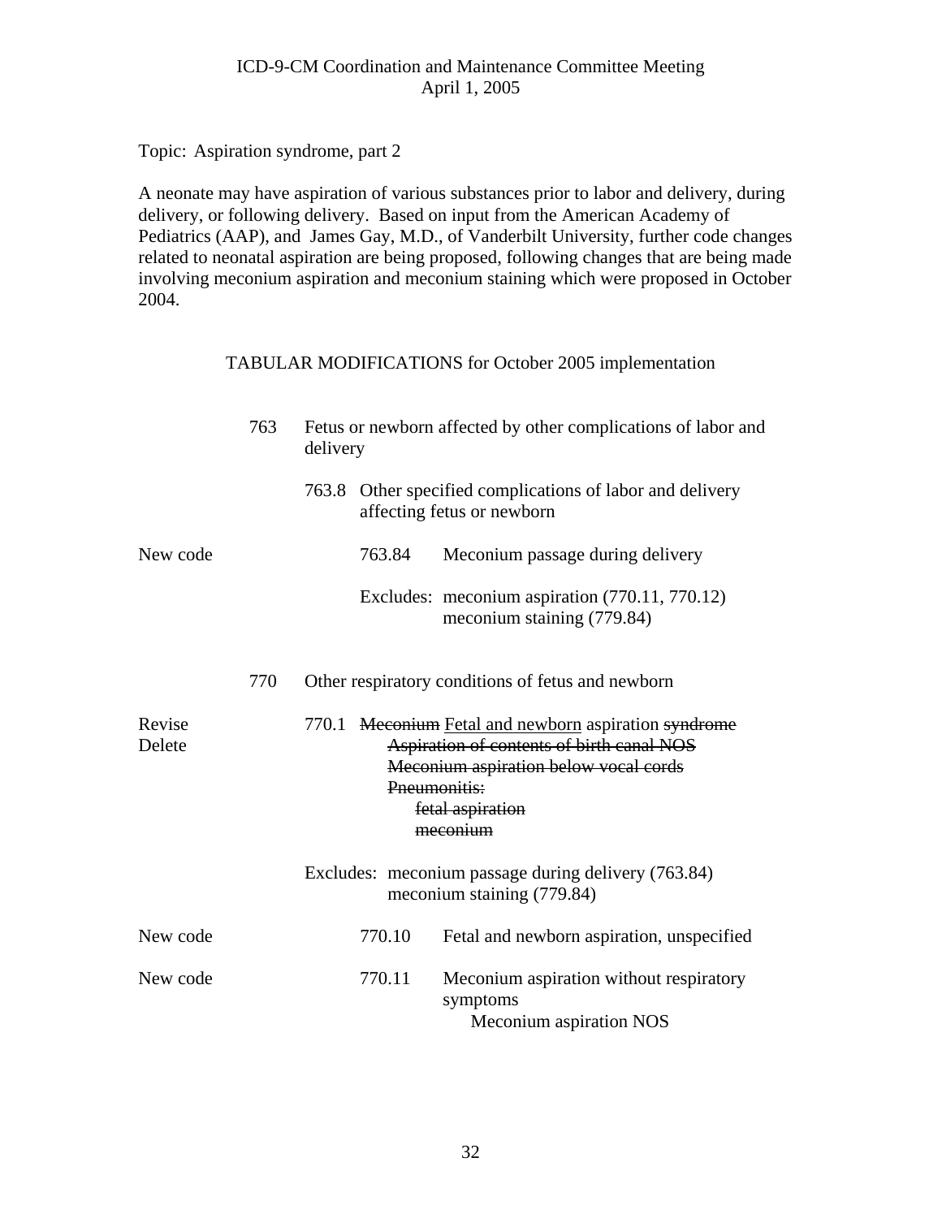Topic: Aspiration syndrome, part 2

A neonate may have aspiration of various substances prior to labor and delivery, during delivery, or following delivery. Based on input from the American Academy of Pediatrics (AAP), and James Gay, M.D., of Vanderbilt University, further code changes related to neonatal aspiration are being proposed, following changes that are being made involving meconium aspiration and meconium staining which were proposed in October 2004.

TABULAR MODIFICATIONS for October 2005 implementation

763 Fetus or newborn affected by other complications of labor and delivery

763.8 Other specified complications of labor and delivery affecting fetus or newborn

New code — 763.84 Meconium passage during delivery

Excludes: meconium aspiration (770.11, 770.12)
meconium staining (779.84)

770 Other respiratory conditions of fetus and newborn

Revise — 770.1 ~~Meconium~~ <u>Fetal and newborn</u> aspiration ~~syndrome~~

Delete — ~~Aspiration of contents of birth canal NOS~~
~~Meconium aspiration below vocal cords~~
~~Pneumonitis:~~
~~fetal aspiration~~
~~meconium~~

Excludes: meconium passage during delivery (763.84)
meconium staining (779.84)

New code — 770.10 Fetal and newborn aspiration, unspecified

New code — 770.11 Meconium aspiration without respiratory symptoms
Meconium aspiration NOS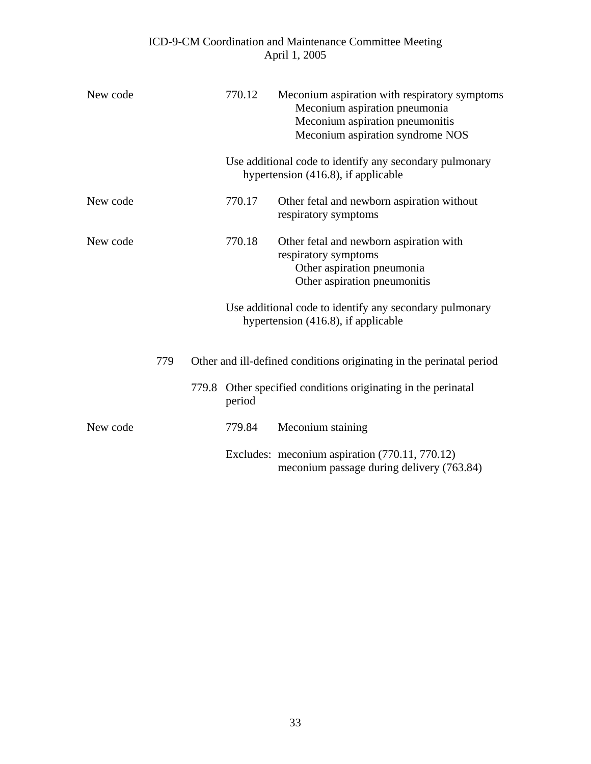New code 770.12 Meconium aspiration with respiratory symptoms

Meconium aspiration pneumonia
Meconium aspiration pneumonitis
Meconium aspiration syndrome NOS

Use additional code to identify any secondary pulmonary hypertension (416.8), if applicable

New code 770.17 Other fetal and newborn aspiration without respiratory symptoms

New code 770.18 Other fetal and newborn aspiration with respiratory symptoms

Other aspiration pneumonia
Other aspiration pneumonitis

Use additional code to identify any secondary pulmonary hypertension (416.8), if applicable

779 Other and ill-defined conditions originating in the perinatal period

779.8 Other specified conditions originating in the perinatal period

New code 779.84 Meconium staining

Excludes: meconium aspiration (770.11, 770.12)
meconium passage during delivery (763.84)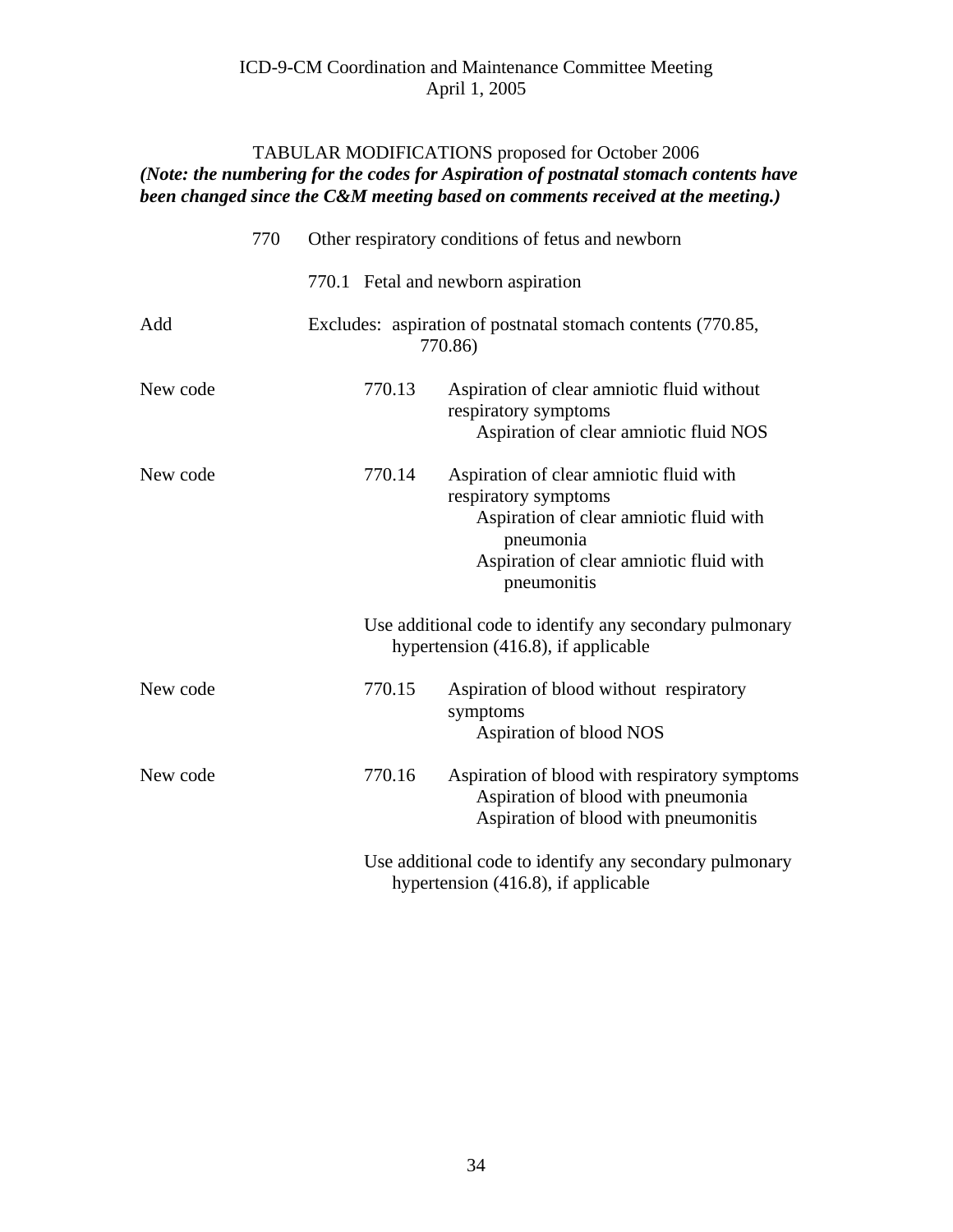ICD-9-CM Coordination and Maintenance Committee Meeting
April 1, 2005

## TABULAR MODIFICATIONS proposed for October 2006

***(Note: the numbering for the codes for Aspiration of postnatal stomach contents have been changed since the C&M meeting based on comments received at the meeting.)***

770 Other respiratory conditions of fetus and newborn

770.1 Fetal and newborn aspiration

Add — Excludes: aspiration of postnatal stomach contents (770.85, 770.86)

New code — 770.13 Aspiration of clear amniotic fluid without respiratory symptoms
- Aspiration of clear amniotic fluid NOS

New code — 770.14 Aspiration of clear amniotic fluid with respiratory symptoms
- Aspiration of clear amniotic fluid with pneumonia
- Aspiration of clear amniotic fluid with pneumonitis

Use additional code to identify any secondary pulmonary hypertension (416.8), if applicable

New code — 770.15 Aspiration of blood without respiratory symptoms
- Aspiration of blood NOS

New code — 770.16 Aspiration of blood with respiratory symptoms
- Aspiration of blood with pneumonia
- Aspiration of blood with pneumonitis

Use additional code to identify any secondary pulmonary hypertension (416.8), if applicable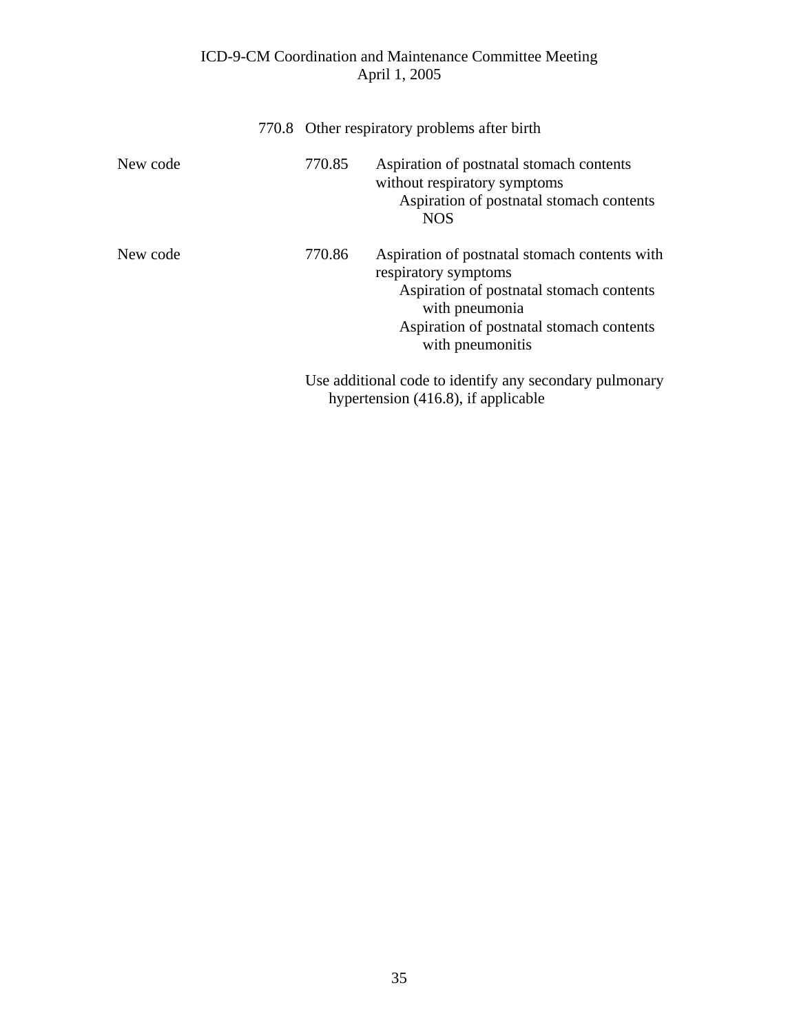770.8 Other respiratory problems after birth

New code 770.85 Aspiration of postnatal stomach contents without respiratory symptoms
Aspiration of postnatal stomach contents NOS

New code 770.86 Aspiration of postnatal stomach contents with respiratory symptoms
Aspiration of postnatal stomach contents with pneumonia
Aspiration of postnatal stomach contents with pneumonitis

Use additional code to identify any secondary pulmonary hypertension (416.8), if applicable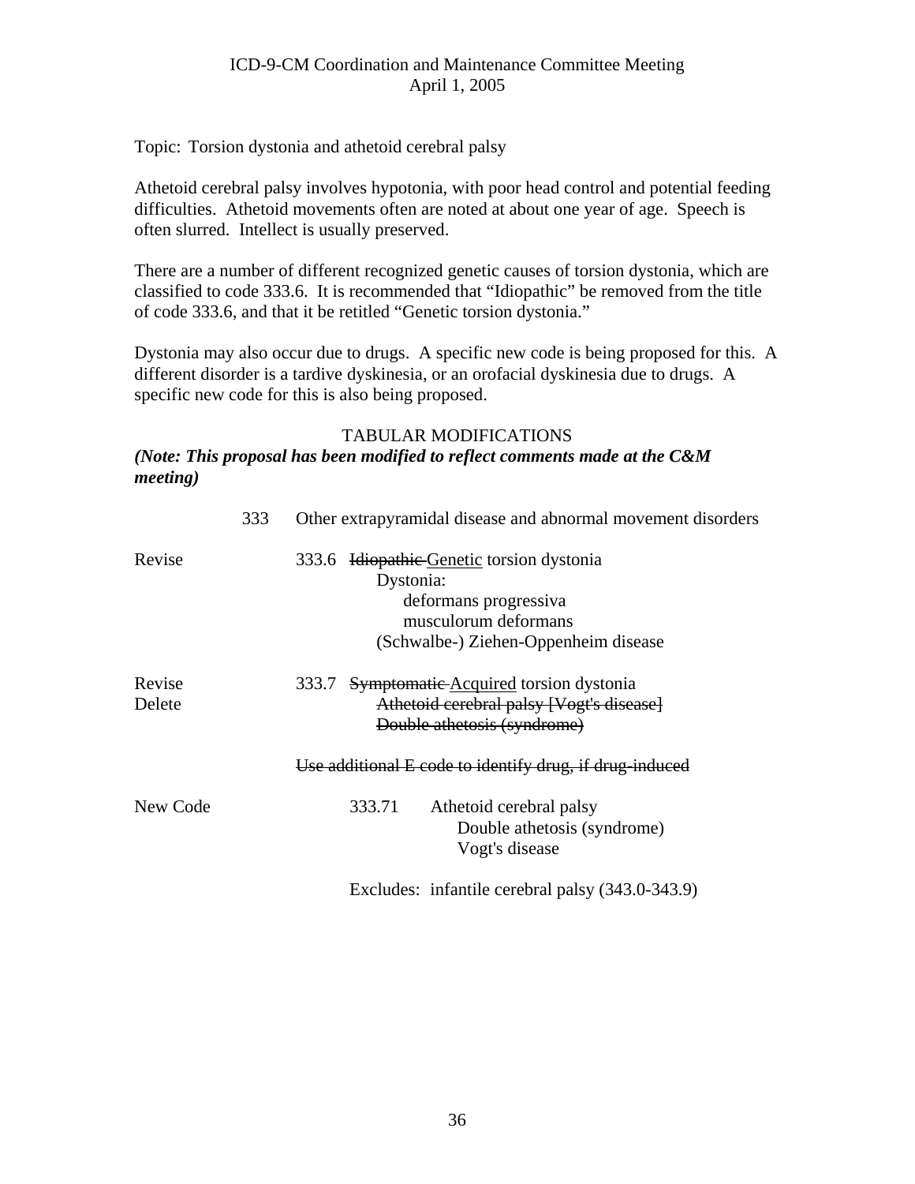Topic: Torsion dystonia and athetoid cerebral palsy

Athetoid cerebral palsy involves hypotonia, with poor head control and potential feeding difficulties. Athetoid movements often are noted at about one year of age. Speech is often slurred. Intellect is usually preserved.

There are a number of different recognized genetic causes of torsion dystonia, which are classified to code 333.6. It is recommended that "Idiopathic" be removed from the title of code 333.6, and that it be retitled "Genetic torsion dystonia."

Dystonia may also occur due to drugs. A specific new code is being proposed for this. A different disorder is a tardive dyskinesia, or an orofacial dyskinesia due to drugs. A specific new code for this is also being proposed.

## TABULAR MODIFICATIONS

***(Note: This proposal has been modified to reflect comments made at the C&M meeting)***

333 Other extrapyramidal disease and abnormal movement disorders

Revise — 333.6 ~~Idiopathic~~ <u>Genetic</u> torsion dystonia
- Dystonia:
  - deformans progressiva
  - musculorum deformans
- (Schwalbe-) Ziehen-Oppenheim disease

Revise — 333.7 ~~Symptomatic~~ <u>Acquired</u> torsion dystonia

Delete — ~~Athetoid cerebral palsy [Vogt's disease]~~
~~Double athetosis (syndrome)~~

~~Use additional E code to identify drug, if drug-induced~~

New Code — 333.71 Athetoid cerebral palsy
- Double athetosis (syndrome)
- Vogt's disease

Excludes: infantile cerebral palsy (343.0-343.9)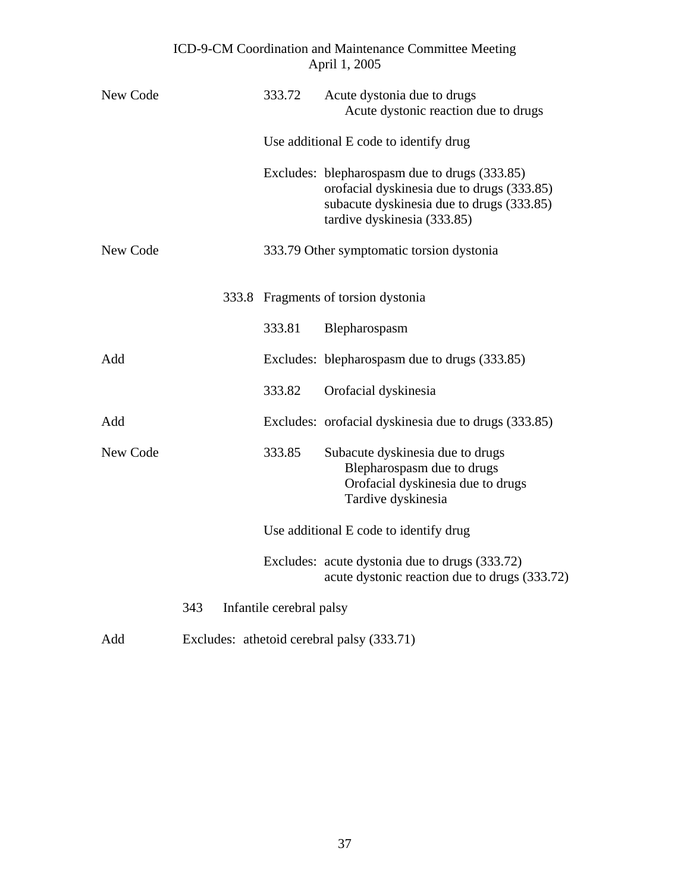| | | | |
|---|---|---|---|
| New Code | | 333.72 | Acute dystonia due to drugs<br>    Acute dystonic reaction due to drugs |
| | | | Use additional E code to identify drug |
| | | | Excludes: blepharospasm due to drugs (333.85)<br>orofacial dyskinesia due to drugs (333.85)<br>subacute dyskinesia due to drugs (333.85)<br>tardive dyskinesia (333.85) |
| New Code | | 333.79 | Other symptomatic torsion dystonia |
| | 333.8 | | Fragments of torsion dystonia |
| | | 333.81 | Blepharospasm |
| Add | | | Excludes: blepharospasm due to drugs (333.85) |
| | | 333.82 | Orofacial dyskinesia |
| Add | | | Excludes: orofacial dyskinesia due to drugs (333.85) |
| New Code | | 333.85 | Subacute dyskinesia due to drugs<br>    Blepharospasm due to drugs<br>    Orofacial dyskinesia due to drugs<br>    Tardive dyskinesia |
| | | | Use additional E code to identify drug |
| | | | Excludes: acute dystonia due to drugs (333.72)<br>acute dystonic reaction due to drugs (333.72) |
| | 343 | | Infantile cerebral palsy |
| Add | | | Excludes: athetoid cerebral palsy (333.71) |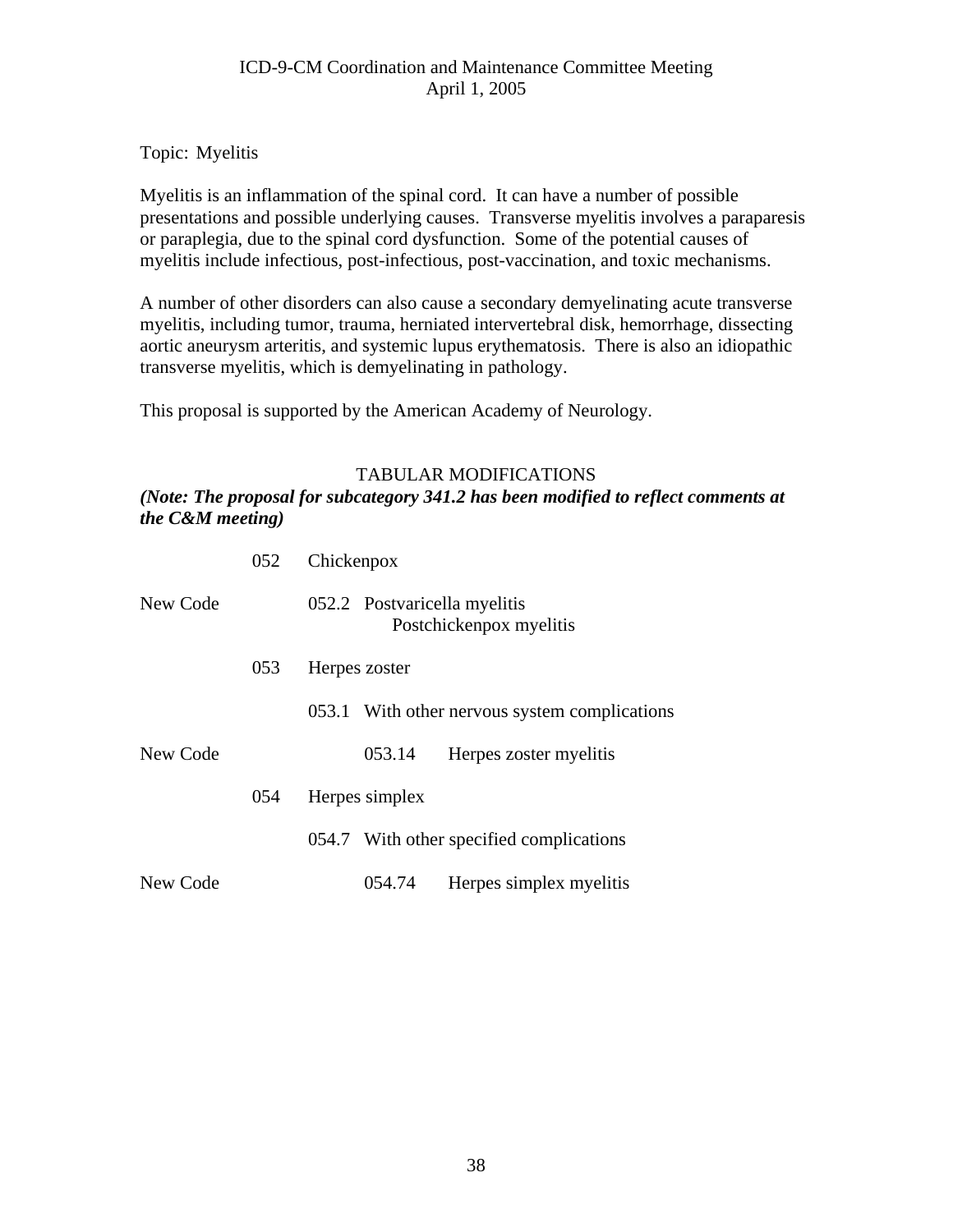ICD-9-CM Coordination and Maintenance Committee Meeting
April 1, 2005

Topic: Myelitis

Myelitis is an inflammation of the spinal cord. It can have a number of possible presentations and possible underlying causes. Transverse myelitis involves a paraparesis or paraplegia, due to the spinal cord dysfunction. Some of the potential causes of myelitis include infectious, post-infectious, post-vaccination, and toxic mechanisms.

A number of other disorders can also cause a secondary demyelinating acute transverse myelitis, including tumor, trauma, herniated intervertebral disk, hemorrhage, dissecting aortic aneurysm arteritis, and systemic lupus erythematosis. There is also an idiopathic transverse myelitis, which is demyelinating in pathology.

This proposal is supported by the American Academy of Neurology.

## TABULAR MODIFICATIONS

***(Note: The proposal for subcategory 341.2 has been modified to reflect comments at the C&M meeting)***

| | | | |
|---|---|---|---|
| | 052 | Chickenpox | |
| New Code | | 052.2 Postvaricella myelitis<br>Postchickenpox myelitis | |
| | 053 | Herpes zoster | |
| | | 053.1 With other nervous system complications | |
| New Code | | 053.14 | Herpes zoster myelitis |
| | 054 | Herpes simplex | |
| | | 054.7 With other specified complications | |
| New Code | | 054.74 | Herpes simplex myelitis |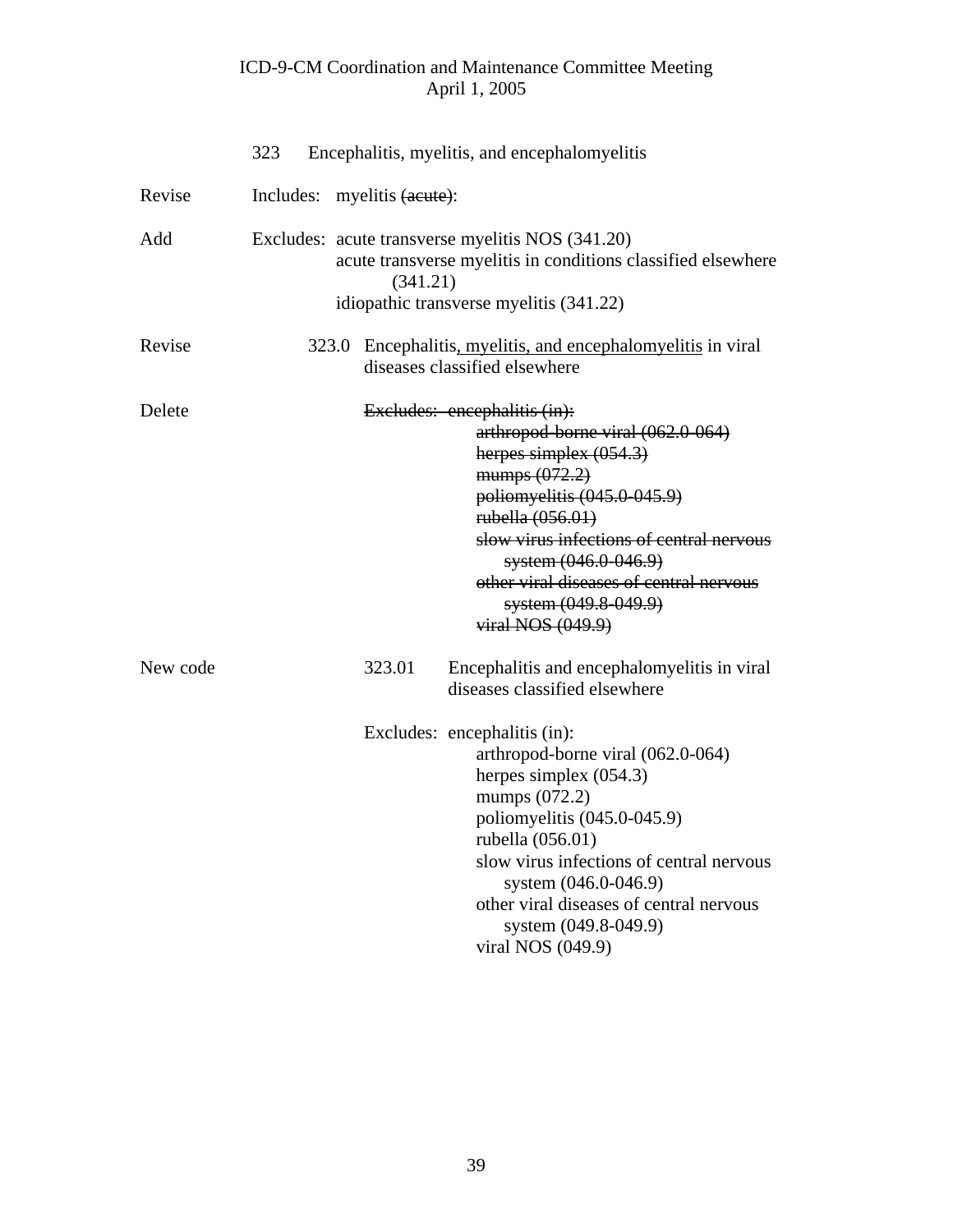323 Encephalitis, myelitis, and encephalomyelitis

Revise — Includes: myelitis ~~(acute)~~:

Add — Excludes: acute transverse myelitis NOS (341.20)
acute transverse myelitis in conditions classified elsewhere (341.21)
idiopathic transverse myelitis (341.22)

Revise — 323.0 Encephalitis<u>, myelitis, and encephalomyelitis</u> in viral diseases classified elsewhere

Delete — ~~Excludes: encephalitis (in):~~
~~arthropod-borne viral (062.0-064)~~
~~herpes simplex (054.3)~~
~~mumps (072.2)~~
~~poliomyelitis (045.0-045.9)~~
~~rubella (056.01)~~
~~slow virus infections of central nervous system (046.0-046.9)~~
~~other viral diseases of central nervous system (049.8-049.9)~~
~~viral NOS (049.9)~~

New code — 323.01 Encephalitis and encephalomyelitis in viral diseases classified elsewhere

Excludes: encephalitis (in):
arthropod-borne viral (062.0-064)
herpes simplex (054.3)
mumps (072.2)
poliomyelitis (045.0-045.9)
rubella (056.01)
slow virus infections of central nervous system (046.0-046.9)
other viral diseases of central nervous system (049.8-049.9)
viral NOS (049.9)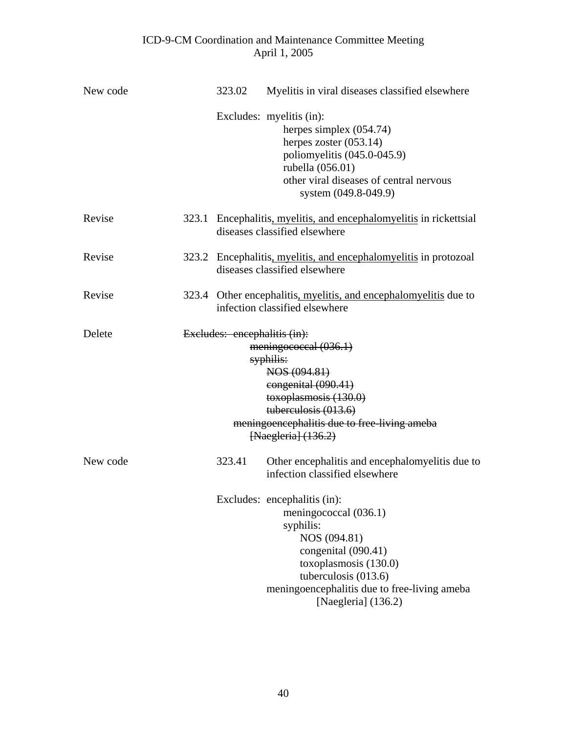New code 323.02 Myelitis in viral diseases classified elsewhere

Excludes: myelitis (in):
- herpes simplex (054.74)
- herpes zoster (053.14)
- poliomyelitis (045.0-045.9)
- rubella (056.01)
- other viral diseases of central nervous system (049.8-049.9)

Revise 323.1 Encephalitis<u>, myelitis, and encephalomyelitis</u> in rickettsial diseases classified elsewhere

Revise 323.2 Encephalitis<u>, myelitis, and encephalomyelitis</u> in protozoal diseases classified elsewhere

Revise 323.4 Other encephalitis<u>, myelitis, and encephalomyelitis</u> due to infection classified elsewhere

Delete ~~Excludes: encephalitis (in):~~
- ~~meningococcal (036.1)~~
- ~~syphilis:~~
  - ~~NOS (094.81)~~
  - ~~congenital (090.41)~~
  - ~~toxoplasmosis (130.0)~~
  - ~~tuberculosis (013.6)~~
- ~~meningoencephalitis due to free-living ameba [Naegleria] (136.2)~~

New code 323.41 Other encephalitis and encephalomyelitis due to infection classified elsewhere

Excludes: encephalitis (in):
- meningococcal (036.1)
- syphilis:
  - NOS (094.81)
  - congenital (090.41)
  - toxoplasmosis (130.0)
  - tuberculosis (013.6)
- meningoencephalitis due to free-living ameba [Naegleria] (136.2)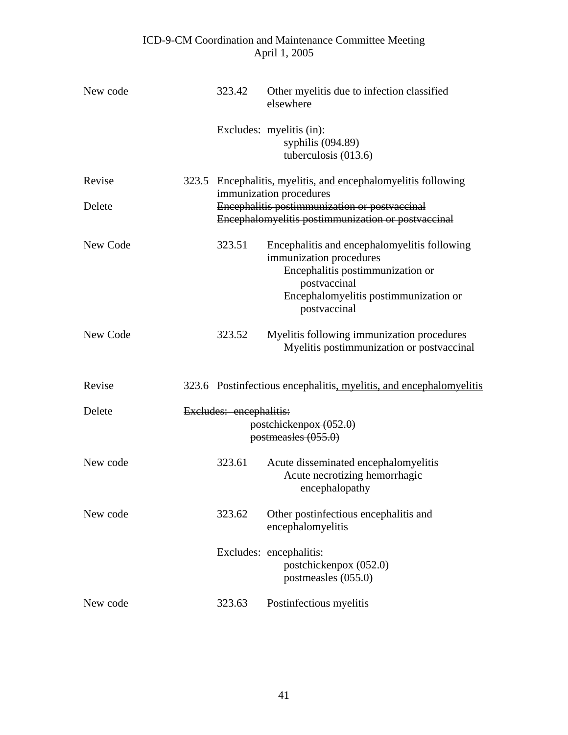| | | |
|---|---|---|
| New code | 323.42 | Other myelitis due to infection classified elsewhere |
| | | Excludes: myelitis (in):<br>syphilis (094.89)<br>tuberculosis (013.6) |
| Revise | 323.5 | Encephalitis<ins>, myelitis, and encephalomyelitis</ins> following immunization procedures |
| Delete | | ~~Encephalitis postimmunization or postvaccinal~~<br>~~Encephalomyelitis postimmunization or postvaccinal~~ |
| New Code | 323.51 | Encephalitis and encephalomyelitis following immunization procedures<br>Encephalitis postimmunization or postvaccinal<br>Encephalomyelitis postimmunization or postvaccinal |
| New Code | 323.52 | Myelitis following immunization procedures<br>Myelitis postimmunization or postvaccinal |
| Revise | 323.6 | Postinfectious encephalitis<ins>, myelitis, and encephalomyelitis</ins> |
| Delete | | ~~Excludes: encephalitis:~~<br>~~postchickenpox (052.0)~~<br>~~postmeasles (055.0)~~ |
| New code | 323.61 | Acute disseminated encephalomyelitis<br>Acute necrotizing hemorrhagic encephalopathy |
| New code | 323.62 | Other postinfectious encephalitis and encephalomyelitis |
| | | Excludes: encephalitis:<br>postchickenpox (052.0)<br>postmeasles (055.0) |
| New code | 323.63 | Postinfectious myelitis |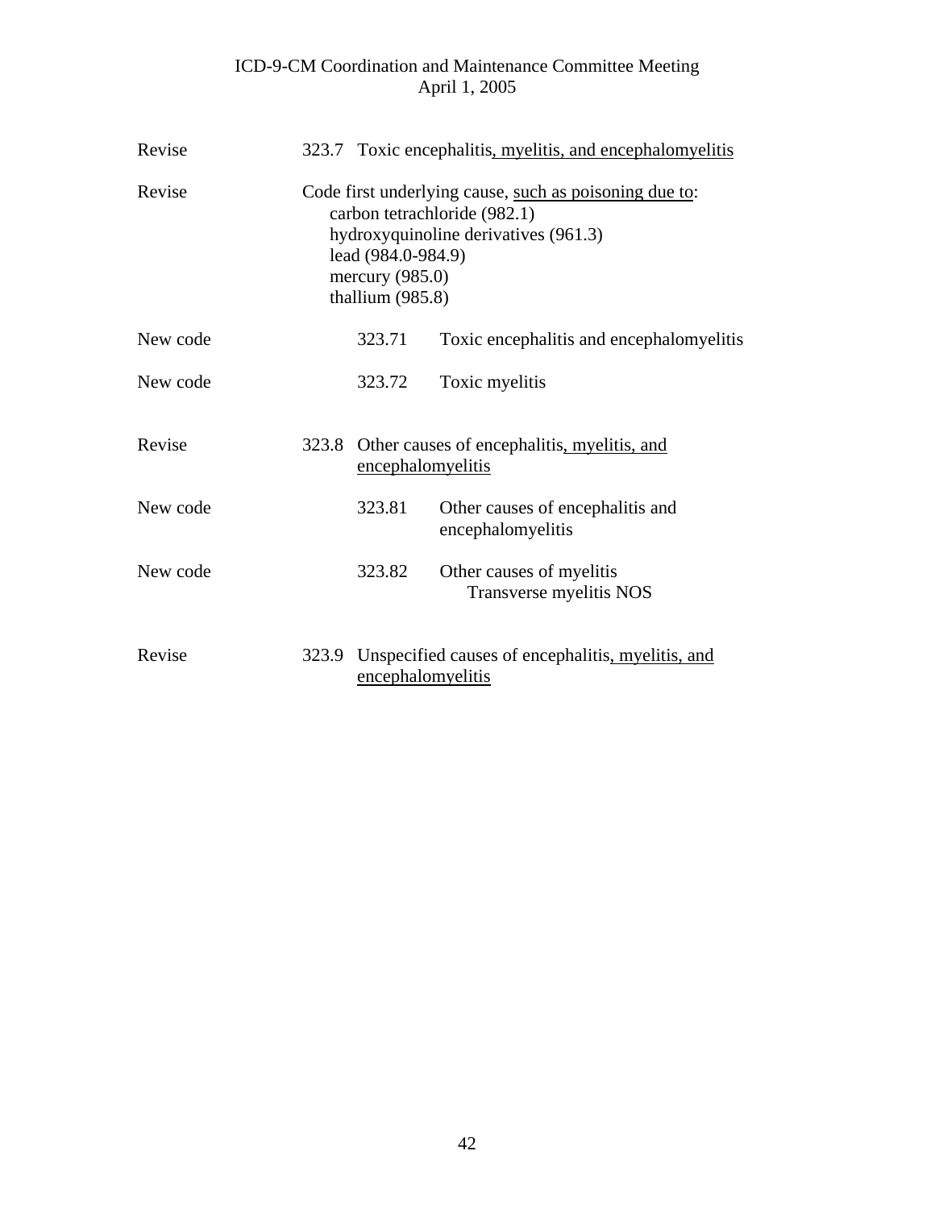| | | | |
|---|---|---|---|
| Revise | 323.7 | Toxic encephalitis, myelitis, and encephalomyelitis | |
| Revise | | Code first underlying cause, such as poisoning due to:<br>carbon tetrachloride (982.1)<br>hydroxyquinoline derivatives (961.3)<br>lead (984.0-984.9)<br>mercury (985.0)<br>thallium (985.8) | |
| New code | | 323.71 | Toxic encephalitis and encephalomyelitis |
| New code | | 323.72 | Toxic myelitis |
| Revise | 323.8 | Other causes of encephalitis, myelitis, and encephalomyelitis | |
| New code | | 323.81 | Other causes of encephalitis and encephalomyelitis |
| New code | | 323.82 | Other causes of myelitis<br>Transverse myelitis NOS |
| Revise | 323.9 | Unspecified causes of encephalitis, myelitis, and encephalomyelitis | |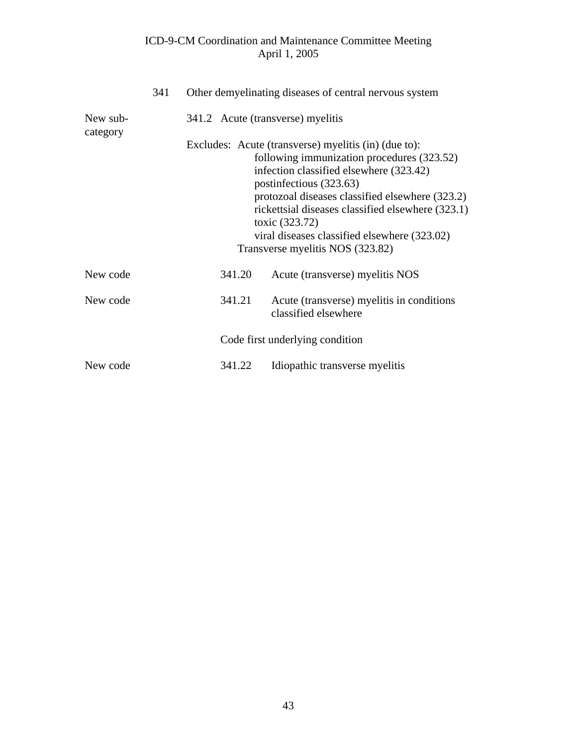341 Other demyelinating diseases of central nervous system

New sub-category — 341.2 Acute (transverse) myelitis

Excludes: Acute (transverse) myelitis (in) (due to):
- following immunization procedures (323.52)
- infection classified elsewhere (323.42)
- postinfectious (323.63)
- protozoal diseases classified elsewhere (323.2)
- rickettsial diseases classified elsewhere (323.1)
- toxic (323.72)
- viral diseases classified elsewhere (323.02)

Transverse myelitis NOS (323.82)

New code — 341.20 Acute (transverse) myelitis NOS

New code — 341.21 Acute (transverse) myelitis in conditions classified elsewhere

Code first underlying condition

New code — 341.22 Idiopathic transverse myelitis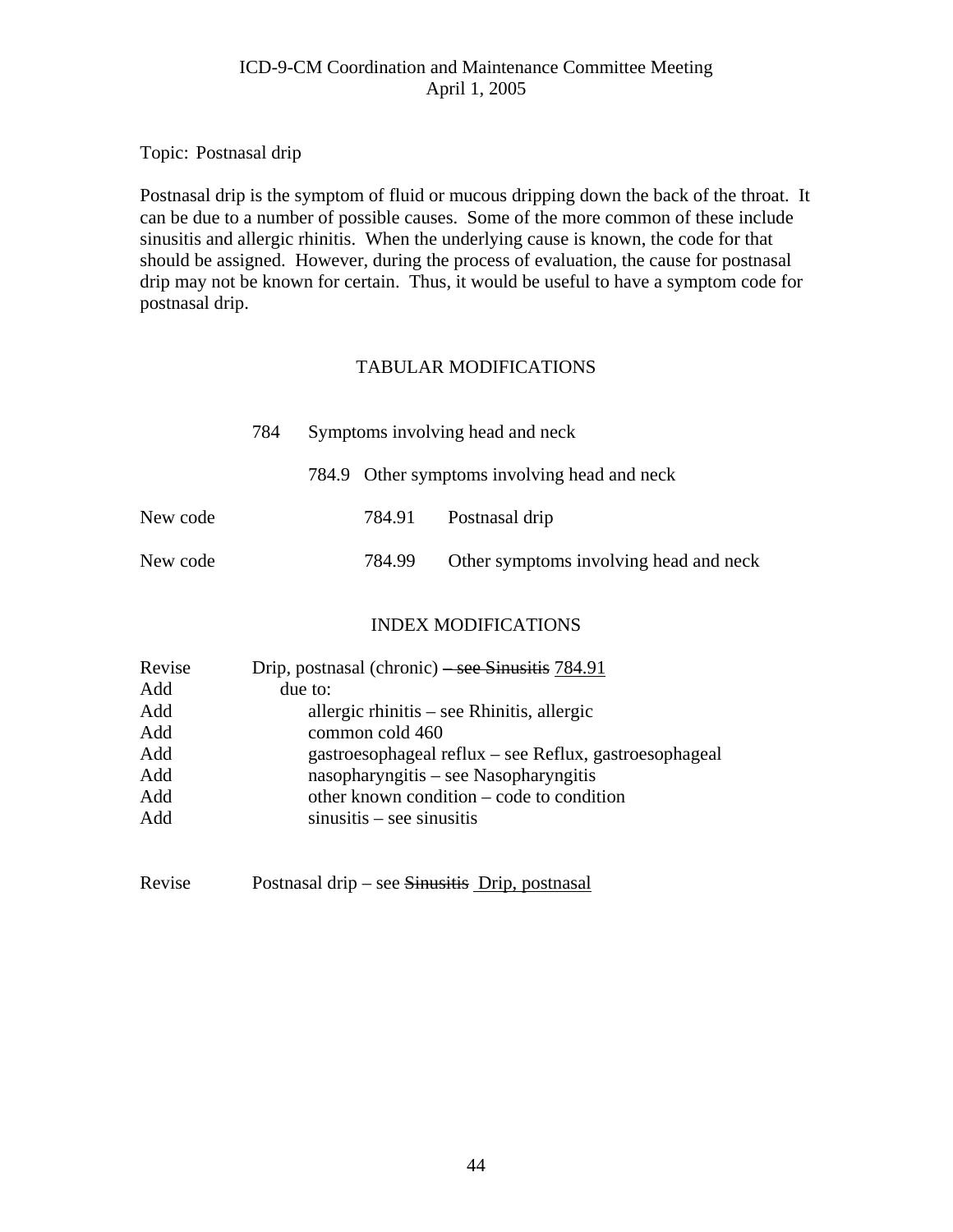Topic: Postnasal drip

Postnasal drip is the symptom of fluid or mucous dripping down the back of the throat. It can be due to a number of possible causes. Some of the more common of these include sinusitis and allergic rhinitis. When the underlying cause is known, the code for that should be assigned. However, during the process of evaluation, the cause for postnasal drip may not be known for certain. Thus, it would be useful to have a symptom code for postnasal drip.

## TABULAR MODIFICATIONS

| | | |
|---|---|---|
| | 784 | Symptoms involving head and neck |
| | 784.9 | Other symptoms involving head and neck |
| New code | 784.91 | Postnasal drip |
| New code | 784.99 | Other symptoms involving head and neck |

## INDEX MODIFICATIONS

| | |
|---|---|
| Revise | Drip, postnasal (chronic) ~~– see Sinusitis~~ <u>784.91</u> |
| Add | due to: |
| Add | allergic rhinitis – see Rhinitis, allergic |
| Add | common cold 460 |
| Add | gastroesophageal reflux – see Reflux, gastroesophageal |
| Add | nasopharyngitis – see Nasopharyngitis |
| Add | other known condition – code to condition |
| Add | sinusitis – see sinusitis |

| | |
|---|---|
| Revise | Postnasal drip – see ~~Sinusitis~~ <u>Drip, postnasal</u> |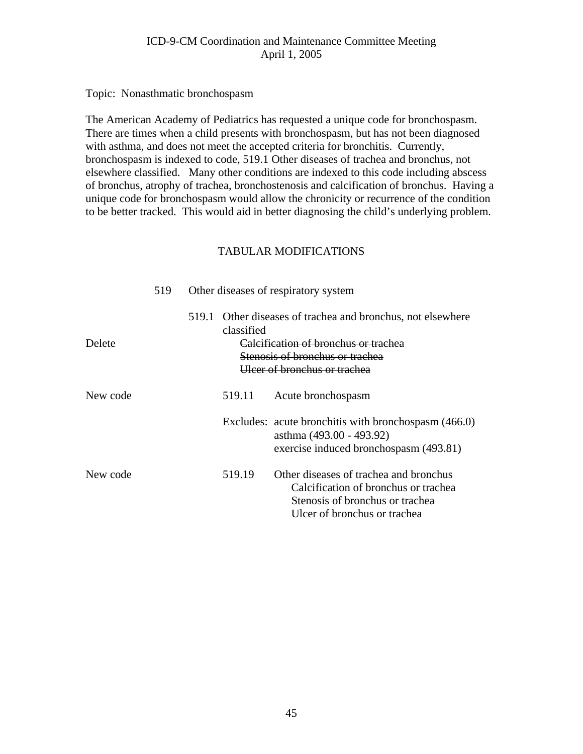ICD-9-CM Coordination and Maintenance Committee Meeting
April 1, 2005

Topic: Nonasthmatic bronchospasm

The American Academy of Pediatrics has requested a unique code for bronchospasm. There are times when a child presents with bronchospasm, but has not been diagnosed with asthma, and does not meet the accepted criteria for bronchitis. Currently, bronchospasm is indexed to code, 519.1 Other diseases of trachea and bronchus, not elsewhere classified. Many other conditions are indexed to this code including abscess of bronchus, atrophy of trachea, bronchostenosis and calcification of bronchus. Having a unique code for bronchospasm would allow the chronicity or recurrence of the condition to be better tracked. This would aid in better diagnosing the child's underlying problem.

## TABULAR MODIFICATIONS

519 Other diseases of respiratory system

519.1 Other diseases of trachea and bronchus, not elsewhere classified

Delete
~~Calcification of bronchus or trachea~~
~~Stenosis of bronchus or trachea~~
~~Ulcer of bronchus or trachea~~

New code
519.11 Acute bronchospasm

Excludes: acute bronchitis with bronchospasm (466.0)
asthma (493.00 - 493.92)
exercise induced bronchospasm (493.81)

New code
519.19 Other diseases of trachea and bronchus
Calcification of bronchus or trachea
Stenosis of bronchus or trachea
Ulcer of bronchus or trachea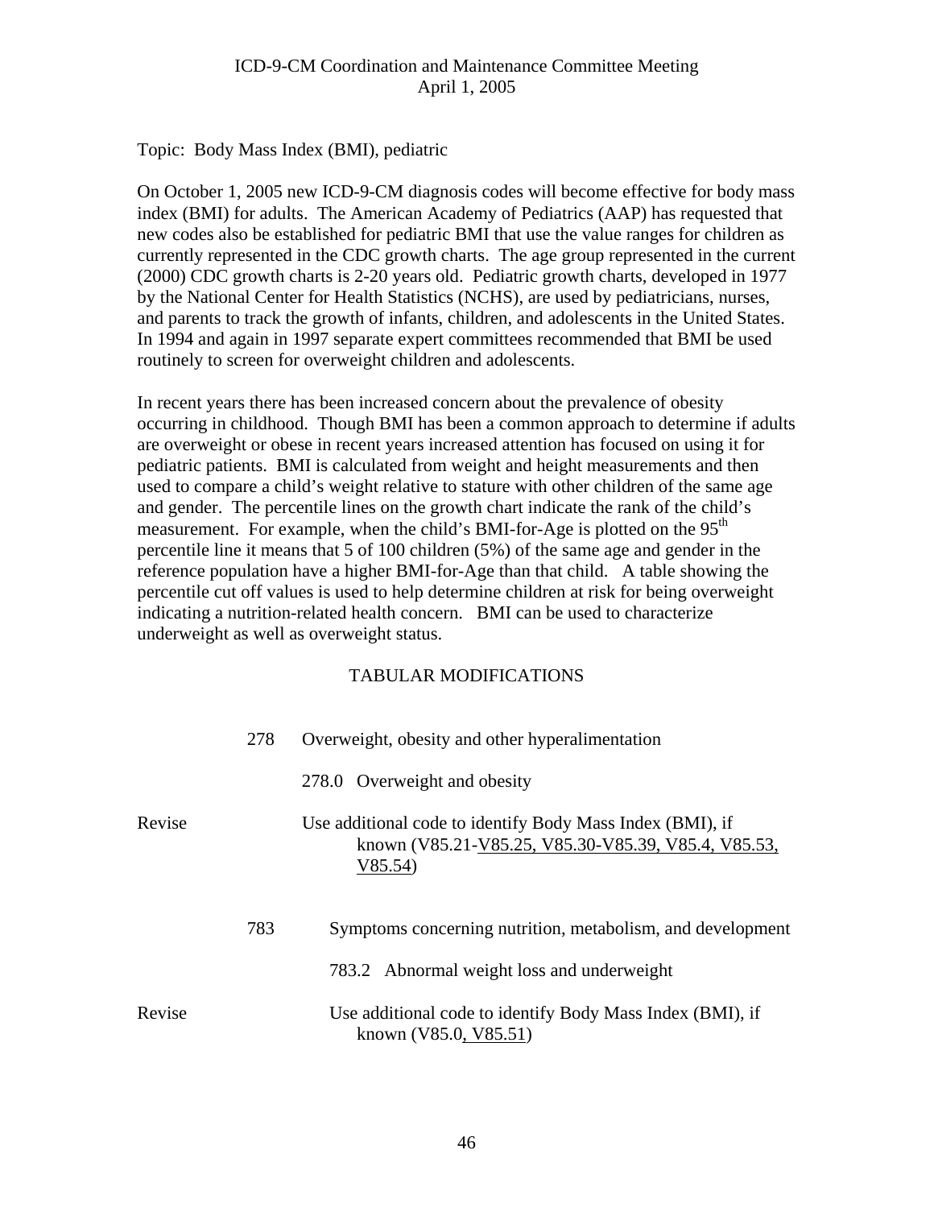ICD-9-CM Coordination and Maintenance Committee Meeting
April 1, 2005

Topic: Body Mass Index (BMI), pediatric

On October 1, 2005 new ICD-9-CM diagnosis codes will become effective for body mass index (BMI) for adults. The American Academy of Pediatrics (AAP) has requested that new codes also be established for pediatric BMI that use the value ranges for children as currently represented in the CDC growth charts. The age group represented in the current (2000) CDC growth charts is 2-20 years old. Pediatric growth charts, developed in 1977 by the National Center for Health Statistics (NCHS), are used by pediatricians, nurses, and parents to track the growth of infants, children, and adolescents in the United States. In 1994 and again in 1997 separate expert committees recommended that BMI be used routinely to screen for overweight children and adolescents.

In recent years there has been increased concern about the prevalence of obesity occurring in childhood. Though BMI has been a common approach to determine if adults are overweight or obese in recent years increased attention has focused on using it for pediatric patients. BMI is calculated from weight and height measurements and then used to compare a child's weight relative to stature with other children of the same age and gender. The percentile lines on the growth chart indicate the rank of the child's measurement. For example, when the child's BMI-for-Age is plotted on the 95th percentile line it means that 5 of 100 children (5%) of the same age and gender in the reference population have a higher BMI-for-Age than that child. A table showing the percentile cut off values is used to help determine children at risk for being overweight indicating a nutrition-related health concern. BMI can be used to characterize underweight as well as overweight status.

TABULAR MODIFICATIONS

278 Overweight, obesity and other hyperalimentation

278.0 Overweight and obesity

Revise — Use additional code to identify Body Mass Index (BMI), if known (V85.21-<u>V85.25, V85.30-V85.39, V85.4, V85.53, V85.54</u>)

783 Symptoms concerning nutrition, metabolism, and development

783.2 Abnormal weight loss and underweight

Revise — Use additional code to identify Body Mass Index (BMI), if known (V85.0<u>, V85.51</u>)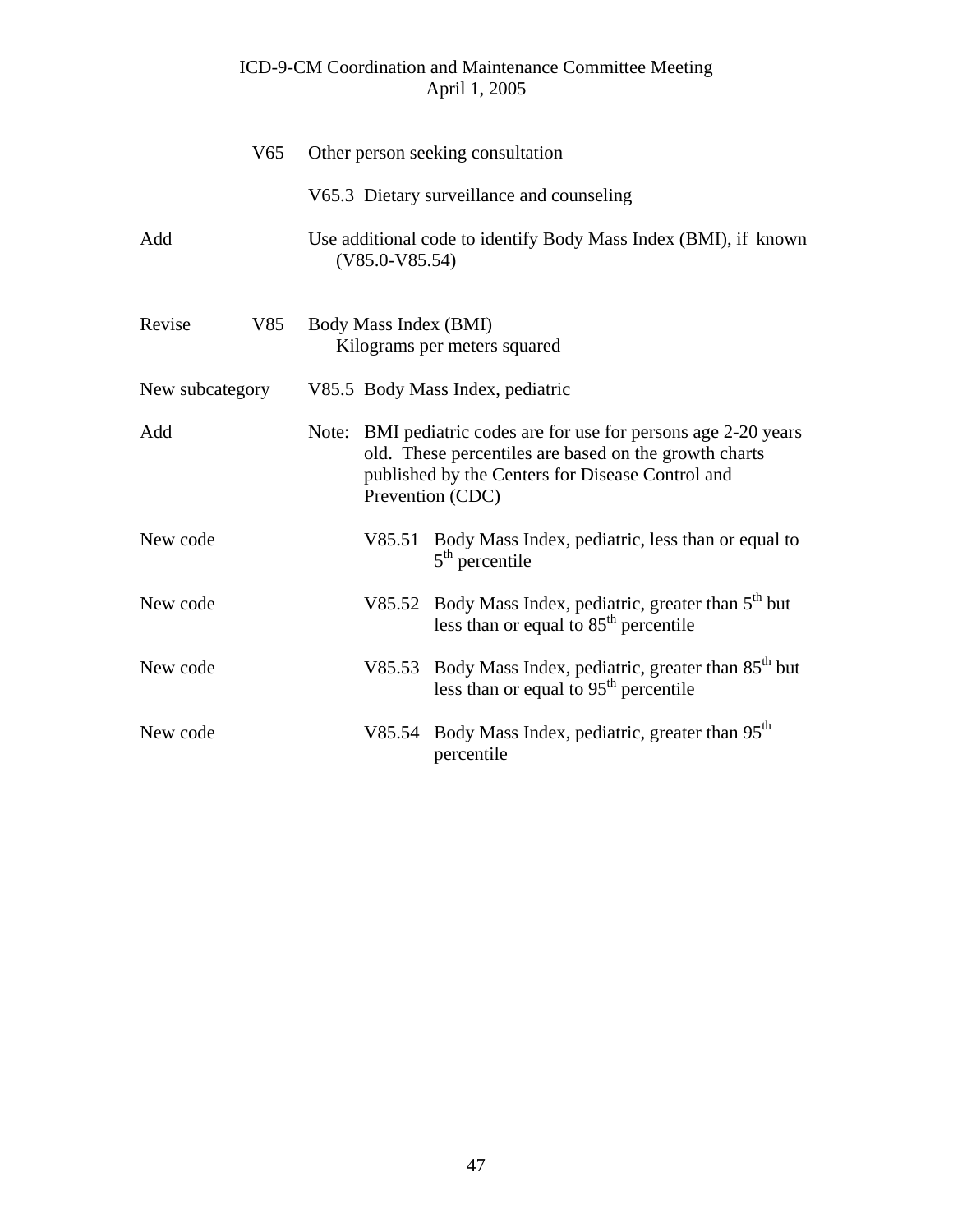| | | |
|---|---|---|
| | V65 | Other person seeking consultation |
| | | V65.3 Dietary surveillance and counseling |
| Add | | Use additional code to identify Body Mass Index (BMI), if known (V85.0-V85.54) |
| Revise | V85 | Body Mass Index <u>(BMI)</u><br>Kilograms per meters squared |
| New subcategory | | V85.5 Body Mass Index, pediatric |
| Add | | Note: BMI pediatric codes are for use for persons age 2-20 years old. These percentiles are based on the growth charts published by the Centers for Disease Control and Prevention (CDC) |
| New code | | V85.51 Body Mass Index, pediatric, less than or equal to 5th percentile |
| New code | | V85.52 Body Mass Index, pediatric, greater than 5th but less than or equal to 85th percentile |
| New code | | V85.53 Body Mass Index, pediatric, greater than 85th but less than or equal to 95th percentile |
| New code | | V85.54 Body Mass Index, pediatric, greater than 95th percentile |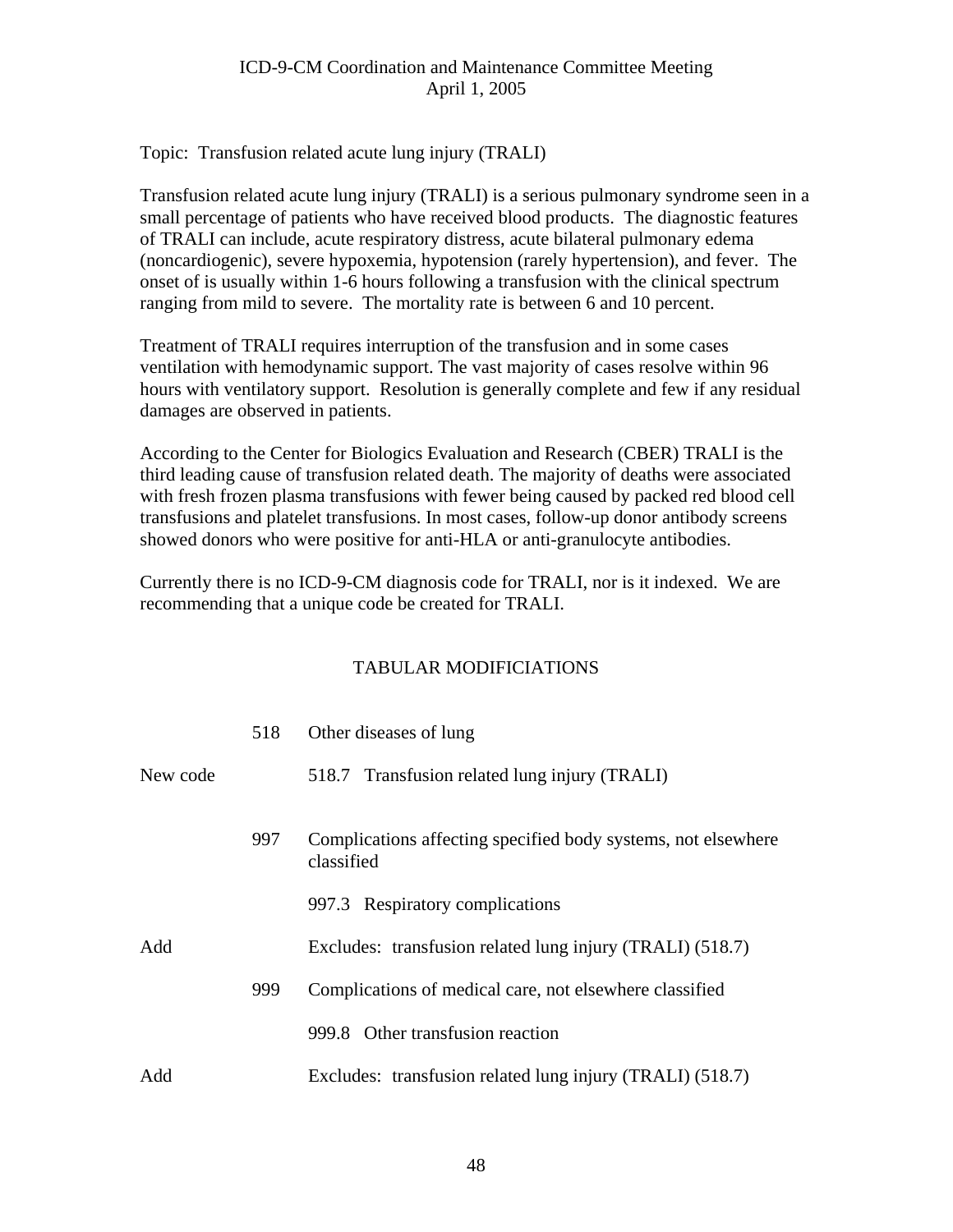Topic: Transfusion related acute lung injury (TRALI)

Transfusion related acute lung injury (TRALI) is a serious pulmonary syndrome seen in a small percentage of patients who have received blood products. The diagnostic features of TRALI can include, acute respiratory distress, acute bilateral pulmonary edema (noncardiogenic), severe hypoxemia, hypotension (rarely hypertension), and fever. The onset of is usually within 1-6 hours following a transfusion with the clinical spectrum ranging from mild to severe. The mortality rate is between 6 and 10 percent.

Treatment of TRALI requires interruption of the transfusion and in some cases ventilation with hemodynamic support. The vast majority of cases resolve within 96 hours with ventilatory support. Resolution is generally complete and few if any residual damages are observed in patients.

According to the Center for Biologics Evaluation and Research (CBER) TRALI is the third leading cause of transfusion related death. The majority of deaths were associated with fresh frozen plasma transfusions with fewer being caused by packed red blood cell transfusions and platelet transfusions. In most cases, follow-up donor antibody screens showed donors who were positive for anti-HLA or anti-granulocyte antibodies.

Currently there is no ICD-9-CM diagnosis code for TRALI, nor is it indexed. We are recommending that a unique code be created for TRALI.

## TABULAR MODIFICIATIONS

| | | |
|---|---|---|
| | 518 | Other diseases of lung |
| New code | | 518.7 Transfusion related lung injury (TRALI) |
| | 997 | Complications affecting specified body systems, not elsewhere classified |
| | | 997.3 Respiratory complications |
| Add | | Excludes: transfusion related lung injury (TRALI) (518.7) |
| | 999 | Complications of medical care, not elsewhere classified |
| | | 999.8 Other transfusion reaction |
| Add | | Excludes: transfusion related lung injury (TRALI) (518.7) |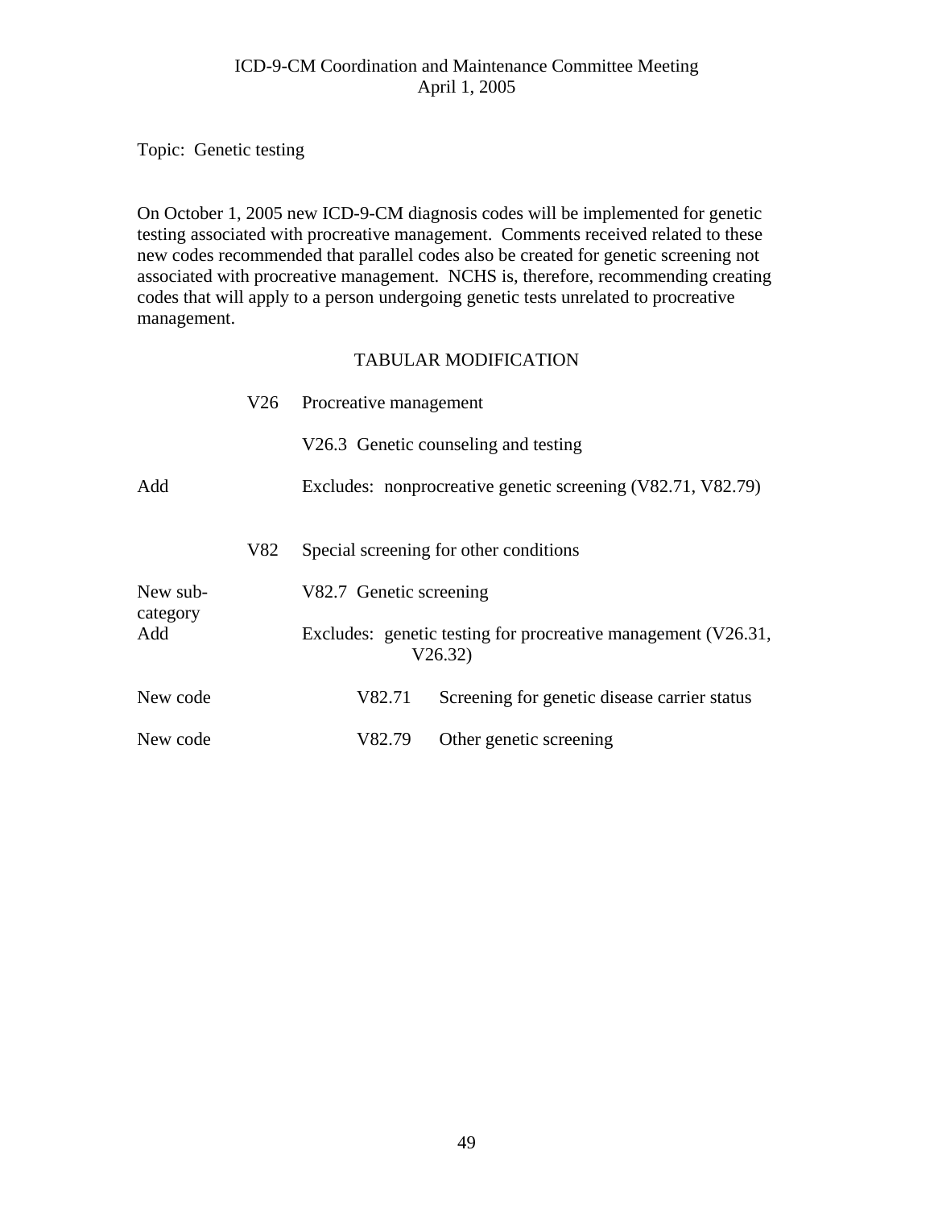ICD-9-CM Coordination and Maintenance Committee Meeting
April 1, 2005

Topic: Genetic testing

On October 1, 2005 new ICD-9-CM diagnosis codes will be implemented for genetic testing associated with procreative management. Comments received related to these new codes recommended that parallel codes also be created for genetic screening not associated with procreative management. NCHS is, therefore, recommending creating codes that will apply to a person undergoing genetic tests unrelated to procreative management.

TABULAR MODIFICATION

| | | |
|---|---|---|
| | V26 | Procreative management |
| | | V26.3 Genetic counseling and testing |
| Add | | Excludes: nonprocreative genetic screening (V82.71, V82.79) |
| | V82 | Special screening for other conditions |
| New sub-category | | V82.7 Genetic screening |
| Add | | Excludes: genetic testing for procreative management (V26.31, V26.32) |
| New code | | V82.71 Screening for genetic disease carrier status |
| New code | | V82.79 Other genetic screening |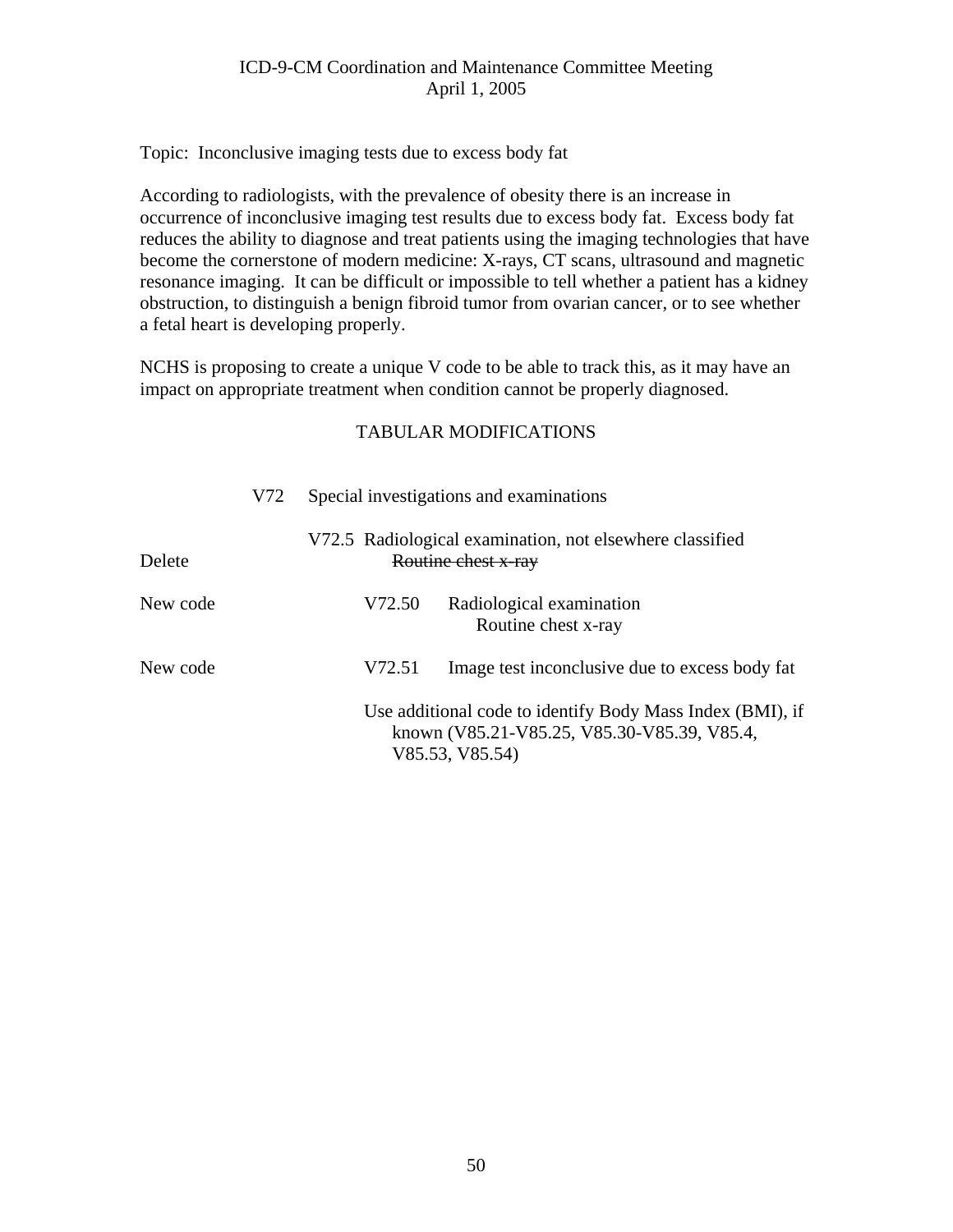Topic: Inconclusive imaging tests due to excess body fat

According to radiologists, with the prevalence of obesity there is an increase in occurrence of inconclusive imaging test results due to excess body fat. Excess body fat reduces the ability to diagnose and treat patients using the imaging technologies that have become the cornerstone of modern medicine: X-rays, CT scans, ultrasound and magnetic resonance imaging. It can be difficult or impossible to tell whether a patient has a kidney obstruction, to distinguish a benign fibroid tumor from ovarian cancer, or to see whether a fetal heart is developing properly.

NCHS is proposing to create a unique V code to be able to track this, as it may have an impact on appropriate treatment when condition cannot be properly diagnosed.

TABULAR MODIFICATIONS

V72 Special investigations and examinations

V72.5 Radiological examination, not elsewhere classified

Delete ~~Routine chest x-ray~~

New code V72.50 Radiological examination
Routine chest x-ray

New code V72.51 Image test inconclusive due to excess body fat

Use additional code to identify Body Mass Index (BMI), if known (V85.21-V85.25, V85.30-V85.39, V85.4, V85.53, V85.54)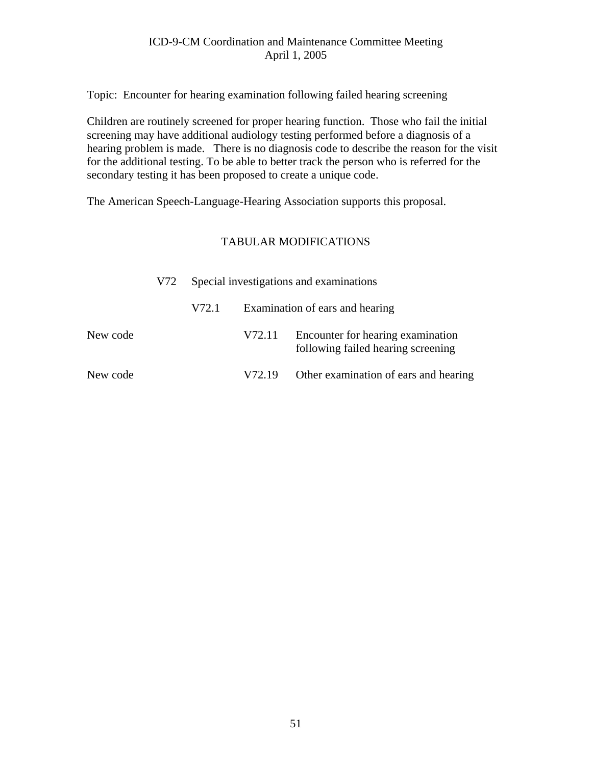Topic: Encounter for hearing examination following failed hearing screening

Children are routinely screened for proper hearing function. Those who fail the initial screening may have additional audiology testing performed before a diagnosis of a hearing problem is made. There is no diagnosis code to describe the reason for the visit for the additional testing. To be able to better track the person who is referred for the secondary testing it has been proposed to create a unique code.

The American Speech-Language-Hearing Association supports this proposal.

## TABULAR MODIFICATIONS

| | | | | |
|---|---|---|---|---|
| | V72 | Special investigations and examinations | | |
| | | V72.1 | Examination of ears and hearing | |
| New code | | | V72.11 | Encounter for hearing examination following failed hearing screening |
| New code | | | V72.19 | Other examination of ears and hearing |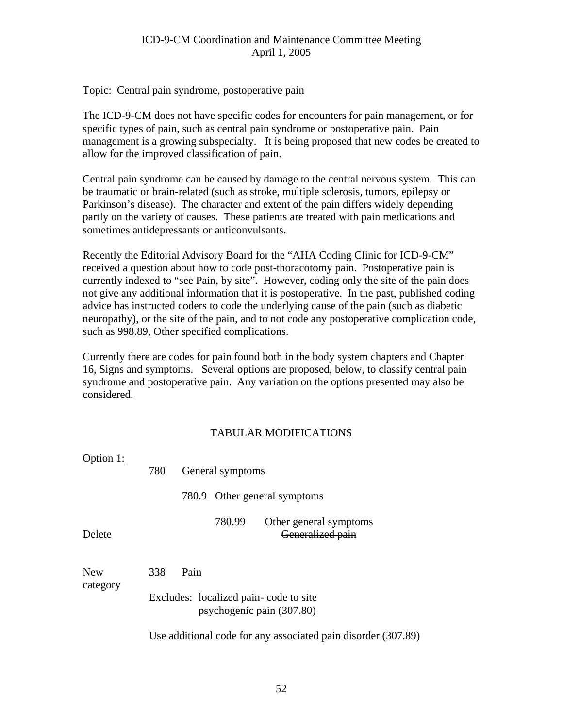ICD-9-CM Coordination and Maintenance Committee Meeting
April 1, 2005

Topic: Central pain syndrome, postoperative pain

The ICD-9-CM does not have specific codes for encounters for pain management, or for specific types of pain, such as central pain syndrome or postoperative pain. Pain management is a growing subspecialty. It is being proposed that new codes be created to allow for the improved classification of pain.

Central pain syndrome can be caused by damage to the central nervous system. This can be traumatic or brain-related (such as stroke, multiple sclerosis, tumors, epilepsy or Parkinson's disease). The character and extent of the pain differs widely depending partly on the variety of causes. These patients are treated with pain medications and sometimes antidepressants or anticonvulsants.

Recently the Editorial Advisory Board for the "AHA Coding Clinic for ICD-9-CM" received a question about how to code post-thoracotomy pain. Postoperative pain is currently indexed to "see Pain, by site". However, coding only the site of the pain does not give any additional information that it is postoperative. In the past, published coding advice has instructed coders to code the underlying cause of the pain (such as diabetic neuropathy), or the site of the pain, and to not code any postoperative complication code, such as 998.89, Other specified complications.

Currently there are codes for pain found both in the body system chapters and Chapter 16, Signs and symptoms. Several options are proposed, below, to classify central pain syndrome and postoperative pain. Any variation on the options presented may also be considered.

## TABULAR MODIFICATIONS

Option 1:

780 General symptoms

780.9 Other general symptoms

780.99 Other general symptoms

Delete ~~Generalized pain~~

New category 338 Pain

Excludes: localized pain- code to site
psychogenic pain (307.80)

Use additional code for any associated pain disorder (307.89)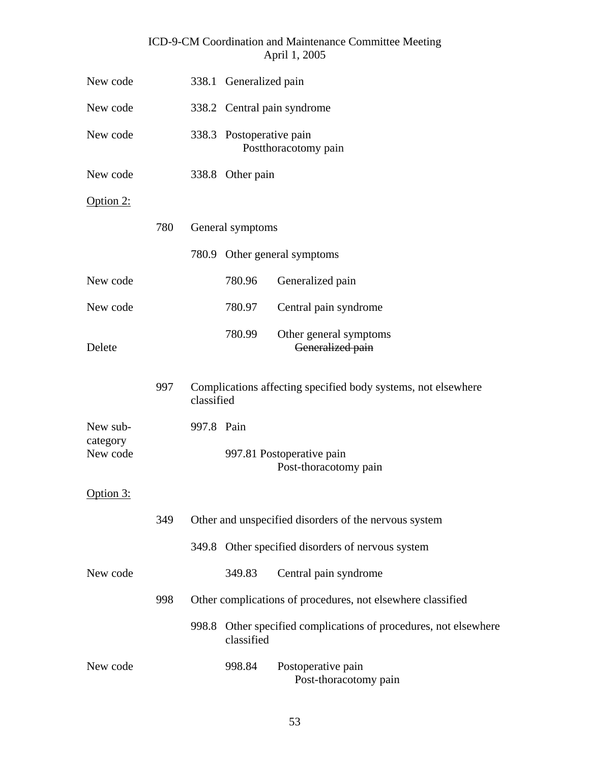| | | | |
|---|---|---|---|
| New code | 338.1 | Generalized pain | |
| New code | 338.2 | Central pain syndrome | |
| New code | 338.3 | Postoperative pain<br>Postthoracotomy pain | |
| New code | 338.8 | Other pain | |

<u>Option 2:</u>

| | | | |
|---|---|---|---|
| | 780 | General symptoms | |
| | 780.9 | Other general symptoms | |
| New code | 780.96 | Generalized pain | |
| New code | 780.97 | Central pain syndrome | |
| Delete | 780.99 | Other general symptoms<br>~~Generalized pain~~ | |
| | 997 | Complications affecting specified body systems, not elsewhere classified | |
| New sub-category | 997.8 | Pain | |
| New code | 997.81 | Postoperative pain<br>Post-thoracotomy pain | |

<u>Option 3:</u>

| | | | |
|---|---|---|---|
| | 349 | Other and unspecified disorders of the nervous system | |
| | 349.8 | Other specified disorders of nervous system | |
| New code | 349.83 | Central pain syndrome | |
| | 998 | Other complications of procedures, not elsewhere classified | |
| | 998.8 | Other specified complications of procedures, not elsewhere classified | |
| New code | 998.84 | Postoperative pain<br>Post-thoracotomy pain | |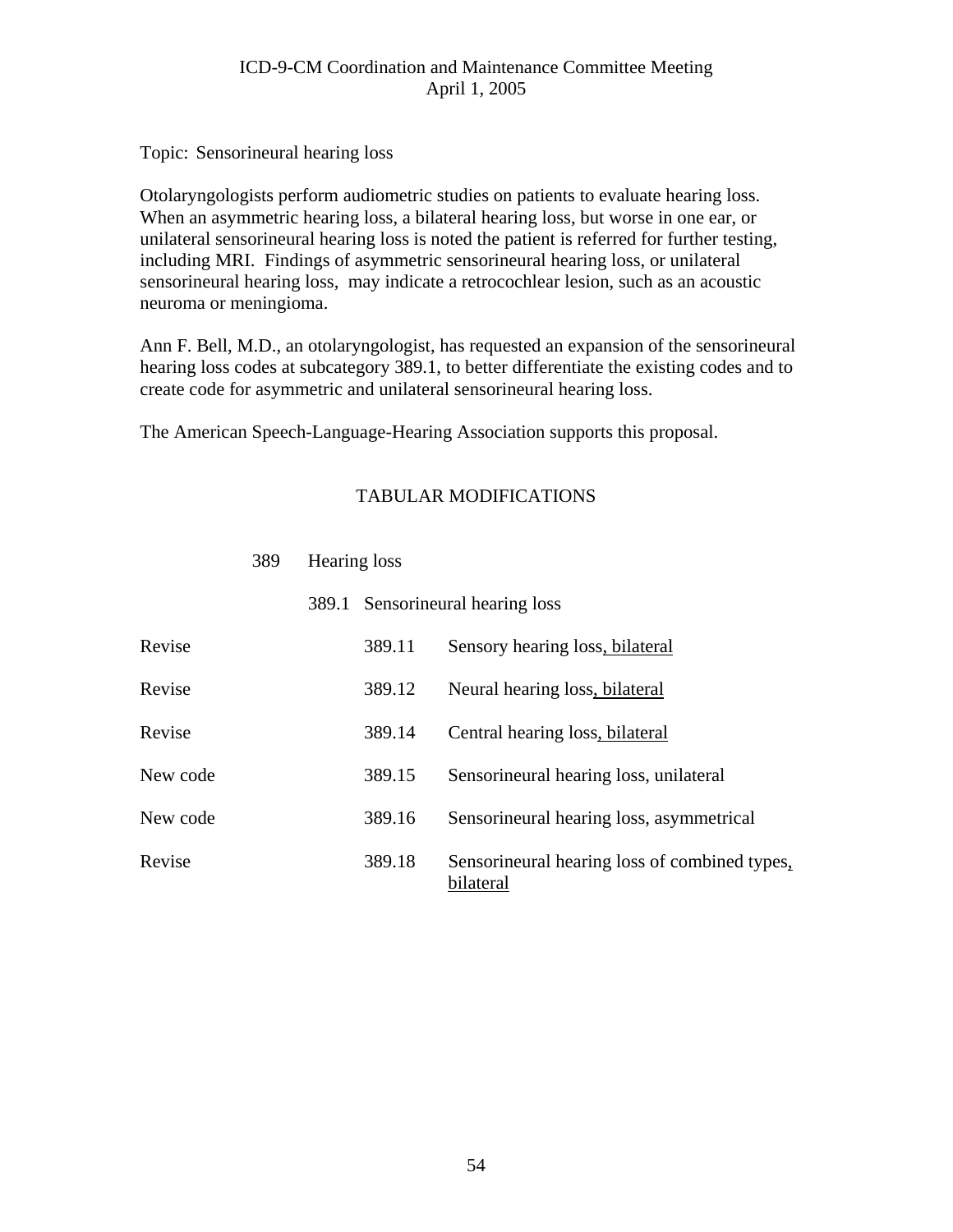ICD-9-CM Coordination and Maintenance Committee Meeting
April 1, 2005

Topic: Sensorineural hearing loss

Otolaryngologists perform audiometric studies on patients to evaluate hearing loss. When an asymmetric hearing loss, a bilateral hearing loss, but worse in one ear, or unilateral sensorineural hearing loss is noted the patient is referred for further testing, including MRI. Findings of asymmetric sensorineural hearing loss, or unilateral sensorineural hearing loss, may indicate a retrocochlear lesion, such as an acoustic neuroma or meningioma.

Ann F. Bell, M.D., an otolaryngologist, has requested an expansion of the sensorineural hearing loss codes at subcategory 389.1, to better differentiate the existing codes and to create code for asymmetric and unilateral sensorineural hearing loss.

The American Speech-Language-Hearing Association supports this proposal.

## TABULAR MODIFICATIONS

389 Hearing loss

389.1 Sensorineural hearing loss

| | | |
|---|---|---|
| Revise | 389.11 | Sensory hearing loss<u>, bilateral</u> |
| Revise | 389.12 | Neural hearing loss<u>, bilateral</u> |
| Revise | 389.14 | Central hearing loss<u>, bilateral</u> |
| New code | 389.15 | Sensorineural hearing loss, unilateral |
| New code | 389.16 | Sensorineural hearing loss, asymmetrical |
| Revise | 389.18 | Sensorineural hearing loss of combined types<u>, bilateral</u> |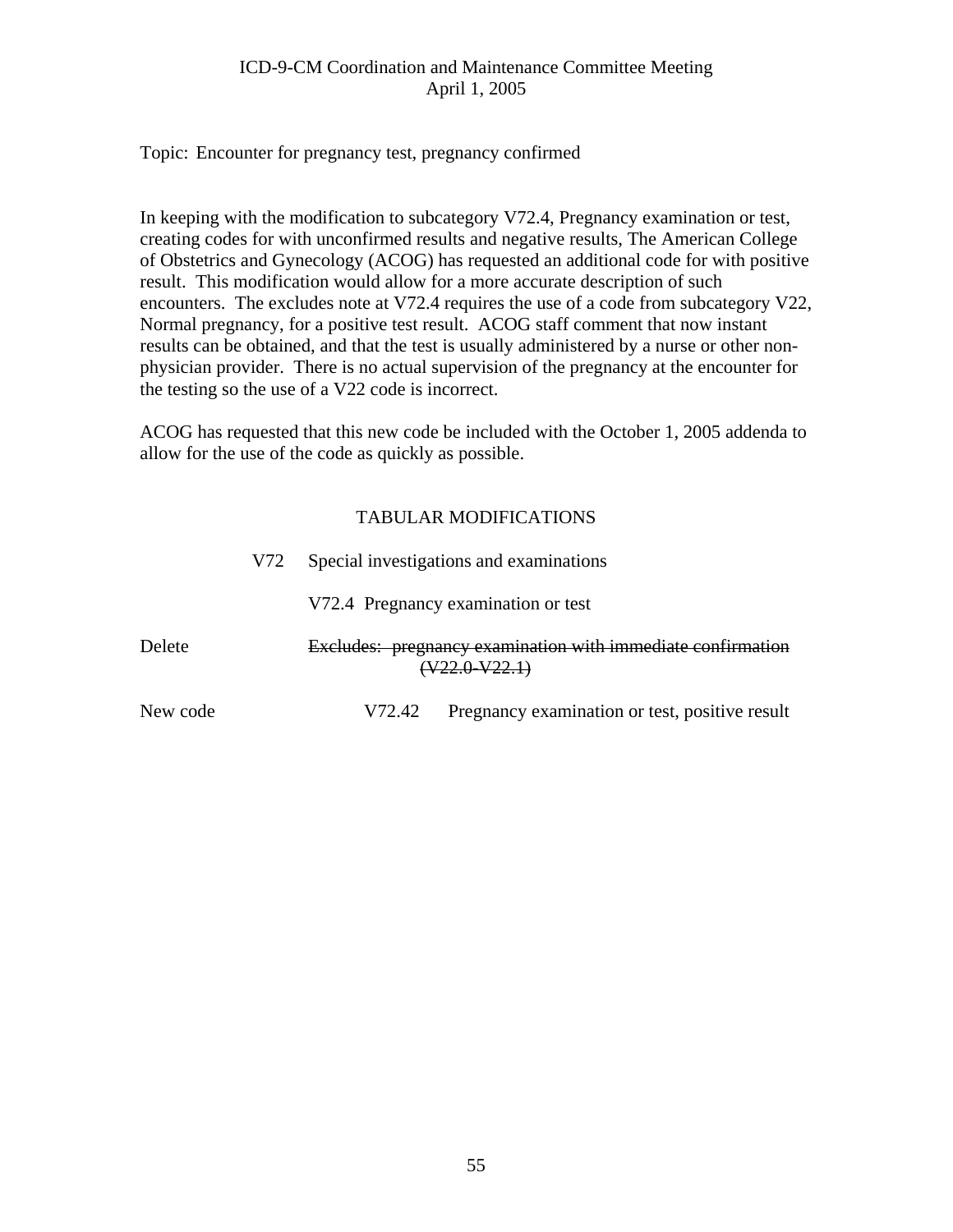ICD-9-CM Coordination and Maintenance Committee Meeting
April 1, 2005

Topic: Encounter for pregnancy test, pregnancy confirmed

In keeping with the modification to subcategory V72.4, Pregnancy examination or test, creating codes for with unconfirmed results and negative results, The American College of Obstetrics and Gynecology (ACOG) has requested an additional code for with positive result. This modification would allow for a more accurate description of such encounters. The excludes note at V72.4 requires the use of a code from subcategory V22, Normal pregnancy, for a positive test result. ACOG staff comment that now instant results can be obtained, and that the test is usually administered by a nurse or other non-physician provider. There is no actual supervision of the pregnancy at the encounter for the testing so the use of a V22 code is incorrect.

ACOG has requested that this new code be included with the October 1, 2005 addenda to allow for the use of the code as quickly as possible.

## TABULAR MODIFICATIONS

V72 Special investigations and examinations

V72.4 Pregnancy examination or test

Delete ~~Excludes: pregnancy examination with immediate confirmation (V22.0-V22.1)~~

New code V72.42 Pregnancy examination or test, positive result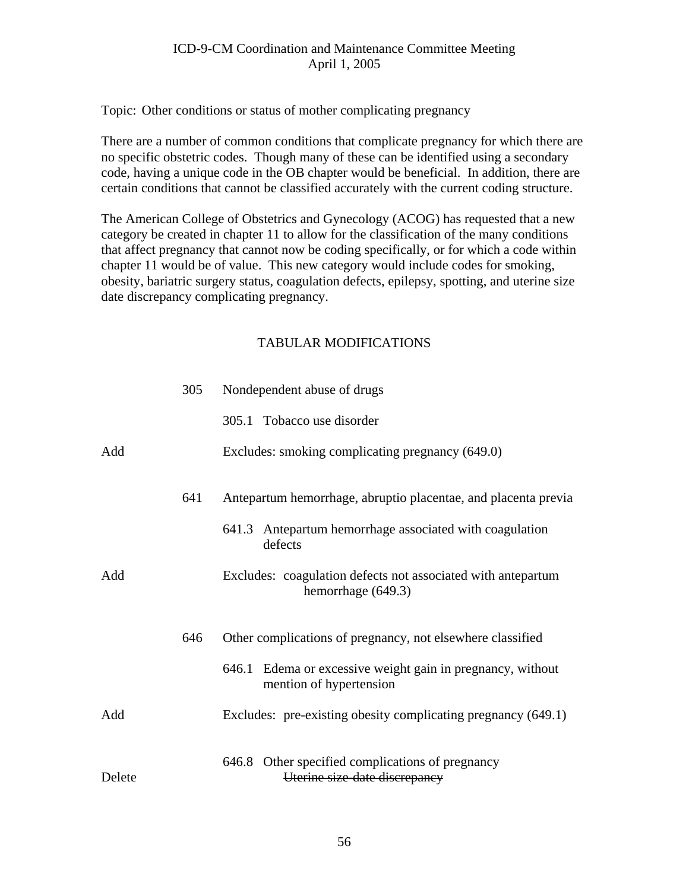ICD-9-CM Coordination and Maintenance Committee Meeting
April 1, 2005

Topic: Other conditions or status of mother complicating pregnancy

There are a number of common conditions that complicate pregnancy for which there are no specific obstetric codes. Though many of these can be identified using a secondary code, having a unique code in the OB chapter would be beneficial. In addition, there are certain conditions that cannot be classified accurately with the current coding structure.

The American College of Obstetrics and Gynecology (ACOG) has requested that a new category be created in chapter 11 to allow for the classification of the many conditions that affect pregnancy that cannot now be coding specifically, or for which a code within chapter 11 would be of value. This new category would include codes for smoking, obesity, bariatric surgery status, coagulation defects, epilepsy, spotting, and uterine size date discrepancy complicating pregnancy.

## TABULAR MODIFICATIONS

| | | |
|---|---|---|
| | 305 | Nondependent abuse of drugs |
| | | 305.1 Tobacco use disorder |
| Add | | Excludes: smoking complicating pregnancy (649.0) |
| | 641 | Antepartum hemorrhage, abruptio placentae, and placenta previa |
| | | 641.3 Antepartum hemorrhage associated with coagulation defects |
| Add | | Excludes: coagulation defects not associated with antepartum hemorrhage (649.3) |
| | 646 | Other complications of pregnancy, not elsewhere classified |
| | | 646.1 Edema or excessive weight gain in pregnancy, without mention of hypertension |
| Add | | Excludes: pre-existing obesity complicating pregnancy (649.1) |
| | | 646.8 Other specified complications of pregnancy |
| Delete | | ~~Uterine size-date discrepancy~~ |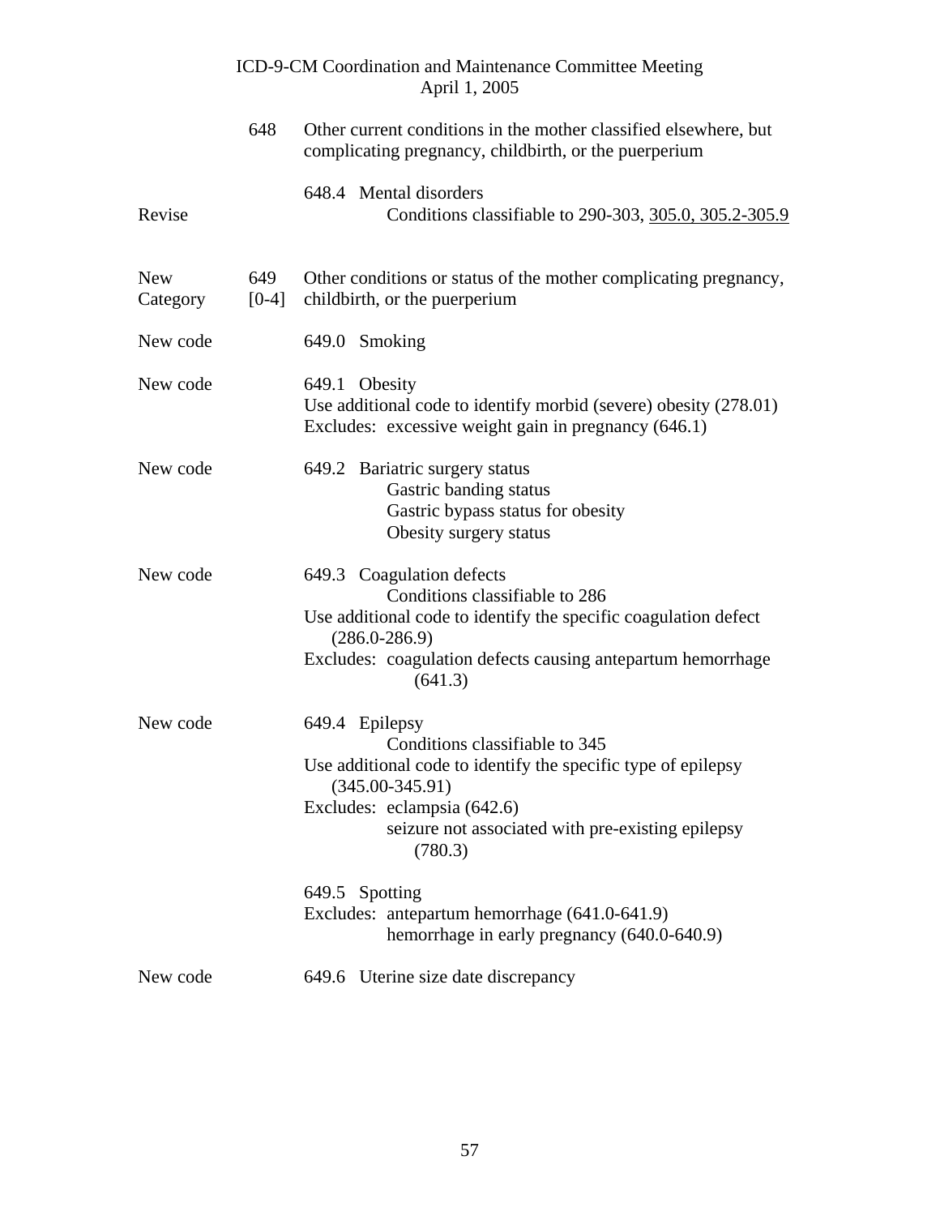| | | |
|---|---|---|
| | 648 | Other current conditions in the mother classified elsewhere, but complicating pregnancy, childbirth, or the puerperium |
| | | 648.4 Mental disorders |
| Revise | | Conditions classifiable to 290-303, <u>305.0, 305.2-305.9</u> |
| New Category | 649 [0-4] | Other conditions or status of the mother complicating pregnancy, childbirth, or the puerperium |
| New code | | 649.0 Smoking |
| New code | | 649.1 Obesity<br>Use additional code to identify morbid (severe) obesity (278.01)<br>Excludes: excessive weight gain in pregnancy (646.1) |
| New code | | 649.2 Bariatric surgery status<br>Gastric banding status<br>Gastric bypass status for obesity<br>Obesity surgery status |
| New code | | 649.3 Coagulation defects<br>Conditions classifiable to 286<br>Use additional code to identify the specific coagulation defect (286.0-286.9)<br>Excludes: coagulation defects causing antepartum hemorrhage (641.3) |
| New code | | 649.4 Epilepsy<br>Conditions classifiable to 345<br>Use additional code to identify the specific type of epilepsy (345.00-345.91)<br>Excludes: eclampsia (642.6)<br>seizure not associated with pre-existing epilepsy (780.3) |
| | | 649.5 Spotting<br>Excludes: antepartum hemorrhage (641.0-641.9)<br>hemorrhage in early pregnancy (640.0-640.9) |
| New code | | 649.6 Uterine size date discrepancy |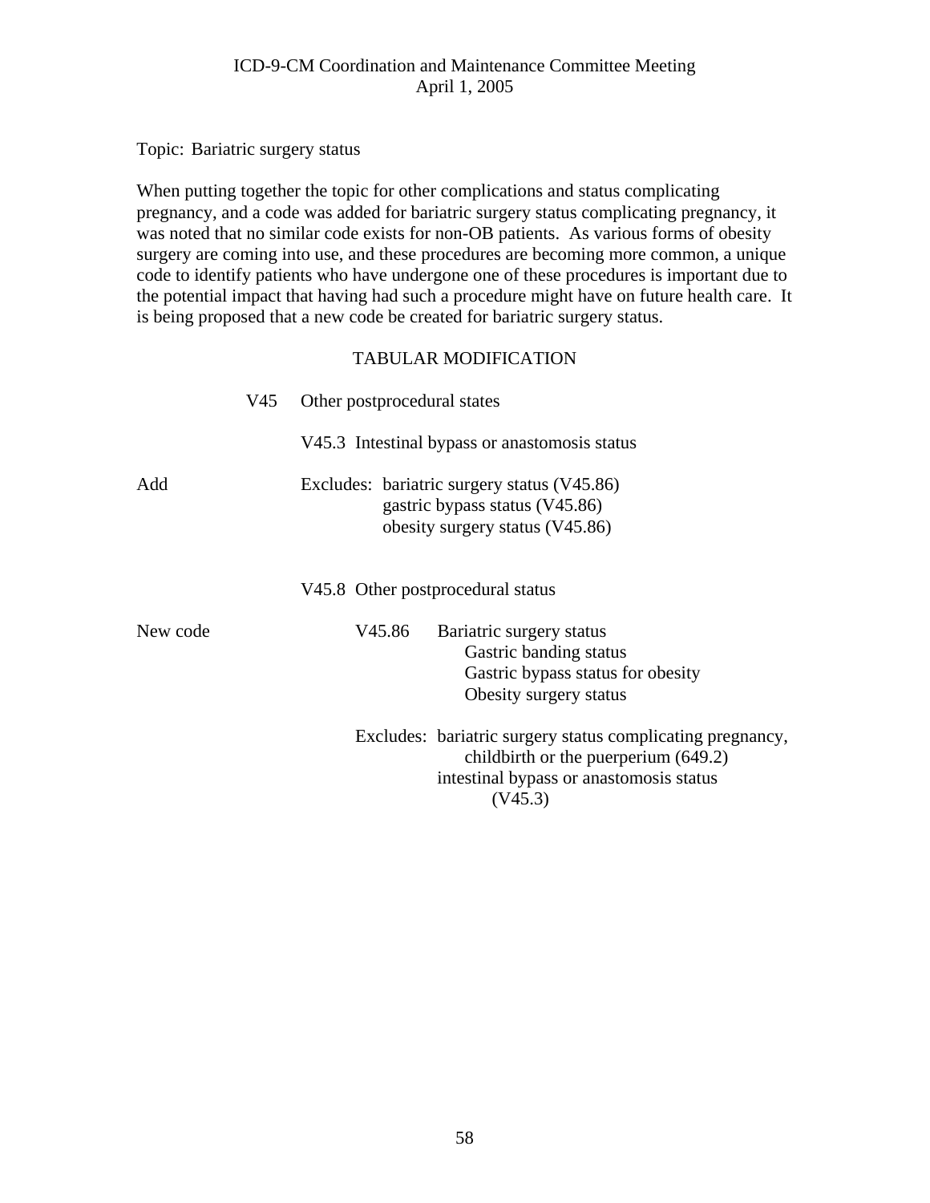Topic: Bariatric surgery status

When putting together the topic for other complications and status complicating pregnancy, and a code was added for bariatric surgery status complicating pregnancy, it was noted that no similar code exists for non-OB patients. As various forms of obesity surgery are coming into use, and these procedures are becoming more common, a unique code to identify patients who have undergone one of these procedures is important due to the potential impact that having had such a procedure might have on future health care. It is being proposed that a new code be created for bariatric surgery status.

TABULAR MODIFICATION

V45 Other postprocedural states

V45.3 Intestinal bypass or anastomosis status

Add — Excludes: bariatric surgery status (V45.86)
gastric bypass status (V45.86)
obesity surgery status (V45.86)

V45.8 Other postprocedural status

New code — V45.86 Bariatric surgery status
Gastric banding status
Gastric bypass status for obesity
Obesity surgery status

Excludes: bariatric surgery status complicating pregnancy, childbirth or the puerperium (649.2)
intestinal bypass or anastomosis status (V45.3)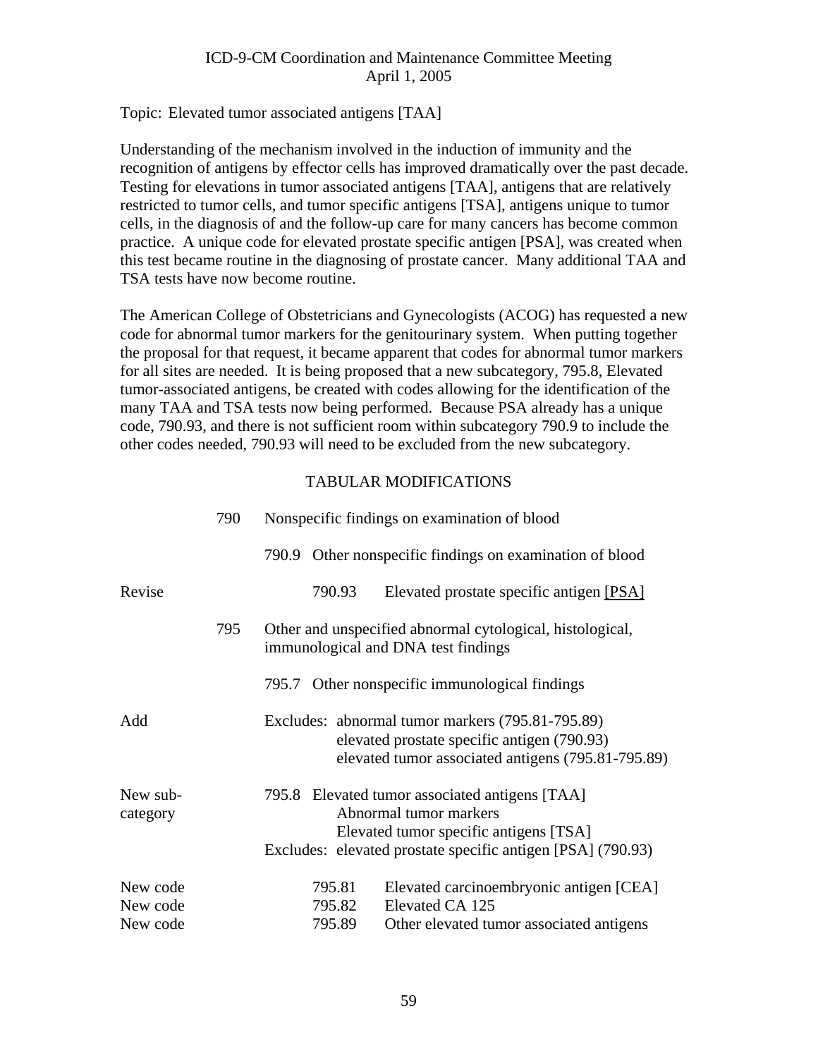ICD-9-CM Coordination and Maintenance Committee Meeting
April 1, 2005

Topic: Elevated tumor associated antigens [TAA]

Understanding of the mechanism involved in the induction of immunity and the recognition of antigens by effector cells has improved dramatically over the past decade. Testing for elevations in tumor associated antigens [TAA], antigens that are relatively restricted to tumor cells, and tumor specific antigens [TSA], antigens unique to tumor cells, in the diagnosis of and the follow-up care for many cancers has become common practice. A unique code for elevated prostate specific antigen [PSA], was created when this test became routine in the diagnosing of prostate cancer. Many additional TAA and TSA tests have now become routine.

The American College of Obstetricians and Gynecologists (ACOG) has requested a new code for abnormal tumor markers for the genitourinary system. When putting together the proposal for that request, it became apparent that codes for abnormal tumor markers for all sites are needed. It is being proposed that a new subcategory, 795.8, Elevated tumor-associated antigens, be created with codes allowing for the identification of the many TAA and TSA tests now being performed. Because PSA already has a unique code, 790.93, and there is not sufficient room within subcategory 790.9 to include the other codes needed, 790.93 will need to be excluded from the new subcategory.

## TABULAR MODIFICATIONS

| | | |
|---|---|---|
| | 790 | Nonspecific findings on examination of blood |
| | | 790.9 Other nonspecific findings on examination of blood |
| Revise | | 790.93 Elevated prostate specific antigen <u>[PSA]</u> |
| | 795 | Other and unspecified abnormal cytological, histological, immunological and DNA test findings |
| | | 795.7 Other nonspecific immunological findings |
| Add | | Excludes: abnormal tumor markers (795.81-795.89)<br>elevated prostate specific antigen (790.93)<br>elevated tumor associated antigens (795.81-795.89) |
| New sub-category | | 795.8 Elevated tumor associated antigens [TAA]<br>Abnormal tumor markers<br>Elevated tumor specific antigens [TSA]<br>Excludes: elevated prostate specific antigen [PSA] (790.93) |
| New code | | 795.81 Elevated carcinoembryonic antigen [CEA] |
| New code | | 795.82 Elevated CA 125 |
| New code | | 795.89 Other elevated tumor associated antigens |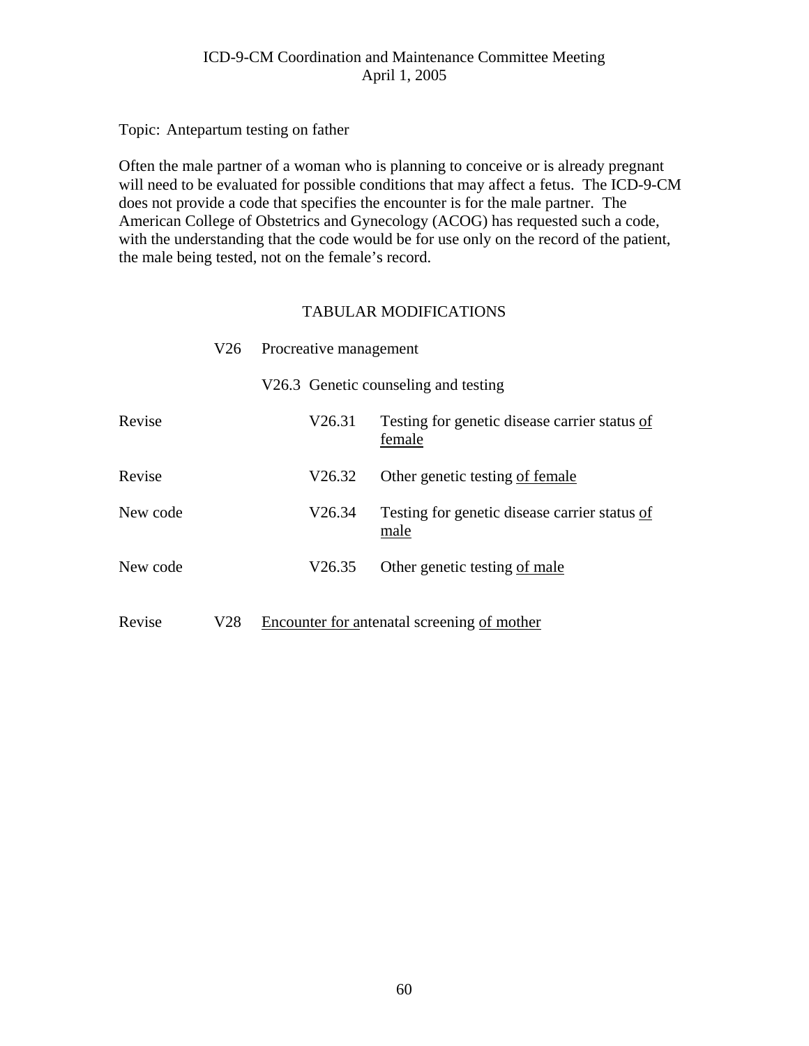ICD-9-CM Coordination and Maintenance Committee Meeting
April 1, 2005

Topic: Antepartum testing on father

Often the male partner of a woman who is planning to conceive or is already pregnant will need to be evaluated for possible conditions that may affect a fetus. The ICD-9-CM does not provide a code that specifies the encounter is for the male partner. The American College of Obstetrics and Gynecology (ACOG) has requested such a code, with the understanding that the code would be for use only on the record of the patient, the male being tested, not on the female's record.

TABULAR MODIFICATIONS

| | | | |
|---|---|---|---|
| | V26 | Procreative management | |
| | | V26.3 Genetic counseling and testing | |
| Revise | | V26.31 | Testing for genetic disease carrier status <u>of female</u> |
| Revise | | V26.32 | Other genetic testing <u>of female</u> |
| New code | | V26.34 | Testing for genetic disease carrier status <u>of male</u> |
| New code | | V26.35 | Other genetic testing <u>of male</u> |
| Revise | V28 | <u>Encounter for a</u>ntenatal screening <u>of mother</u> | |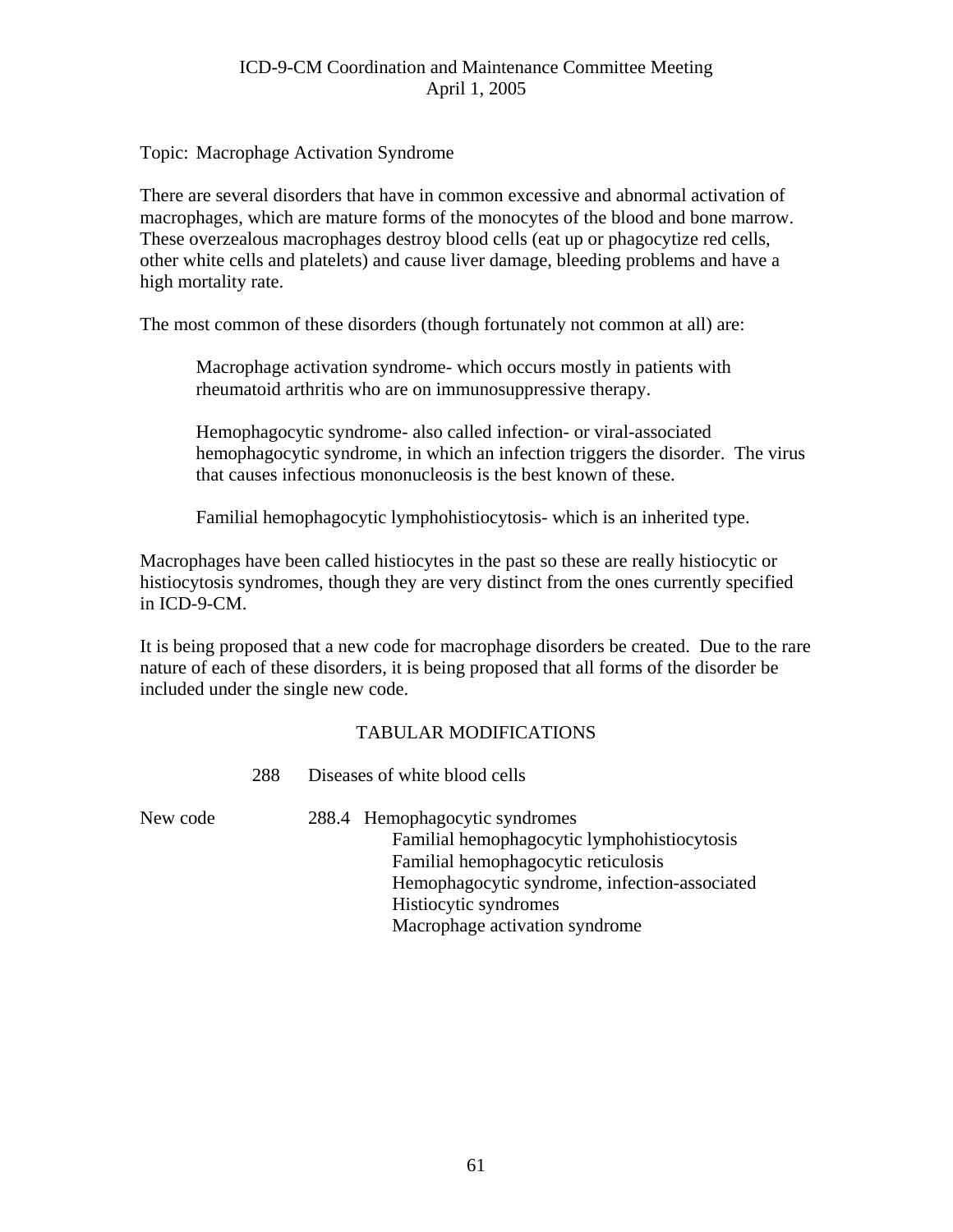Topic: Macrophage Activation Syndrome

There are several disorders that have in common excessive and abnormal activation of macrophages, which are mature forms of the monocytes of the blood and bone marrow. These overzealous macrophages destroy blood cells (eat up or phagocytize red cells, other white cells and platelets) and cause liver damage, bleeding problems and have a high mortality rate.

The most common of these disorders (though fortunately not common at all) are:

> Macrophage activation syndrome- which occurs mostly in patients with rheumatoid arthritis who are on immunosuppressive therapy.
>
> Hemophagocytic syndrome- also called infection- or viral-associated hemophagocytic syndrome, in which an infection triggers the disorder. The virus that causes infectious mononucleosis is the best known of these.
>
> Familial hemophagocytic lymphohistiocytosis- which is an inherited type.

Macrophages have been called histiocytes in the past so these are really histiocytic or histiocytosis syndromes, though they are very distinct from the ones currently specified in ICD-9-CM.

It is being proposed that a new code for macrophage disorders be created. Due to the rare nature of each of these disorders, it is being proposed that all forms of the disorder be included under the single new code.

## TABULAR MODIFICATIONS

288 Diseases of white blood cells

New code 288.4 Hemophagocytic syndromes
- Familial hemophagocytic lymphohistiocytosis
- Familial hemophagocytic reticulosis
- Hemophagocytic syndrome, infection-associated
- Histiocytic syndromes
- Macrophage activation syndrome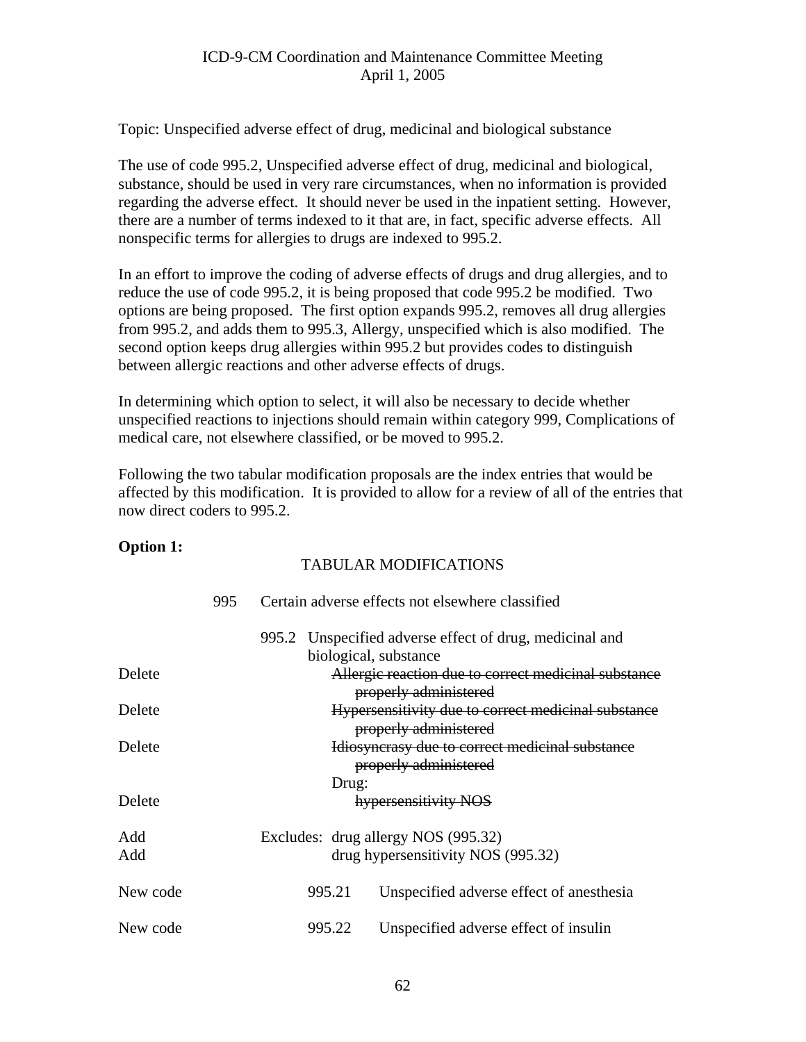ICD-9-CM Coordination and Maintenance Committee Meeting
April 1, 2005

Topic: Unspecified adverse effect of drug, medicinal and biological substance

The use of code 995.2, Unspecified adverse effect of drug, medicinal and biological, substance, should be used in very rare circumstances, when no information is provided regarding the adverse effect. It should never be used in the inpatient setting. However, there are a number of terms indexed to it that are, in fact, specific adverse effects. All nonspecific terms for allergies to drugs are indexed to 995.2.

In an effort to improve the coding of adverse effects of drugs and drug allergies, and to reduce the use of code 995.2, it is being proposed that code 995.2 be modified. Two options are being proposed. The first option expands 995.2, removes all drug allergies from 995.2, and adds them to 995.3, Allergy, unspecified which is also modified. The second option keeps drug allergies within 995.2 but provides codes to distinguish between allergic reactions and other adverse effects of drugs.

In determining which option to select, it will also be necessary to decide whether unspecified reactions to injections should remain within category 999, Complications of medical care, not elsewhere classified, or be moved to 995.2.

Following the two tabular modification proposals are the index entries that would be affected by this modification. It is provided to allow for a review of all of the entries that now direct coders to 995.2.

**Option 1:**

TABULAR MODIFICATIONS

| | | |
|---|---|---|
| | 995 | Certain adverse effects not elsewhere classified |
| | 995.2 | Unspecified adverse effect of drug, medicinal and biological, substance |
| Delete | | ~~Allergic reaction due to correct medicinal substance properly administered~~ |
| Delete | | ~~Hypersensitivity due to correct medicinal substance properly administered~~ |
| Delete | | ~~Idiosyncrasy due to correct medicinal substance properly administered~~ |
| | | Drug: |
| Delete | | ~~hypersensitivity NOS~~ |
| Add | Excludes: | drug allergy NOS (995.32) |
| Add | | drug hypersensitivity NOS (995.32) |
| New code | 995.21 | Unspecified adverse effect of anesthesia |
| New code | 995.22 | Unspecified adverse effect of insulin |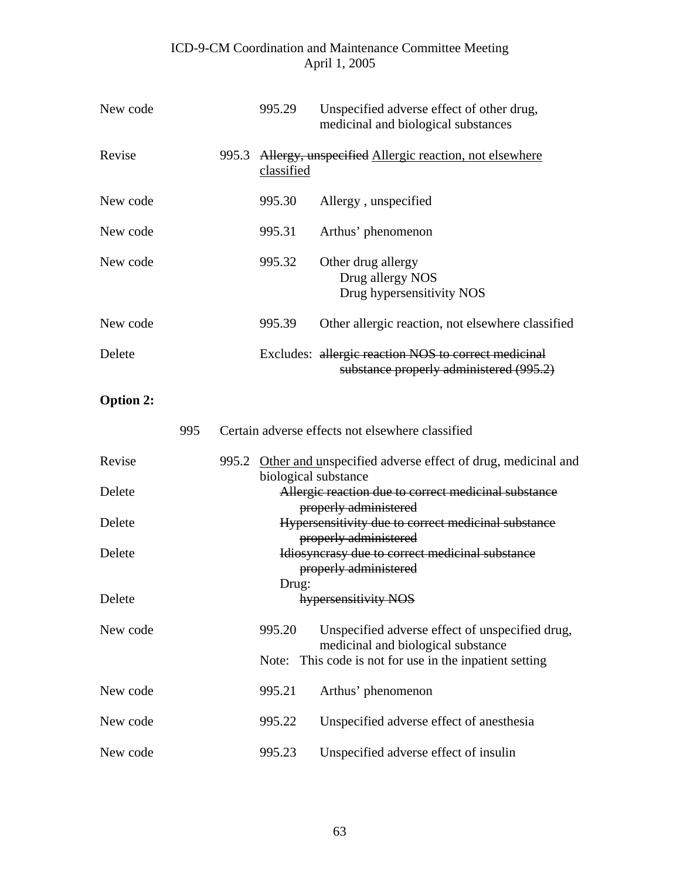| | | |
|---|---|---|
| New code | 995.29 | Unspecified adverse effect of other drug, medicinal and biological substances |
| Revise | 995.3 | ~~Allergy, unspecified~~ <u>Allergic reaction, not elsewhere classified</u> |
| New code | 995.30 | Allergy , unspecified |
| New code | 995.31 | Arthus' phenomenon |
| New code | 995.32 | Other drug allergy<br>Drug allergy NOS<br>Drug hypersensitivity NOS |
| New code | 995.39 | Other allergic reaction, not elsewhere classified |
| Delete | Excludes: | ~~allergic reaction NOS to correct medicinal substance properly administered (995.2)~~ |

**Option 2:**

995 Certain adverse effects not elsewhere classified

| | | |
|---|---|---|
| Revise | 995.2 | <u>Other and u</u>nspecified adverse effect of drug, medicinal and biological substance |
| Delete | | ~~Allergic reaction due to correct medicinal substance properly administered~~ |
| Delete | | ~~Hypersensitivity due to correct medicinal substance properly administered~~ |
| Delete | | ~~Idiosyncrasy due to correct medicinal substance properly administered~~ |
| | | Drug: |
| Delete | | ~~hypersensitivity NOS~~ |
| New code | 995.20 | Unspecified adverse effect of unspecified drug, medicinal and biological substance<br>Note: This code is not for use in the inpatient setting |
| New code | 995.21 | Arthus' phenomenon |
| New code | 995.22 | Unspecified adverse effect of anesthesia |
| New code | 995.23 | Unspecified adverse effect of insulin |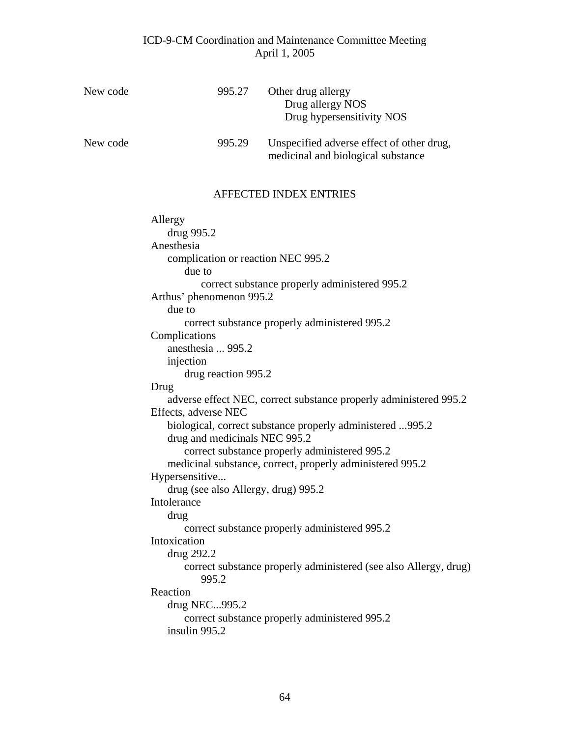| | | |
|---|---|---|
| New code | 995.27 | Other drug allergy<br>Drug allergy NOS<br>Drug hypersensitivity NOS |
| New code | 995.29 | Unspecified adverse effect of other drug, medicinal and biological substance |

AFFECTED INDEX ENTRIES

Allergy
- drug 995.2

Anesthesia
- complication or reaction NEC 995.2
  - due to
    - correct substance properly administered 995.2

Arthus' phenomenon 995.2
- due to
  - correct substance properly administered 995.2

Complications
- anesthesia ... 995.2
- injection
  - drug reaction 995.2

Drug
- adverse effect NEC, correct substance properly administered 995.2

Effects, adverse NEC
- biological, correct substance properly administered ...995.2
- drug and medicinals NEC 995.2
  - correct substance properly administered 995.2
- medicinal substance, correct, properly administered 995.2

Hypersensitive...
- drug (see also Allergy, drug) 995.2

Intolerance
- drug
  - correct substance properly administered 995.2

Intoxication
- drug 292.2
  - correct substance properly administered (see also Allergy, drug) 995.2

Reaction
- drug NEC...995.2
  - correct substance properly administered 995.2
- insulin 995.2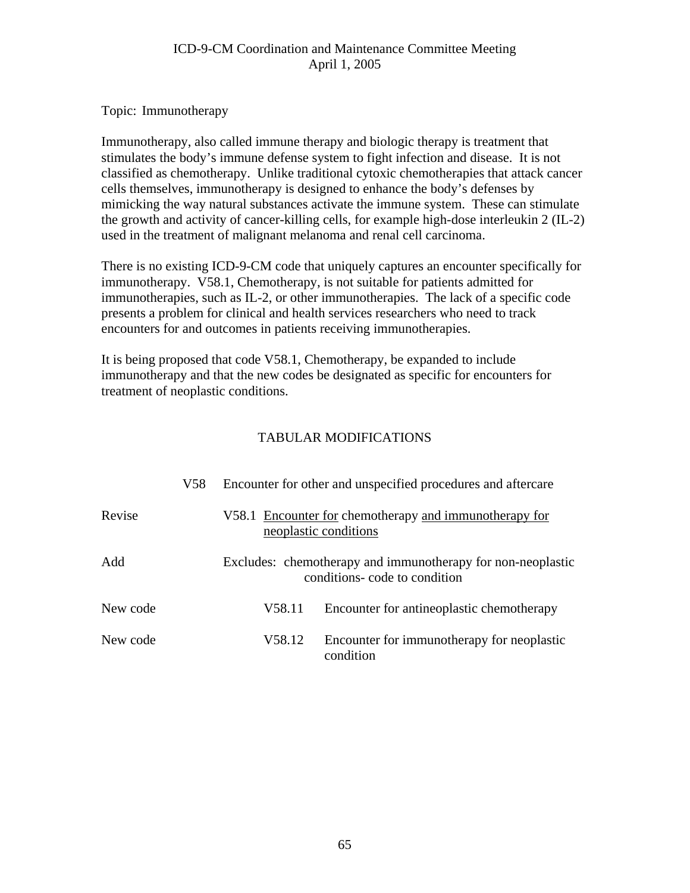ICD-9-CM Coordination and Maintenance Committee Meeting
April 1, 2005

Topic: Immunotherapy

Immunotherapy, also called immune therapy and biologic therapy is treatment that stimulates the body's immune defense system to fight infection and disease. It is not classified as chemotherapy. Unlike traditional cytoxic chemotherapies that attack cancer cells themselves, immunotherapy is designed to enhance the body's defenses by mimicking the way natural substances activate the immune system. These can stimulate the growth and activity of cancer-killing cells, for example high-dose interleukin 2 (IL-2) used in the treatment of malignant melanoma and renal cell carcinoma.

There is no existing ICD-9-CM code that uniquely captures an encounter specifically for immunotherapy. V58.1, Chemotherapy, is not suitable for patients admitted for immunotherapies, such as IL-2, or other immunotherapies. The lack of a specific code presents a problem for clinical and health services researchers who need to track encounters for and outcomes in patients receiving immunotherapies.

It is being proposed that code V58.1, Chemotherapy, be expanded to include immunotherapy and that the new codes be designated as specific for encounters for treatment of neoplastic conditions.

## TABULAR MODIFICATIONS

| | Code | Description |
|---|---|---|
| | V58 | Encounter for other and unspecified procedures and aftercare |
| Revise | V58.1 | <u>Encounter for</u> chemotherapy <u>and immunotherapy for neoplastic conditions</u> |
| Add | | Excludes: chemotherapy and immunotherapy for non-neoplastic conditions- code to condition |
| New code | V58.11 | Encounter for antineoplastic chemotherapy |
| New code | V58.12 | Encounter for immunotherapy for neoplastic condition |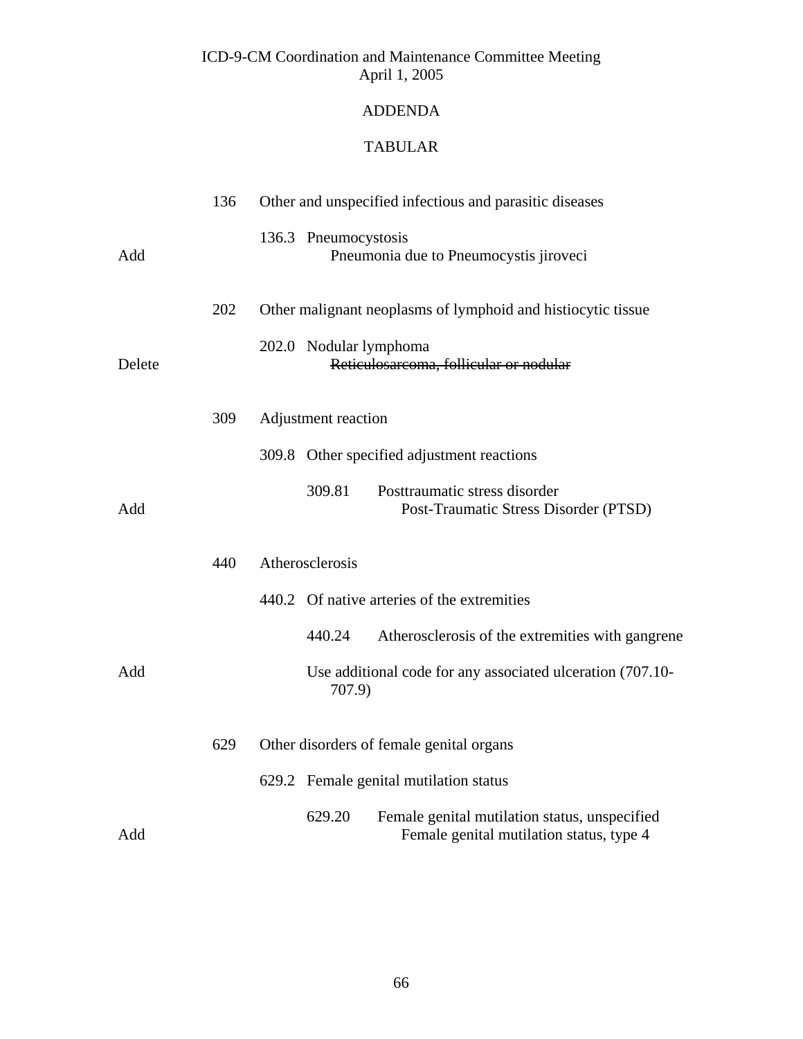ICD-9-CM Coordination and Maintenance Committee Meeting
April 1, 2005

## ADDENDA

## TABULAR

| | | |
|---|---|---|
| | 136 | Other and unspecified infectious and parasitic diseases |
| | | 136.3 Pneumocystosis |
| Add | | Pneumonia due to Pneumocystis jiroveci |
| | 202 | Other malignant neoplasms of lymphoid and histiocytic tissue |
| | | 202.0 Nodular lymphoma |
| Delete | | ~~Reticulosarcoma, follicular or nodular~~ |
| | 309 | Adjustment reaction |
| | | 309.8 Other specified adjustment reactions |
| | | 309.81 Posttraumatic stress disorder |
| Add | | Post-Traumatic Stress Disorder (PTSD) |
| | 440 | Atherosclerosis |
| | | 440.2 Of native arteries of the extremities |
| | | 440.24 Atherosclerosis of the extremities with gangrene |
| Add | | Use additional code for any associated ulceration (707.10-707.9) |
| | 629 | Other disorders of female genital organs |
| | | 629.2 Female genital mutilation status |
| | | 629.20 Female genital mutilation status, unspecified |
| Add | | Female genital mutilation status, type 4 |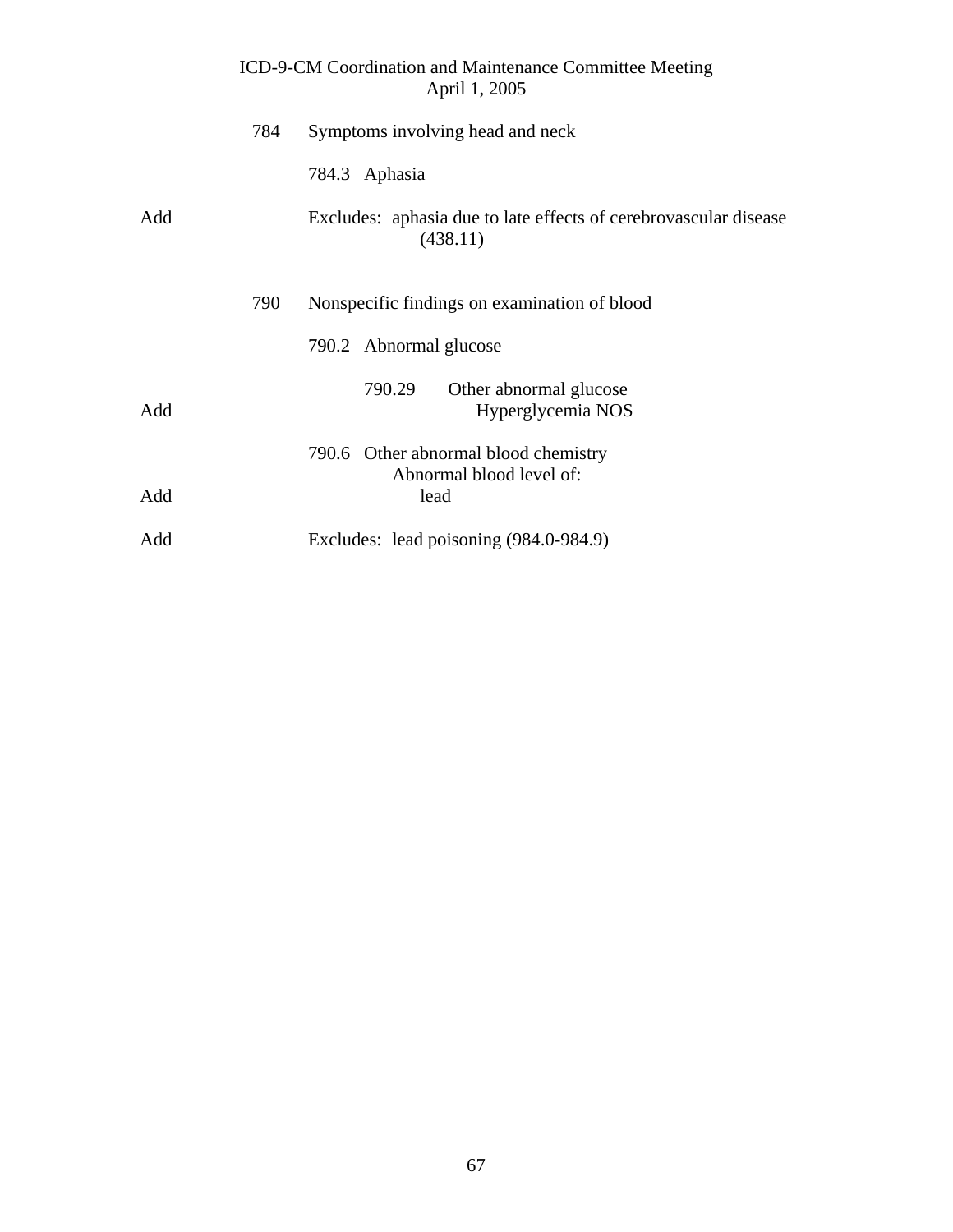| | | |
|---|---|---|
| | 784 | Symptoms involving head and neck |
| | | 784.3 Aphasia |
| Add | | Excludes: aphasia due to late effects of cerebrovascular disease (438.11) |
| | 790 | Nonspecific findings on examination of blood |
| | | 790.2 Abnormal glucose |
| | | 790.29 Other abnormal glucose |
| Add | | Hyperglycemia NOS |
| | | 790.6 Other abnormal blood chemistry |
| | | Abnormal blood level of: |
| Add | | lead |
| Add | | Excludes: lead poisoning (984.0-984.9) |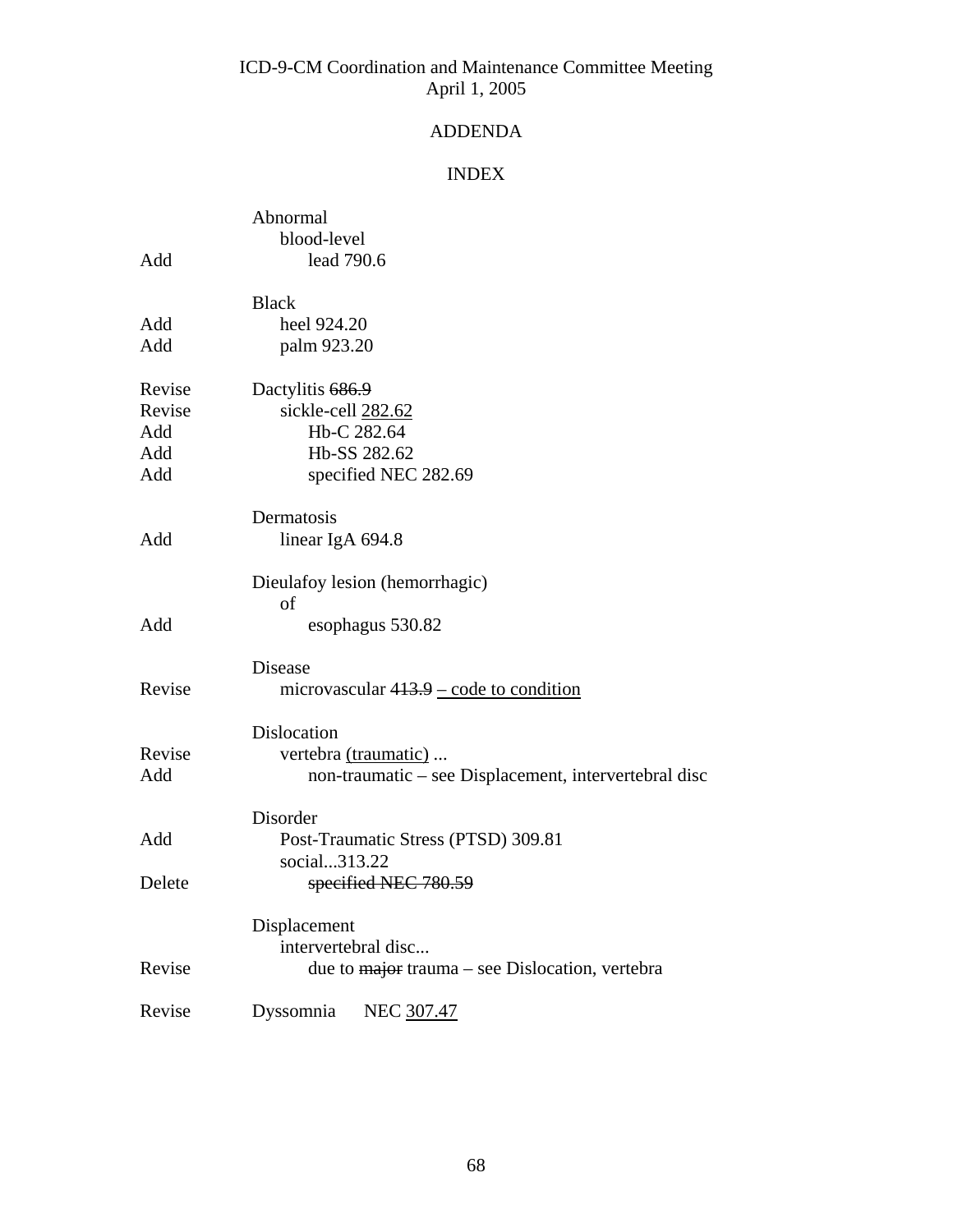ICD-9-CM Coordination and Maintenance Committee Meeting
April 1, 2005

ADDENDA

INDEX

| | |
|---|---|
| | Abnormal |
| | blood-level |
| Add | lead 790.6 |
| | |
| | Black |
| Add | heel 924.20 |
| Add | palm 923.20 |
| | |
| Revise | Dactylitis ~~686.9~~ |
| Revise | sickle-cell <u>282.62</u> |
| Add | Hb-C 282.64 |
| Add | Hb-SS 282.62 |
| Add | specified NEC 282.69 |
| | |
| | Dermatosis |
| Add | linear IgA 694.8 |
| | |
| | Dieulafoy lesion (hemorrhagic) |
| | of |
| Add | esophagus 530.82 |
| | |
| | Disease |
| Revise | microvascular ~~413.9~~ <u>– code to condition</u> |
| | |
| | Dislocation |
| Revise | vertebra <u>(traumatic)</u> ... |
| Add | non-traumatic – see Displacement, intervertebral disc |
| | |
| | Disorder |
| Add | Post-Traumatic Stress (PTSD) 309.81 |
| | social...313.22 |
| Delete | ~~specified NEC 780.59~~ |
| | |
| | Displacement |
| | intervertebral disc... |
| Revise | due to ~~major~~ trauma – see Dislocation, vertebra |
| | |
| Revise | Dyssomnia NEC <u>307.47</u> |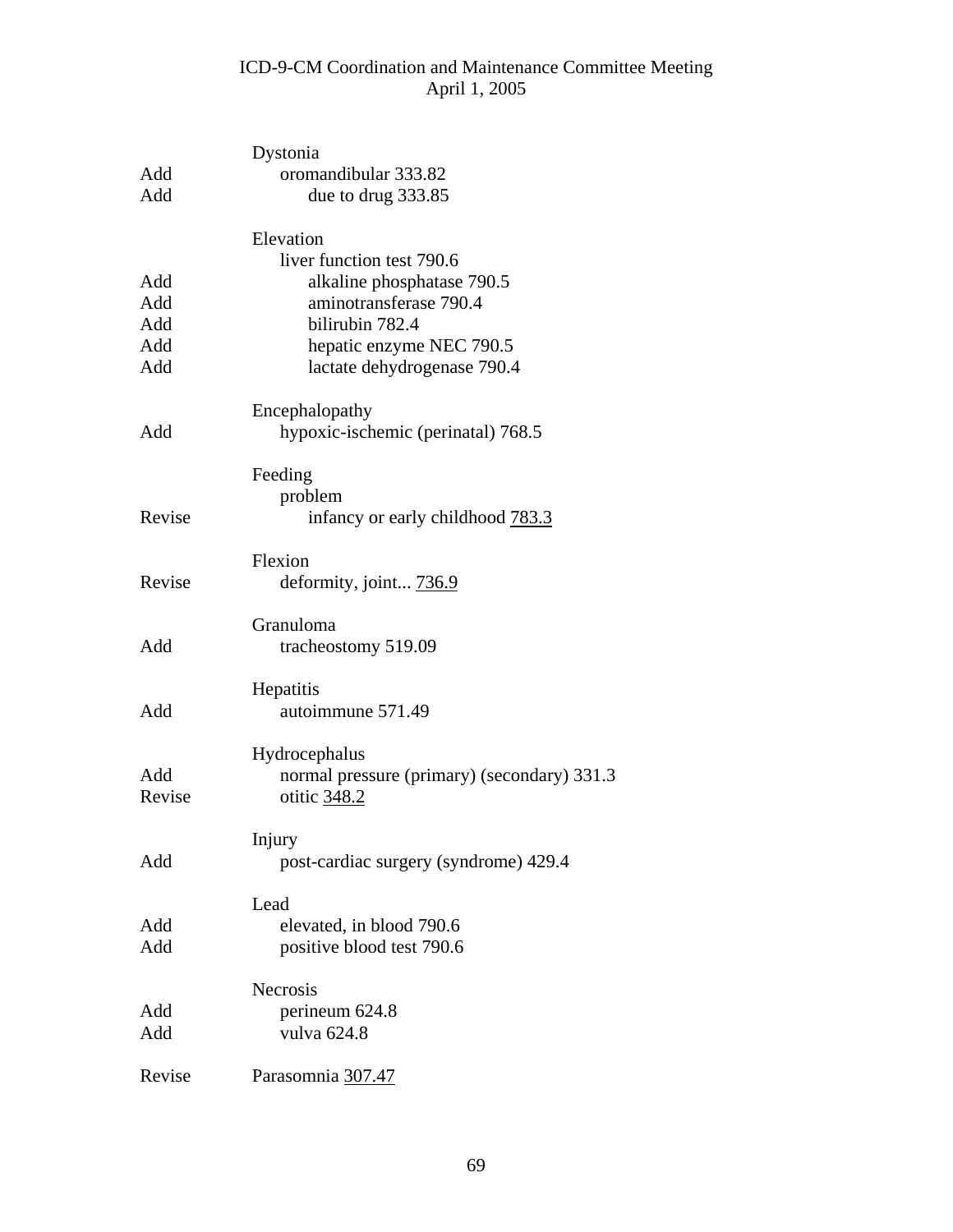| | |
|---|---|
| | Dystonia |
| Add | oromandibular 333.82 |
| Add | due to drug 333.85 |
| | |
| | Elevation |
| | liver function test 790.6 |
| Add | alkaline phosphatase 790.5 |
| Add | aminotransferase 790.4 |
| Add | bilirubin 782.4 |
| Add | hepatic enzyme NEC 790.5 |
| Add | lactate dehydrogenase 790.4 |
| | |
| | Encephalopathy |
| Add | hypoxic-ischemic (perinatal) 768.5 |
| | |
| | Feeding |
| | problem |
| Revise | infancy or early childhood <u>783.3</u> |
| | |
| | Flexion |
| Revise | deformity, joint... <u>736.9</u> |
| | |
| | Granuloma |
| Add | tracheostomy 519.09 |
| | |
| | Hepatitis |
| Add | autoimmune 571.49 |
| | |
| | Hydrocephalus |
| Add | normal pressure (primary) (secondary) 331.3 |
| Revise | otitic <u>348.2</u> |
| | |
| | Injury |
| Add | post-cardiac surgery (syndrome) 429.4 |
| | |
| | Lead |
| Add | elevated, in blood 790.6 |
| Add | positive blood test 790.6 |
| | |
| | Necrosis |
| Add | perineum 624.8 |
| Add | vulva 624.8 |
| | |
| Revise | Parasomnia <u>307.47</u> |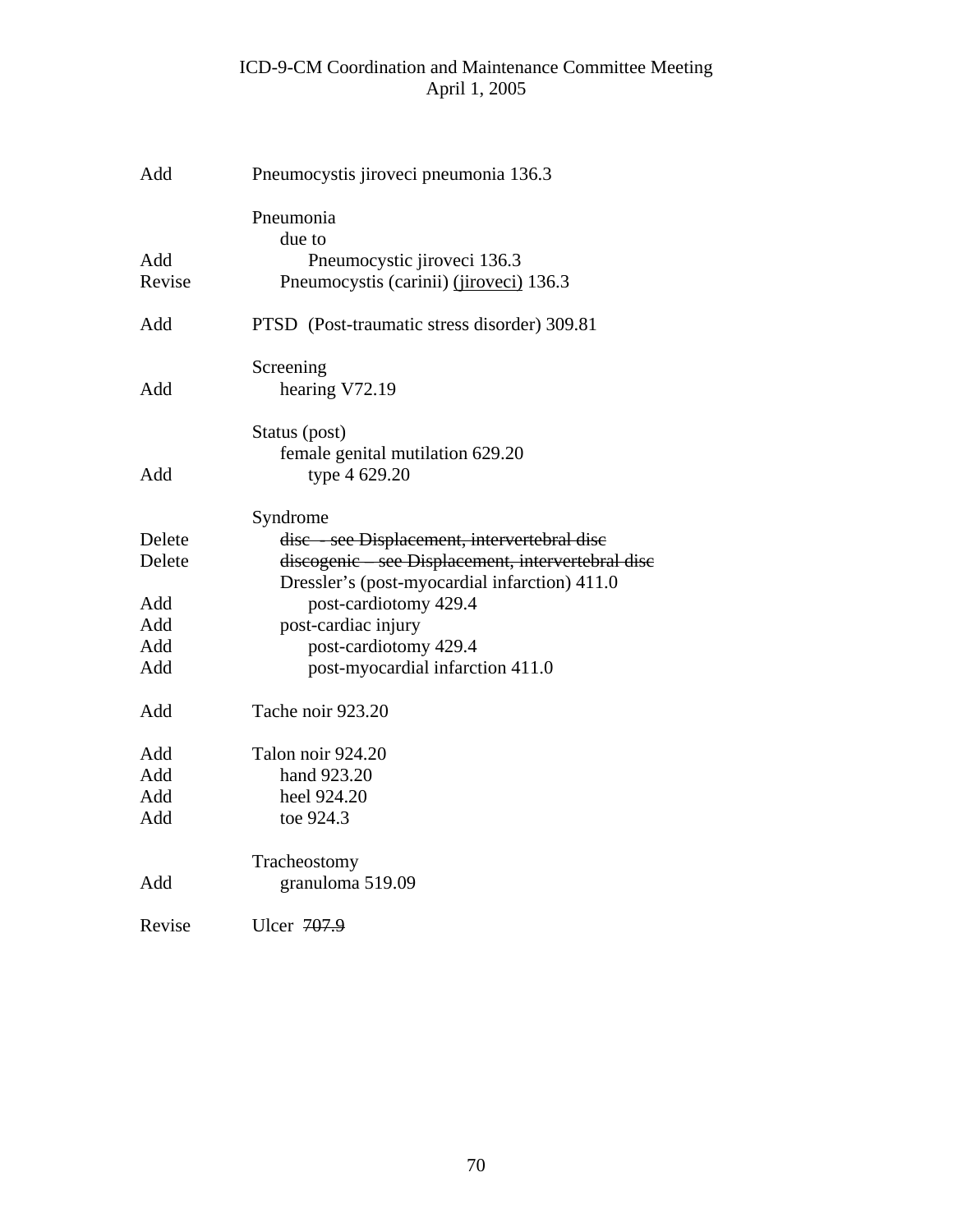| | |
|---|---|
| Add | Pneumocystis jiroveci pneumonia 136.3 |
| | |
| | Pneumonia |
| | due to |
| Add | Pneumocystic jiroveci 136.3 |
| Revise | Pneumocystis (carinii) <u>(jiroveci)</u> 136.3 |
| | |
| Add | PTSD (Post-traumatic stress disorder) 309.81 |
| | |
| | Screening |
| Add | hearing V72.19 |
| | |
| | Status (post) |
| | female genital mutilation 629.20 |
| Add | type 4 629.20 |
| | |
| | Syndrome |
| Delete | ~~disc – see Displacement, intervertebral disc~~ |
| Delete | ~~discogenic – see Displacement, intervertebral disc~~ |
| | Dressler's (post-myocardial infarction) 411.0 |
| Add | post-cardiotomy 429.4 |
| Add | post-cardiac injury |
| Add | post-cardiotomy 429.4 |
| Add | post-myocardial infarction 411.0 |
| | |
| Add | Tache noir 923.20 |
| | |
| Add | Talon noir 924.20 |
| Add | hand 923.20 |
| Add | heel 924.20 |
| Add | toe 924.3 |
| | |
| | Tracheostomy |
| Add | granuloma 519.09 |
| | |
| Revise | Ulcer ~~707.9~~ |